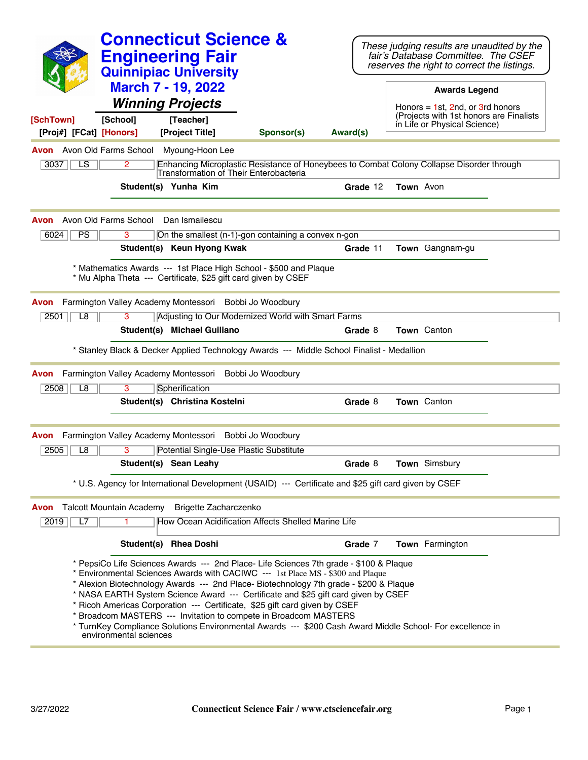# Connecticut Science & Engineering Fair

## Quinnipiac University

## March 7 - 19, 2022

### *Winning Projects*

*These judging results are unaudited by the fair's Database Committee. The CSEF reserves the right to correct the listings.*

**Awards Legend**

Honors = 1st, 2nd, or 3rd honors
(Projects with 1st honors are Finalists in Life or Physical Science)

**[SchTown] [School] [Teacher]**
**[Proj#] [FCat] [Honors] [Project Title] Sponsor(s) Award(s)**

---

**Avon** Avon Old Farms School Myoung-Hoon Lee

| 3037 | LS | 2 | Enhancing Microplastic Resistance of Honeybees to Combat Colony Collapse Disorder through Transformation of Their Enterobacteria |
|---|---|---|---|

**Student(s) Yunha Kim** **Grade** 12 **Town** Avon

---

**Avon** Avon Old Farms School Dan Ismailescu

| 6024 | PS | 3 | On the smallest (n-1)-gon containing a convex n-gon |
|---|---|---|---|

**Student(s) Keun Hyong Kwak** **Grade** 11 **Town** Gangnam-gu

* Mathematics Awards --- 1st Place High School - $500 and Plaque
* Mu Alpha Theta --- Certificate, $25 gift card given by CSEF

---

**Avon** Farmington Valley Academy Montessori Bobbi Jo Woodbury

| 2501 | L8 | 3 | Adjusting to Our Modernized World with Smart Farms |
|---|---|---|---|

**Student(s) Michael Guiliano** **Grade** 8 **Town** Canton

* Stanley Black & Decker Applied Technology Awards --- Middle School Finalist - Medallion

---

**Avon** Farmington Valley Academy Montessori Bobbi Jo Woodbury

| 2508 | L8 | 3 | Spherification |
|---|---|---|---|

**Student(s) Christina Kostelni** **Grade** 8 **Town** Canton

---

**Avon** Farmington Valley Academy Montessori Bobbi Jo Woodbury

| 2505 | L8 | 3 | Potential Single-Use Plastic Substitute |
|---|---|---|---|

**Student(s) Sean Leahy** **Grade** 8 **Town** Simsbury

* U.S. Agency for International Development (USAID) --- Certificate and $25 gift card given by CSEF

---

**Avon** Talcott Mountain Academy Brigette Zacharczenko

| 2019 | L7 | 1 | How Ocean Acidification Affects Shelled Marine Life |
|---|---|---|---|

**Student(s) Rhea Doshi** **Grade** 7 **Town** Farmington

* PepsiCo Life Sciences Awards --- 2nd Place- Life Sciences 7th grade - $100 & Plaque
* Environmental Sciences Awards with CACIWC --- 1st Place MS - $300 and Plaque
* Alexion Biotechnology Awards --- 2nd Place- Biotechnology 7th grade - $200 & Plaque
* NASA EARTH System Science Award --- Certificate and $25 gift card given by CSEF
* Ricoh Americas Corporation --- Certificate, $25 gift card given by CSEF
* Broadcom MASTERS --- Invitation to compete in Broadcom MASTERS
* TurnKey Compliance Solutions Environmental Awards --- $200 Cash Award Middle School- For excellence in environmental sciences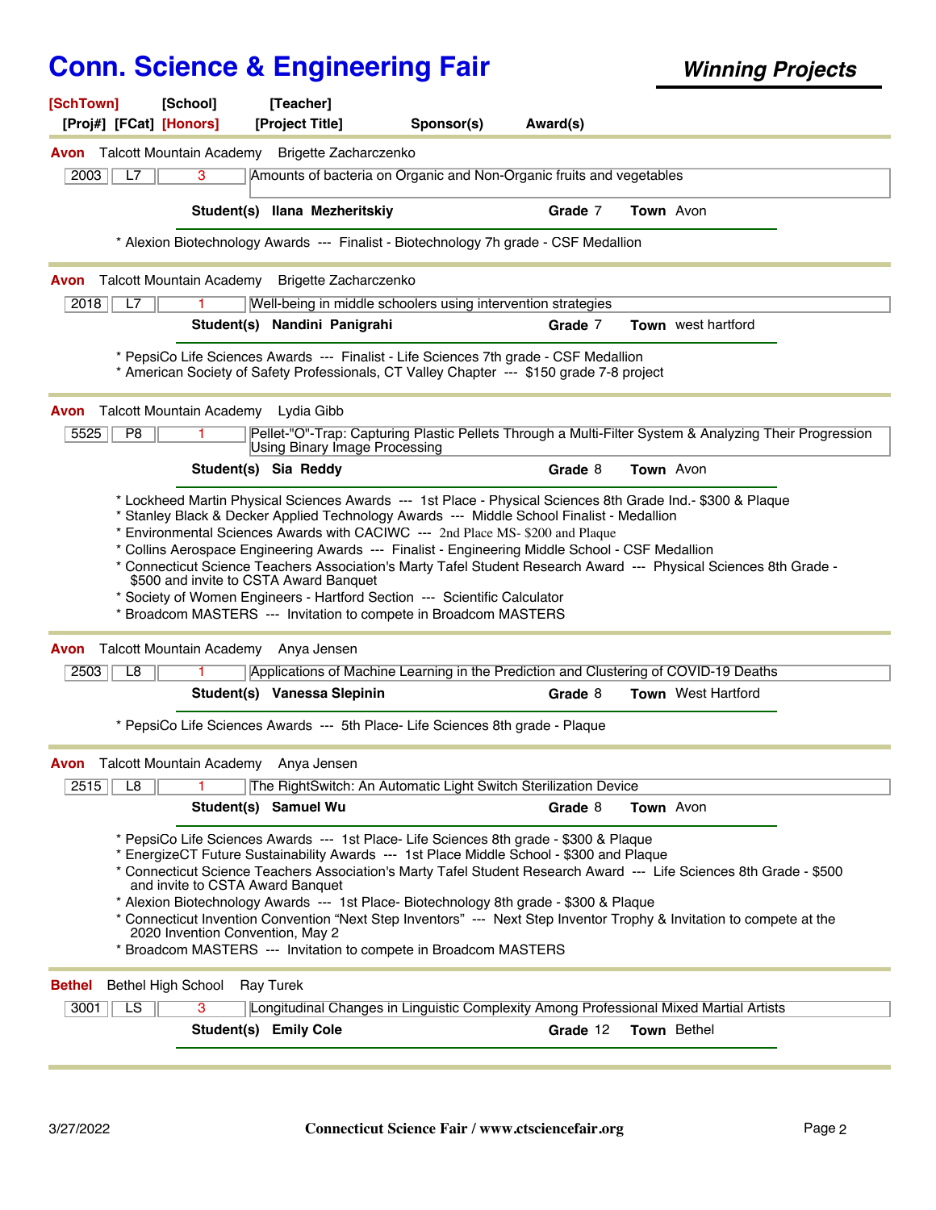# Conn. Science & Engineering Fair

***Winning Projects***

| [SchTown] | [School] | [Teacher] | | |
|---|---|---|---|---|
| [Proj#] [FCat] | [Honors] | [Project Title] | Sponsor(s) | Award(s) |

---

**Avon** Talcott Mountain Academy Brigette Zacharczenko

| 2003 | L7 | 3 | Amounts of bacteria on Organic and Non-Organic fruits and vegetables |
|---|---|---|---|

**Student(s)** **Ilana Mezheritskiy** **Grade** 7 **Town** Avon

* Alexion Biotechnology Awards --- Finalist - Biotechnology 7h grade - CSF Medallion

---

**Avon** Talcott Mountain Academy Brigette Zacharczenko

| 2018 | L7 | 1 | Well-being in middle schoolers using intervention strategies |
|---|---|---|---|

**Student(s)** **Nandini Panigrahi** **Grade** 7 **Town** west hartford

* PepsiCo Life Sciences Awards --- Finalist - Life Sciences 7th grade - CSF Medallion
* American Society of Safety Professionals, CT Valley Chapter --- $150 grade 7-8 project

---

**Avon** Talcott Mountain Academy Lydia Gibb

| 5525 | P8 | 1 | Pellet-"O"-Trap: Capturing Plastic Pellets Through a Multi-Filter System & Analyzing Their Progression Using Binary Image Processing |
|---|---|---|---|

**Student(s)** **Sia Reddy** **Grade** 8 **Town** Avon

* Lockheed Martin Physical Sciences Awards --- 1st Place - Physical Sciences 8th Grade Ind.- $300 & Plaque
* Stanley Black & Decker Applied Technology Awards --- Middle School Finalist - Medallion
* Environmental Sciences Awards with CACIWC --- 2nd Place MS- $200 and Plaque
* Collins Aerospace Engineering Awards --- Finalist - Engineering Middle School - CSF Medallion
* Connecticut Science Teachers Association's Marty Tafel Student Research Award --- Physical Sciences 8th Grade - $500 and invite to CSTA Award Banquet
* Society of Women Engineers - Hartford Section --- Scientific Calculator
* Broadcom MASTERS --- Invitation to compete in Broadcom MASTERS

---

**Avon** Talcott Mountain Academy Anya Jensen

| 2503 | L8 | 1 | Applications of Machine Learning in the Prediction and Clustering of COVID-19 Deaths |
|---|---|---|---|

**Student(s)** **Vanessa Slepinin** **Grade** 8 **Town** West Hartford

* PepsiCo Life Sciences Awards --- 5th Place- Life Sciences 8th grade - Plaque

---

**Avon** Talcott Mountain Academy Anya Jensen

| 2515 | L8 | 1 | The RightSwitch: An Automatic Light Switch Sterilization Device |
|---|---|---|---|

**Student(s)** **Samuel Wu** **Grade** 8 **Town** Avon

* PepsiCo Life Sciences Awards --- 1st Place- Life Sciences 8th grade - $300 & Plaque
* EnergizeCT Future Sustainability Awards --- 1st Place Middle School - $300 and Plaque
* Connecticut Science Teachers Association's Marty Tafel Student Research Award --- Life Sciences 8th Grade - $500 and invite to CSTA Award Banquet
* Alexion Biotechnology Awards --- 1st Place- Biotechnology 8th grade - $300 & Plaque
* Connecticut Invention Convention "Next Step Inventors" --- Next Step Inventor Trophy & Invitation to compete at the 2020 Invention Convention, May 2
* Broadcom MASTERS --- Invitation to compete in Broadcom MASTERS

---

**Bethel** Bethel High School Ray Turek

| 3001 | LS | 3 | Longitudinal Changes in Linguistic Complexity Among Professional Mixed Martial Artists |
|---|---|---|---|

**Student(s)** **Emily Cole** **Grade** 12 **Town** Bethel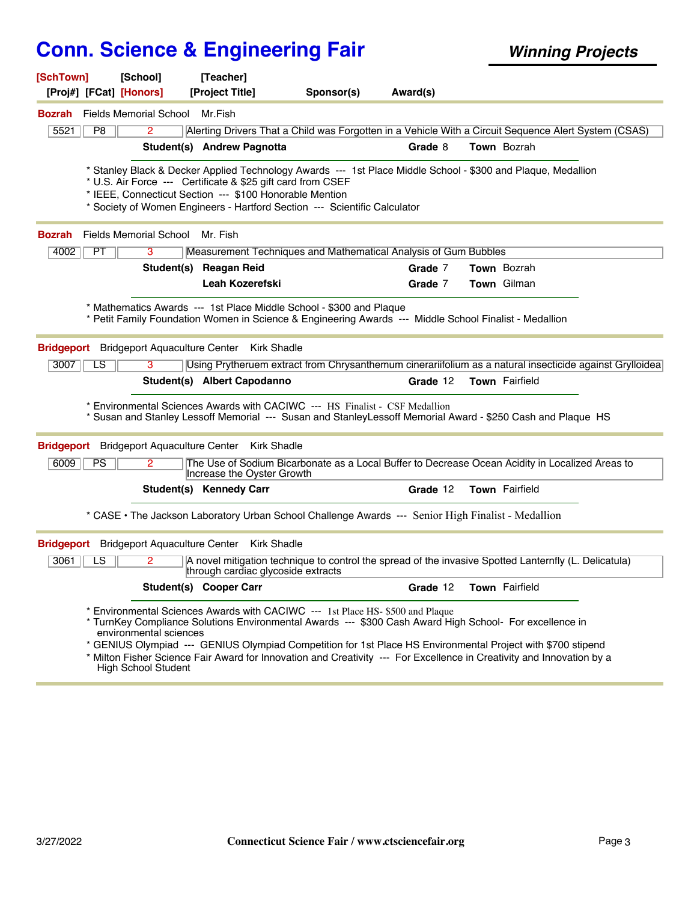# Conn. Science & Engineering Fair

***Winning Projects***

**[SchTown] [School] [Teacher]**
**[Proj#] [FCat] [Honors] [Project Title] Sponsor(s) Award(s)**

---

**Bozrah** Fields Memorial School Mr.Fish

| 5521 | P8 | 2 | Alerting Drivers That a Child was Forgotten in a Vehicle With a Circuit Sequence Alert System (CSAS) |
|---|---|---|---|

**Student(s) Andrew Pagnotta** **Grade** 8 **Town** Bozrah

* Stanley Black & Decker Applied Technology Awards --- 1st Place Middle School - $300 and Plaque, Medallion
* U.S. Air Force --- Certificate & $25 gift card from CSEF
* IEEE, Connecticut Section --- $100 Honorable Mention
* Society of Women Engineers - Hartford Section --- Scientific Calculator

---

**Bozrah** Fields Memorial School Mr. Fish

| 4002 | PT | 3 | Measurement Techniques and Mathematical Analysis of Gum Bubbles |
|---|---|---|---|

**Student(s) Reagan Reid** **Grade** 7 **Town** Bozrah
**Leah Kozerefski** **Grade** 7 **Town** Gilman

* Mathematics Awards --- 1st Place Middle School - $300 and Plaque
* Petit Family Foundation Women in Science & Engineering Awards --- Middle School Finalist - Medallion

---

**Bridgeport** Bridgeport Aquaculture Center Kirk Shadle

| 3007 | LS | 3 | Using Prytheruem extract from Chrysanthemum cinerariifolium as a natural insecticide against Grylloidea |
|---|---|---|---|

**Student(s) Albert Capodanno** **Grade** 12 **Town** Fairfield

* Environmental Sciences Awards with CACIWC --- HS Finalist - CSF Medallion
* Susan and Stanley Lessoff Memorial --- Susan and StanleyLessoff Memorial Award - $250 Cash and Plaque HS

---

**Bridgeport** Bridgeport Aquaculture Center Kirk Shadle

| 6009 | PS | 2 | The Use of Sodium Bicarbonate as a Local Buffer to Decrease Ocean Acidity in Localized Areas to Increase the Oyster Growth |
|---|---|---|---|

**Student(s) Kennedy Carr** **Grade** 12 **Town** Fairfield

* CASE • The Jackson Laboratory Urban School Challenge Awards --- Senior High Finalist - Medallion

---

**Bridgeport** Bridgeport Aquaculture Center Kirk Shadle

| 3061 | LS | 2 | A novel mitigation technique to control the spread of the invasive Spotted Lanternfly (L. Delicatula) through cardiac glycoside extracts |
|---|---|---|---|

**Student(s) Cooper Carr** **Grade** 12 **Town** Fairfield

* Environmental Sciences Awards with CACIWC --- 1st Place HS- $500 and Plaque
* TurnKey Compliance Solutions Environmental Awards --- $300 Cash Award High School- For excellence in environmental sciences
* GENIUS Olympiad --- GENIUS Olympiad Competition for 1st Place HS Environmental Project with $700 stipend
* Milton Fisher Science Fair Award for Innovation and Creativity --- For Excellence in Creativity and Innovation by a High School Student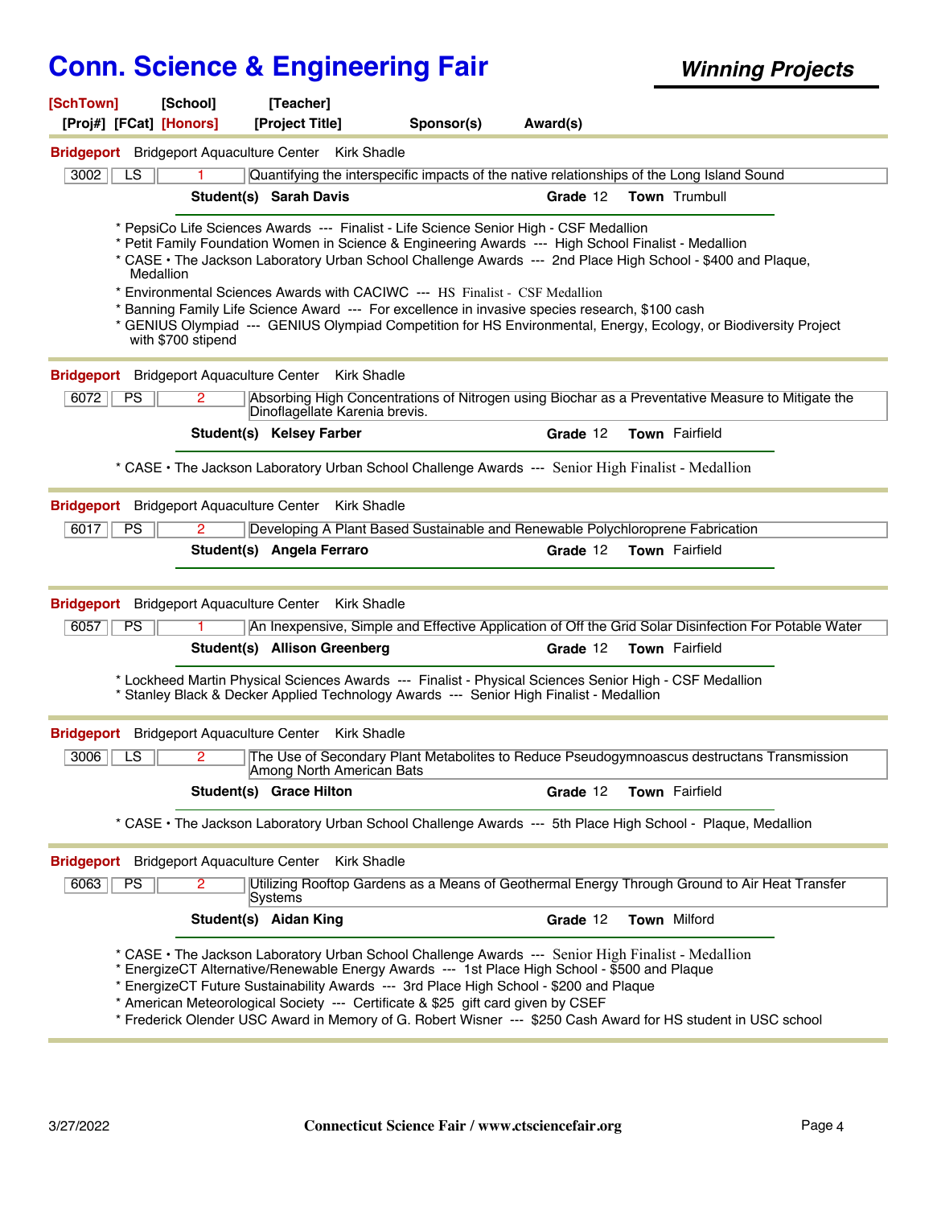# Conn. Science & Engineering Fair

***Winning Projects***

**[SchTown]** **[School]** **[Teacher]**
**[Proj#]** **[FCat]** **[Honors]** **[Project Title]** **Sponsor(s)** **Award(s)**

---

**Bridgeport** Bridgeport Aquaculture Center Kirk Shadle

| 3002 | LS | 1 | Quantifying the interspecific impacts of the native relationships of the Long Island Sound |
|---|---|---|---|

**Student(s) Sarah Davis** **Grade** 12 **Town** Trumbull

* PepsiCo Life Sciences Awards --- Finalist - Life Science Senior High - CSF Medallion
* Petit Family Foundation Women in Science & Engineering Awards --- High School Finalist - Medallion
* CASE • The Jackson Laboratory Urban School Challenge Awards --- 2nd Place High School - $400 and Plaque, Medallion
* Environmental Sciences Awards with CACIWC --- HS Finalist - CSF Medallion
* Banning Family Life Science Award --- For excellence in invasive species research, $100 cash
* GENIUS Olympiad --- GENIUS Olympiad Competition for HS Environmental, Energy, Ecology, or Biodiversity Project with $700 stipend

---

**Bridgeport** Bridgeport Aquaculture Center Kirk Shadle

| 6072 | PS | 2 | Absorbing High Concentrations of Nitrogen using Biochar as a Preventative Measure to Mitigate the Dinoflagellate Karenia brevis. |
|---|---|---|---|

**Student(s) Kelsey Farber** **Grade** 12 **Town** Fairfield

* CASE • The Jackson Laboratory Urban School Challenge Awards --- Senior High Finalist - Medallion

---

**Bridgeport** Bridgeport Aquaculture Center Kirk Shadle

| 6017 | PS | 2 | Developing A Plant Based Sustainable and Renewable Polychloroprene Fabrication |
|---|---|---|---|

**Student(s) Angela Ferraro** **Grade** 12 **Town** Fairfield

---

**Bridgeport** Bridgeport Aquaculture Center Kirk Shadle

| 6057 | PS | 1 | An Inexpensive, Simple and Effective Application of Off the Grid Solar Disinfection For Potable Water |
|---|---|---|---|

**Student(s) Allison Greenberg** **Grade** 12 **Town** Fairfield

* Lockheed Martin Physical Sciences Awards --- Finalist - Physical Sciences Senior High - CSF Medallion
* Stanley Black & Decker Applied Technology Awards --- Senior High Finalist - Medallion

---

**Bridgeport** Bridgeport Aquaculture Center Kirk Shadle

| 3006 | LS | 2 | The Use of Secondary Plant Metabolites to Reduce Pseudogymnoascus destructans Transmission Among North American Bats |
|---|---|---|---|

**Student(s) Grace Hilton** **Grade** 12 **Town** Fairfield

* CASE • The Jackson Laboratory Urban School Challenge Awards --- 5th Place High School - Plaque, Medallion

---

**Bridgeport** Bridgeport Aquaculture Center Kirk Shadle

| 6063 | PS | 2 | Utilizing Rooftop Gardens as a Means of Geothermal Energy Through Ground to Air Heat Transfer Systems |
|---|---|---|---|

**Student(s) Aidan King** **Grade** 12 **Town** Milford

* CASE • The Jackson Laboratory Urban School Challenge Awards --- Senior High Finalist - Medallion
* EnergizeCT Alternative/Renewable Energy Awards --- 1st Place High School - $500 and Plaque
* EnergizeCT Future Sustainability Awards --- 3rd Place High School - $200 and Plaque
* American Meteorological Society --- Certificate & $25 gift card given by CSEF
* Frederick Olender USC Award in Memory of G. Robert Wisner --- $250 Cash Award for HS student in USC school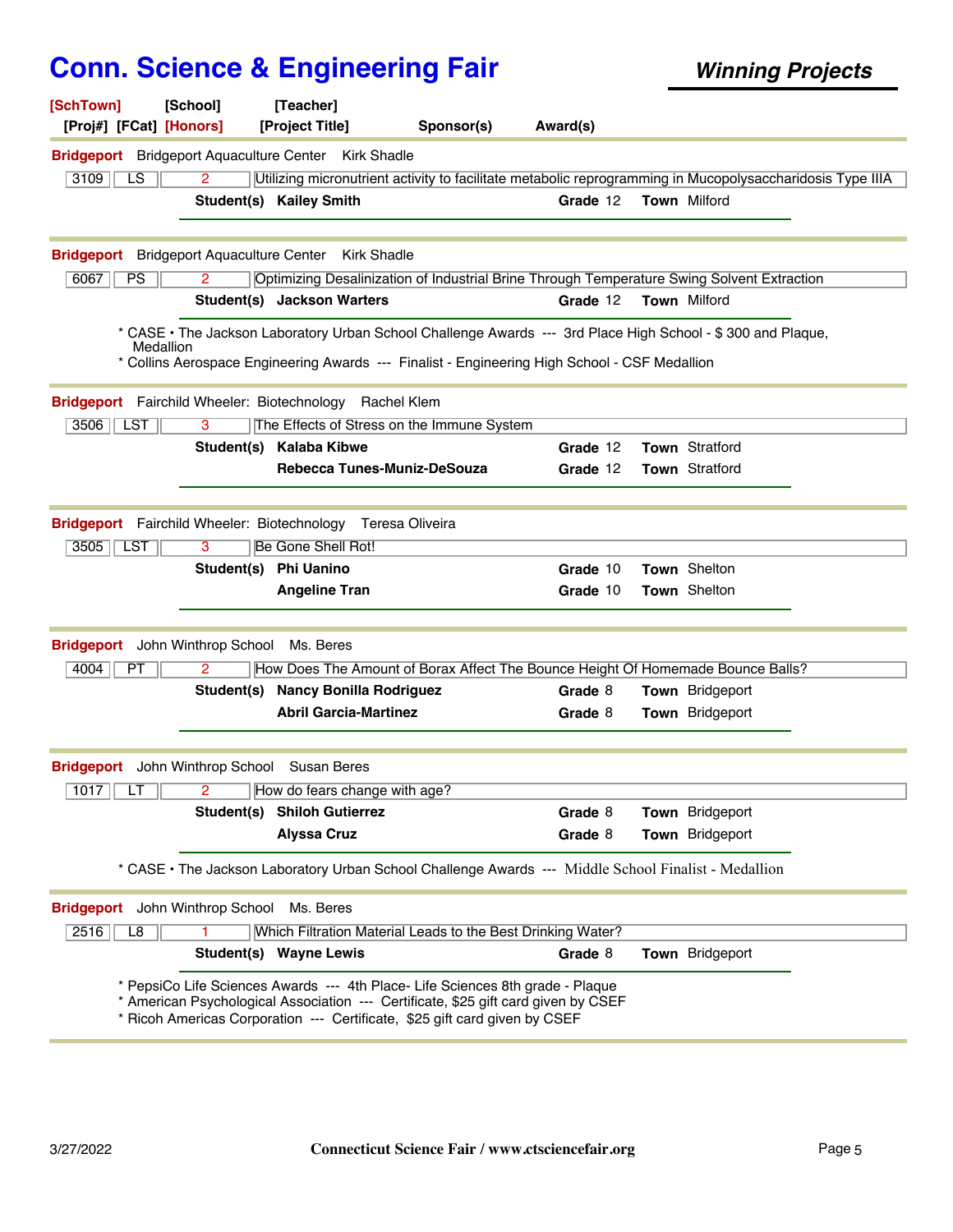# Conn. Science & Engineering Fair

***Winning Projects***

**[SchTown]** [School] [Teacher]
[Proj#] [FCat] **[Honors]** [Project Title] Sponsor(s) Award(s)

---

**Bridgeport** Bridgeport Aquaculture Center Kirk Shadle

| 3109 | LS | 2 | Utilizing micronutrient activity to facilitate metabolic reprogramming in Mucopolysaccharidosis Type IIIA |
|---|---|---|---|

**Student(s)** **Kailey Smith** **Grade** 12 **Town** Milford

---

**Bridgeport** Bridgeport Aquaculture Center Kirk Shadle

| 6067 | PS | 2 | Optimizing Desalinization of Industrial Brine Through Temperature Swing Solvent Extraction |
|---|---|---|---|

**Student(s)** **Jackson Warters** **Grade** 12 **Town** Milford

* CASE • The Jackson Laboratory Urban School Challenge Awards --- 3rd Place High School - $ 300 and Plaque, Medallion
* Collins Aerospace Engineering Awards --- Finalist - Engineering High School - CSF Medallion

---

**Bridgeport** Fairchild Wheeler: Biotechnology Rachel Klem

| 3506 | LST | 3 | The Effects of Stress on the Immune System |
|---|---|---|---|

**Student(s)** **Kalaba Kibwe** **Grade** 12 **Town** Stratford
**Rebecca Tunes-Muniz-DeSouza** **Grade** 12 **Town** Stratford

---

**Bridgeport** Fairchild Wheeler: Biotechnology Teresa Oliveira

| 3505 | LST | 3 | Be Gone Shell Rot! |
|---|---|---|---|

**Student(s)** **Phi Uanino** **Grade** 10 **Town** Shelton
**Angeline Tran** **Grade** 10 **Town** Shelton

---

**Bridgeport** John Winthrop School Ms. Beres

| 4004 | PT | 2 | How Does The Amount of Borax Affect The Bounce Height Of Homemade Bounce Balls? |
|---|---|---|---|

**Student(s)** **Nancy Bonilla Rodriguez** **Grade** 8 **Town** Bridgeport
**Abril Garcia-Martinez** **Grade** 8 **Town** Bridgeport

---

**Bridgeport** John Winthrop School Susan Beres

| 1017 | LT | 2 | How do fears change with age? |
|---|---|---|---|

**Student(s)** **Shiloh Gutierrez** **Grade** 8 **Town** Bridgeport
**Alyssa Cruz** **Grade** 8 **Town** Bridgeport

* CASE • The Jackson Laboratory Urban School Challenge Awards --- Middle School Finalist - Medallion

---

**Bridgeport** John Winthrop School Ms. Beres

| 2516 | L8 | 1 | Which Filtration Material Leads to the Best Drinking Water? |
|---|---|---|---|

**Student(s)** **Wayne Lewis** **Grade** 8 **Town** Bridgeport

* PepsiCo Life Sciences Awards --- 4th Place- Life Sciences 8th grade - Plaque
* American Psychological Association --- Certificate, $25 gift card given by CSEF
* Ricoh Americas Corporation --- Certificate, $25 gift card given by CSEF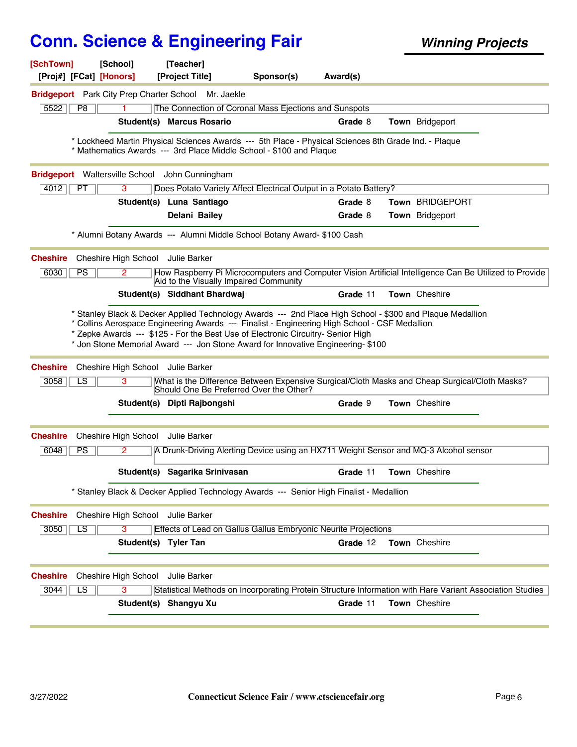# Conn. Science & Engineering Fair

***Winning Projects***

[SchTown] [School] [Teacher]
[Proj#] [FCat] [Honors] [Project Title] Sponsor(s) Award(s)

---

**Bridgeport** Park City Prep Charter School Mr. Jaekle

| 5522 | P8 | 1 | The Connection of Coronal Mass Ejections and Sunspots |
|---|---|---|---|

**Student(s)** **Marcus Rosario** **Grade** 8 **Town** Bridgeport

* Lockheed Martin Physical Sciences Awards --- 5th Place - Physical Sciences 8th Grade Ind. - Plaque
* Mathematics Awards --- 3rd Place Middle School - $100 and Plaque

---

**Bridgeport** Waltersville School John Cunningham

| 4012 | PT | 3 | Does Potato Variety Affect Electrical Output in a Potato Battery? |
|---|---|---|---|

**Student(s)** **Luna Santiago** **Grade** 8 **Town** BRIDGEPORT
**Delani Bailey** **Grade** 8 **Town** Bridgeport

* Alumni Botany Awards --- Alumni Middle School Botany Award- $100 Cash

---

**Cheshire** Cheshire High School Julie Barker

| 6030 | PS | 2 | How Raspberry Pi Microcomputers and Computer Vision Artificial Intelligence Can Be Utilized to Provide Aid to the Visually Impaired Community |
|---|---|---|---|

**Student(s)** **Siddhant Bhardwaj** **Grade** 11 **Town** Cheshire

* Stanley Black & Decker Applied Technology Awards --- 2nd Place High School - $300 and Plaque Medallion
* Collins Aerospace Engineering Awards --- Finalist - Engineering High School - CSF Medallion
* Zepke Awards --- $125 - For the Best Use of Electronic Circuitry- Senior High
* Jon Stone Memorial Award --- Jon Stone Award for Innovative Engineering- $100

---

**Cheshire** Cheshire High School Julie Barker

| 3058 | LS | 3 | What is the Difference Between Expensive Surgical/Cloth Masks and Cheap Surgical/Cloth Masks? Should One Be Preferred Over the Other? |
|---|---|---|---|

**Student(s)** **Dipti Rajbongshi** **Grade** 9 **Town** Cheshire

---

**Cheshire** Cheshire High School Julie Barker

| 6048 | PS | 2 | A Drunk-Driving Alerting Device using an HX711 Weight Sensor and MQ-3 Alcohol sensor |
|---|---|---|---|

**Student(s)** **Sagarika Srinivasan** **Grade** 11 **Town** Cheshire

* Stanley Black & Decker Applied Technology Awards --- Senior High Finalist - Medallion

---

**Cheshire** Cheshire High School Julie Barker

| 3050 | LS | 3 | Effects of Lead on Gallus Gallus Embryonic Neurite Projections |
|---|---|---|---|

**Student(s)** **Tyler Tan** **Grade** 12 **Town** Cheshire

---

**Cheshire** Cheshire High School Julie Barker

| 3044 | LS | 3 | Statistical Methods on Incorporating Protein Structure Information with Rare Variant Association Studies |
|---|---|---|---|

**Student(s)** **Shangyu Xu** **Grade** 11 **Town** Cheshire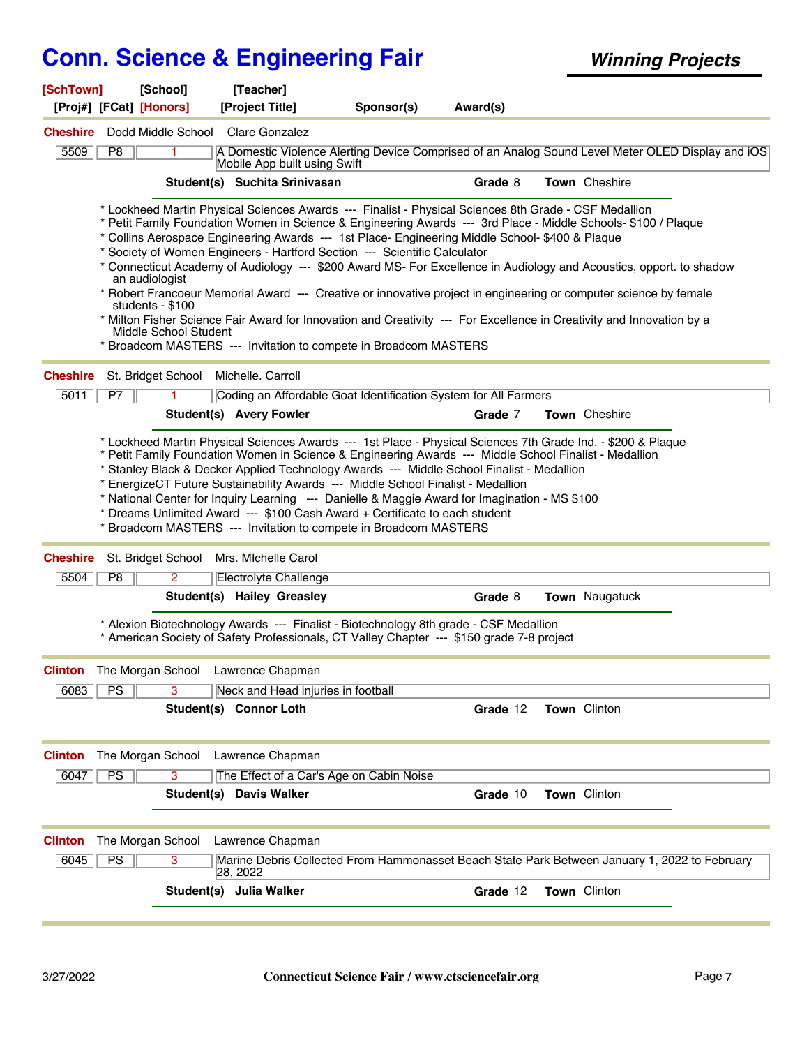# Conn. Science & Engineering Fair

***Winning Projects***

| [SchTown] | [School] | [Teacher] | | |
|---|---|---|---|---|
| [Proj#] [FCat] [Honors] | | [Project Title] | Sponsor(s) | Award(s) |

---

**Cheshire** Dodd Middle School Clare Gonzalez

| 5509 | P8 | 1 | A Domestic Violence Alerting Device Comprised of an Analog Sound Level Meter OLED Display and iOS Mobile App built using Swift |
|---|---|---|---|

**Student(s) Suchita Srinivasan** **Grade** 8 **Town** Cheshire

* Lockheed Martin Physical Sciences Awards --- Finalist - Physical Sciences 8th Grade - CSF Medallion
* Petit Family Foundation Women in Science & Engineering Awards --- 3rd Place - Middle Schools- $100 / Plaque
* Collins Aerospace Engineering Awards --- 1st Place- Engineering Middle School- $400 & Plaque
* Society of Women Engineers - Hartford Section --- Scientific Calculator
* Connecticut Academy of Audiology --- $200 Award MS- For Excellence in Audiology and Acoustics, opport. to shadow an audiologist
* Robert Francoeur Memorial Award --- Creative or innovative project in engineering or computer science by female students - $100
* Milton Fisher Science Fair Award for Innovation and Creativity --- For Excellence in Creativity and Innovation by a Middle School Student
* Broadcom MASTERS --- Invitation to compete in Broadcom MASTERS

---

**Cheshire** St. Bridget School Michelle. Carroll

| 5011 | P7 | 1 | Coding an Affordable Goat Identification System for All Farmers |
|---|---|---|---|

**Student(s) Avery Fowler** **Grade** 7 **Town** Cheshire

* Lockheed Martin Physical Sciences Awards --- 1st Place - Physical Sciences 7th Grade Ind. - $200 & Plaque
* Petit Family Foundation Women in Science & Engineering Awards --- Middle School Finalist - Medallion
* Stanley Black & Decker Applied Technology Awards --- Middle School Finalist - Medallion
* EnergizeCT Future Sustainability Awards --- Middle School Finalist - Medallion
* National Center for Inquiry Learning --- Danielle & Maggie Award for Imagination - MS $100
* Dreams Unlimited Award --- $100 Cash Award + Certificate to each student
* Broadcom MASTERS --- Invitation to compete in Broadcom MASTERS

---

**Cheshire** St. Bridget School Mrs. MIchelle Carol

| 5504 | P8 | 2 | Electrolyte Challenge |
|---|---|---|---|

**Student(s) Hailey Greasley** **Grade** 8 **Town** Naugatuck

* Alexion Biotechnology Awards --- Finalist - Biotechnology 8th grade - CSF Medallion
* American Society of Safety Professionals, CT Valley Chapter --- $150 grade 7-8 project

---

**Clinton** The Morgan School Lawrence Chapman

| 6083 | PS | 3 | Neck and Head injuries in football |
|---|---|---|---|

**Student(s) Connor Loth** **Grade** 12 **Town** Clinton

---

**Clinton** The Morgan School Lawrence Chapman

| 6047 | PS | 3 | The Effect of a Car's Age on Cabin Noise |
|---|---|---|---|

**Student(s) Davis Walker** **Grade** 10 **Town** Clinton

---

**Clinton** The Morgan School Lawrence Chapman

| 6045 | PS | 3 | Marine Debris Collected From Hammonasset Beach State Park Between January 1, 2022 to February 28, 2022 |
|---|---|---|---|

**Student(s) Julia Walker** **Grade** 12 **Town** Clinton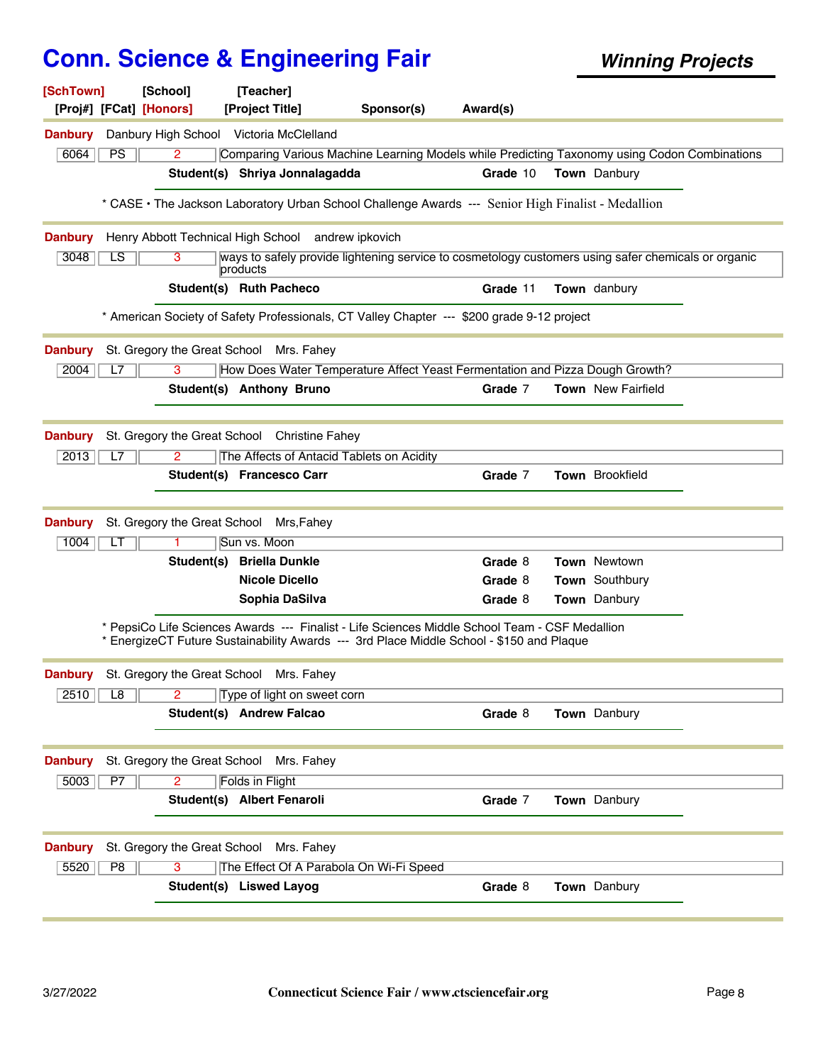# Conn. Science & Engineering Fair

***Winning Projects***

| [SchTown] | [School] | [Teacher] | | |
|---|---|---|---|---|
| [Proj#] [FCat] [Honors] | [Project Title] | Sponsor(s) | Award(s) | |

---

**Danbury** Danbury High School Victoria McClelland

| 6064 | PS | 2 | Comparing Various Machine Learning Models while Predicting Taxonomy using Codon Combinations |
|---|---|---|---|

**Student(s)** **Shriya Jonnalagadda** **Grade** 10 **Town** Danbury

* CASE • The Jackson Laboratory Urban School Challenge Awards --- Senior High Finalist - Medallion

---

**Danbury** Henry Abbott Technical High School andrew ipkovich

| 3048 | LS | 3 | ways to safely provide lightening service to cosmetology customers using safer chemicals or organic products |
|---|---|---|---|

**Student(s)** **Ruth Pacheco** **Grade** 11 **Town** danbury

* American Society of Safety Professionals, CT Valley Chapter --- $200 grade 9-12 project

---

**Danbury** St. Gregory the Great School Mrs. Fahey

| 2004 | L7 | 3 | How Does Water Temperature Affect Yeast Fermentation and Pizza Dough Growth? |
|---|---|---|---|

**Student(s)** **Anthony Bruno** **Grade** 7 **Town** New Fairfield

---

**Danbury** St. Gregory the Great School Christine Fahey

| 2013 | L7 | 2 | The Affects of Antacid Tablets on Acidity |
|---|---|---|---|

**Student(s)** **Francesco Carr** **Grade** 7 **Town** Brookfield

---

**Danbury** St. Gregory the Great School Mrs,Fahey

| 1004 | LT | 1 | Sun vs. Moon |
|---|---|---|---|

| Student(s) | Grade | Town |
|---|---|---|
| **Briella Dunkle** | 8 | Newtown |
| **Nicole Dicello** | 8 | Southbury |
| **Sophia DaSilva** | 8 | Danbury |

* PepsiCo Life Sciences Awards --- Finalist - Life Sciences Middle School Team - CSF Medallion
* EnergizeCT Future Sustainability Awards --- 3rd Place Middle School - $150 and Plaque

---

**Danbury** St. Gregory the Great School Mrs. Fahey

| 2510 | L8 | 2 | Type of light on sweet corn |
|---|---|---|---|

**Student(s)** **Andrew Falcao** **Grade** 8 **Town** Danbury

---

**Danbury** St. Gregory the Great School Mrs. Fahey

| 5003 | P7 | 2 | Folds in Flight |
|---|---|---|---|

**Student(s)** **Albert Fenaroli** **Grade** 7 **Town** Danbury

---

**Danbury** St. Gregory the Great School Mrs. Fahey

| 5520 | P8 | 3 | The Effect Of A Parabola On Wi-Fi Speed |
|---|---|---|---|

**Student(s)** **Lisweld Layog** **Grade** 8 **Town** Danbury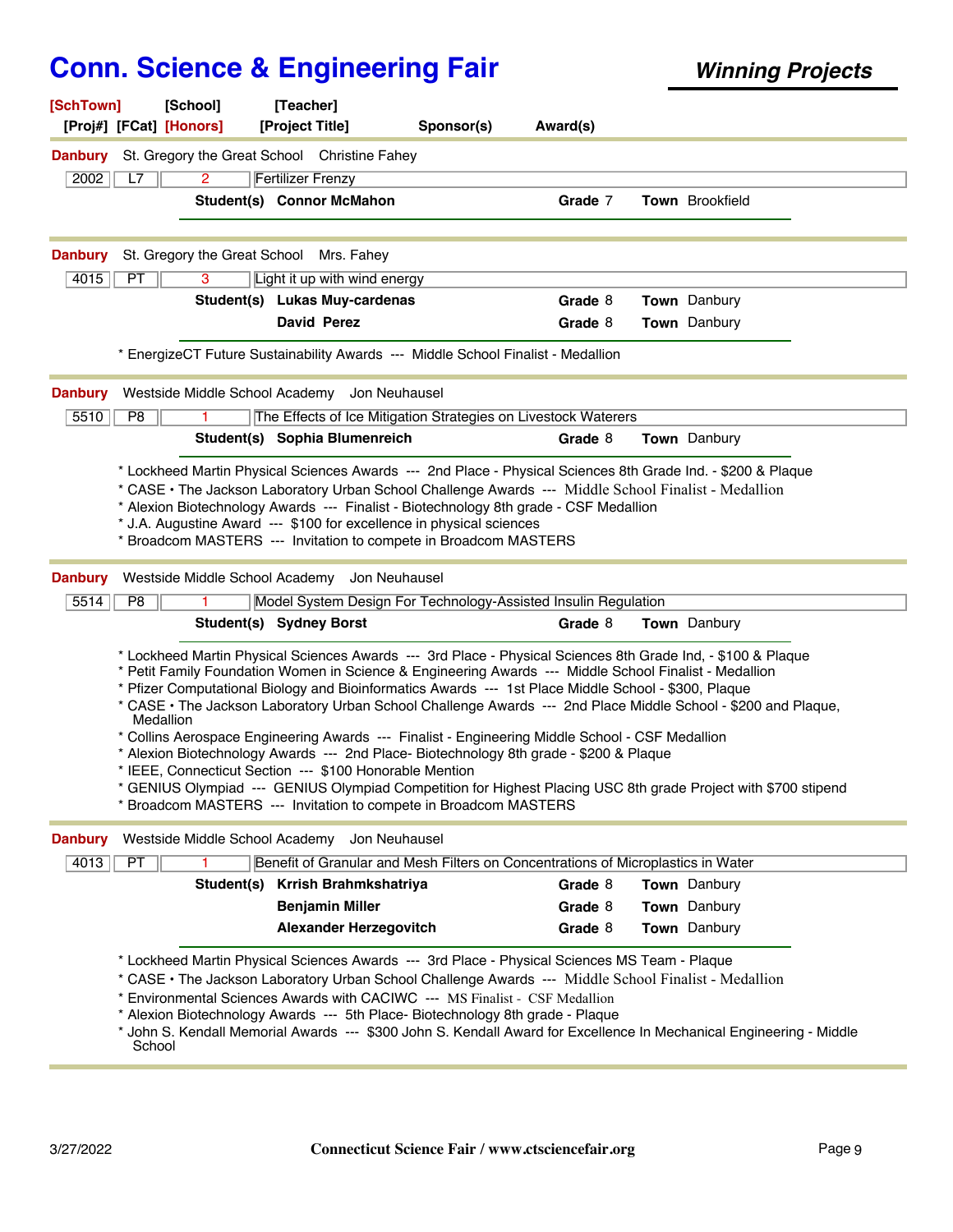# Conn. Science & Engineering Fair

***Winning Projects***

**[SchTown]** [School] [Teacher]
[Proj#] [FCat] **[Honors]** [Project Title] Sponsor(s) Award(s)

---

**Danbury** St. Gregory the Great School Christine Fahey

| 2002 | L7 | 2 | Fertilizer Frenzy |
|---|---|---|---|

**Student(s)** **Connor McMahon** **Grade** 7 **Town** Brookfield

---

**Danbury** St. Gregory the Great School Mrs. Fahey

| 4015 | PT | 3 | Light it up with wind energy |
|---|---|---|---|

**Student(s)** **Lukas Muy-cardenas** **Grade** 8 **Town** Danbury
**David Perez** **Grade** 8 **Town** Danbury

* EnergizeCT Future Sustainability Awards --- Middle School Finalist - Medallion

---

**Danbury** Westside Middle School Academy Jon Neuhausel

| 5510 | P8 | 1 | The Effects of Ice Mitigation Strategies on Livestock Waterers |
|---|---|---|---|

**Student(s)** **Sophia Blumenreich** **Grade** 8 **Town** Danbury

* Lockheed Martin Physical Sciences Awards --- 2nd Place - Physical Sciences 8th Grade Ind. - $200 & Plaque
* CASE • The Jackson Laboratory Urban School Challenge Awards --- Middle School Finalist - Medallion
* Alexion Biotechnology Awards --- Finalist - Biotechnology 8th grade - CSF Medallion
* J.A. Augustine Award --- $100 for excellence in physical sciences
* Broadcom MASTERS --- Invitation to compete in Broadcom MASTERS

---

**Danbury** Westside Middle School Academy Jon Neuhausel

| 5514 | P8 | 1 | Model System Design For Technology-Assisted Insulin Regulation |
|---|---|---|---|

**Student(s)** **Sydney Borst** **Grade** 8 **Town** Danbury

* Lockheed Martin Physical Sciences Awards --- 3rd Place - Physical Sciences 8th Grade Ind, - $100 & Plaque
* Petit Family Foundation Women in Science & Engineering Awards --- Middle School Finalist - Medallion
* Pfizer Computational Biology and Bioinformatics Awards --- 1st Place Middle School - $300, Plaque
* CASE • The Jackson Laboratory Urban School Challenge Awards --- 2nd Place Middle School - $200 and Plaque, Medallion
* Collins Aerospace Engineering Awards --- Finalist - Engineering Middle School - CSF Medallion
* Alexion Biotechnology Awards --- 2nd Place- Biotechnology 8th grade - $200 & Plaque
* IEEE, Connecticut Section --- $100 Honorable Mention
* GENIUS Olympiad --- GENIUS Olympiad Competition for Highest Placing USC 8th grade Project with $700 stipend
* Broadcom MASTERS --- Invitation to compete in Broadcom MASTERS

---

**Danbury** Westside Middle School Academy Jon Neuhausel

| 4013 | PT | 1 | Benefit of Granular and Mesh Filters on Concentrations of Microplastics in Water |
|---|---|---|---|

**Student(s)** **Krrish Brahmkshatriya** **Grade** 8 **Town** Danbury
**Benjamin Miller** **Grade** 8 **Town** Danbury
**Alexander Herzegovitch** **Grade** 8 **Town** Danbury

* Lockheed Martin Physical Sciences Awards --- 3rd Place - Physical Sciences MS Team - Plaque
* CASE • The Jackson Laboratory Urban School Challenge Awards --- Middle School Finalist - Medallion
* Environmental Sciences Awards with CACIWC --- MS Finalist - CSF Medallion
* Alexion Biotechnology Awards --- 5th Place- Biotechnology 8th grade - Plaque
* John S. Kendall Memorial Awards --- $300 John S. Kendall Award for Excellence In Mechanical Engineering - Middle School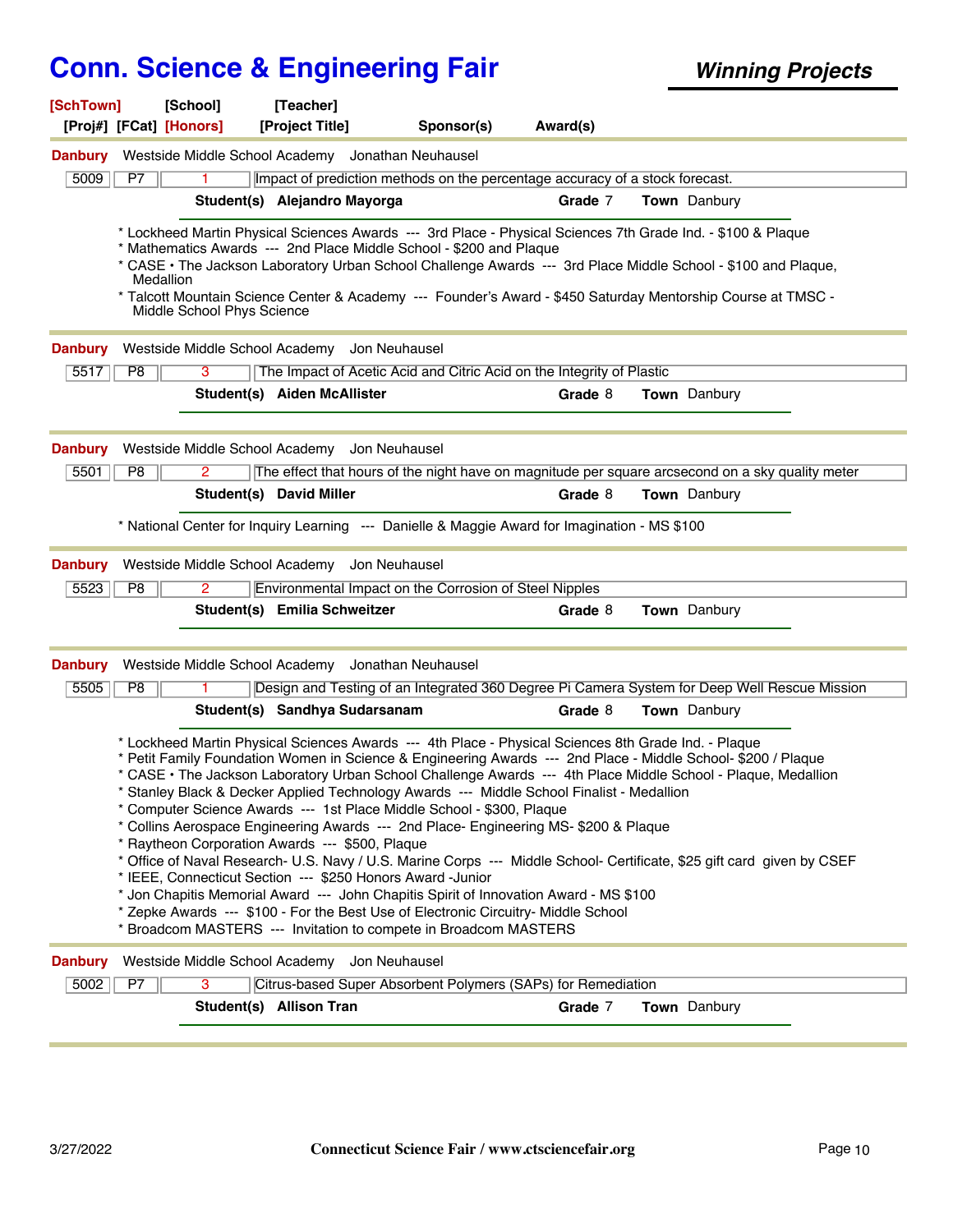# Conn. Science & Engineering Fair

***Winning Projects***

**[SchTown]** **[School]** **[Teacher]**
**[Proj#]** **[FCat]** **[Honors]** **[Project Title]** **Sponsor(s)** **Award(s)**

---

**Danbury** Westside Middle School Academy Jonathan Neuhausel

| 5009 | P7 | 1 | Impact of prediction methods on the percentage accuracy of a stock forecast. |
|---|---|---|---|

**Student(s)** **Alejandro Mayorga** **Grade** 7 **Town** Danbury

* Lockheed Martin Physical Sciences Awards --- 3rd Place - Physical Sciences 7th Grade Ind. - $100 & Plaque
* Mathematics Awards --- 2nd Place Middle School - $200 and Plaque
* CASE • The Jackson Laboratory Urban School Challenge Awards --- 3rd Place Middle School - $100 and Plaque, Medallion
* Talcott Mountain Science Center & Academy --- Founder's Award - $450 Saturday Mentorship Course at TMSC - Middle School Phys Science

---

**Danbury** Westside Middle School Academy Jon Neuhausel

| 5517 | P8 | 3 | The Impact of Acetic Acid and Citric Acid on the Integrity of Plastic |
|---|---|---|---|

**Student(s)** **Aiden McAllister** **Grade** 8 **Town** Danbury

---

**Danbury** Westside Middle School Academy Jon Neuhausel

| 5501 | P8 | 2 | The effect that hours of the night have on magnitude per square arcsecond on a sky quality meter |
|---|---|---|---|

**Student(s)** **David Miller** **Grade** 8 **Town** Danbury

* National Center for Inquiry Learning --- Danielle & Maggie Award for Imagination - MS $100

---

**Danbury** Westside Middle School Academy Jon Neuhausel

| 5523 | P8 | 2 | Environmental Impact on the Corrosion of Steel Nipples |
|---|---|---|---|

**Student(s)** **Emilia Schweitzer** **Grade** 8 **Town** Danbury

---

**Danbury** Westside Middle School Academy Jonathan Neuhausel

| 5505 | P8 | 1 | Design and Testing of an Integrated 360 Degree Pi Camera System for Deep Well Rescue Mission |
|---|---|---|---|

**Student(s)** **Sandhya Sudarsanam** **Grade** 8 **Town** Danbury

* Lockheed Martin Physical Sciences Awards --- 4th Place - Physical Sciences 8th Grade Ind. - Plaque
* Petit Family Foundation Women in Science & Engineering Awards --- 2nd Place - Middle School- $200 / Plaque
* CASE • The Jackson Laboratory Urban School Challenge Awards --- 4th Place Middle School - Plaque, Medallion
* Stanley Black & Decker Applied Technology Awards --- Middle School Finalist - Medallion
* Computer Science Awards --- 1st Place Middle School - $300, Plaque
* Collins Aerospace Engineering Awards --- 2nd Place- Engineering MS- $200 & Plaque
* Raytheon Corporation Awards --- $500, Plaque
* Office of Naval Research- U.S. Navy / U.S. Marine Corps --- Middle School- Certificate, $25 gift card given by CSEF
* IEEE, Connecticut Section --- $250 Honors Award -Junior
* Jon Chapitis Memorial Award --- John Chapitis Spirit of Innovation Award - MS $100
* Zepke Awards --- $100 - For the Best Use of Electronic Circuitry- Middle School
* Broadcom MASTERS --- Invitation to compete in Broadcom MASTERS

---

**Danbury** Westside Middle School Academy Jon Neuhausel

| 5002 | P7 | 3 | Citrus-based Super Absorbent Polymers (SAPs) for Remediation |
|---|---|---|---|

**Student(s)** **Allison Tran** **Grade** 7 **Town** Danbury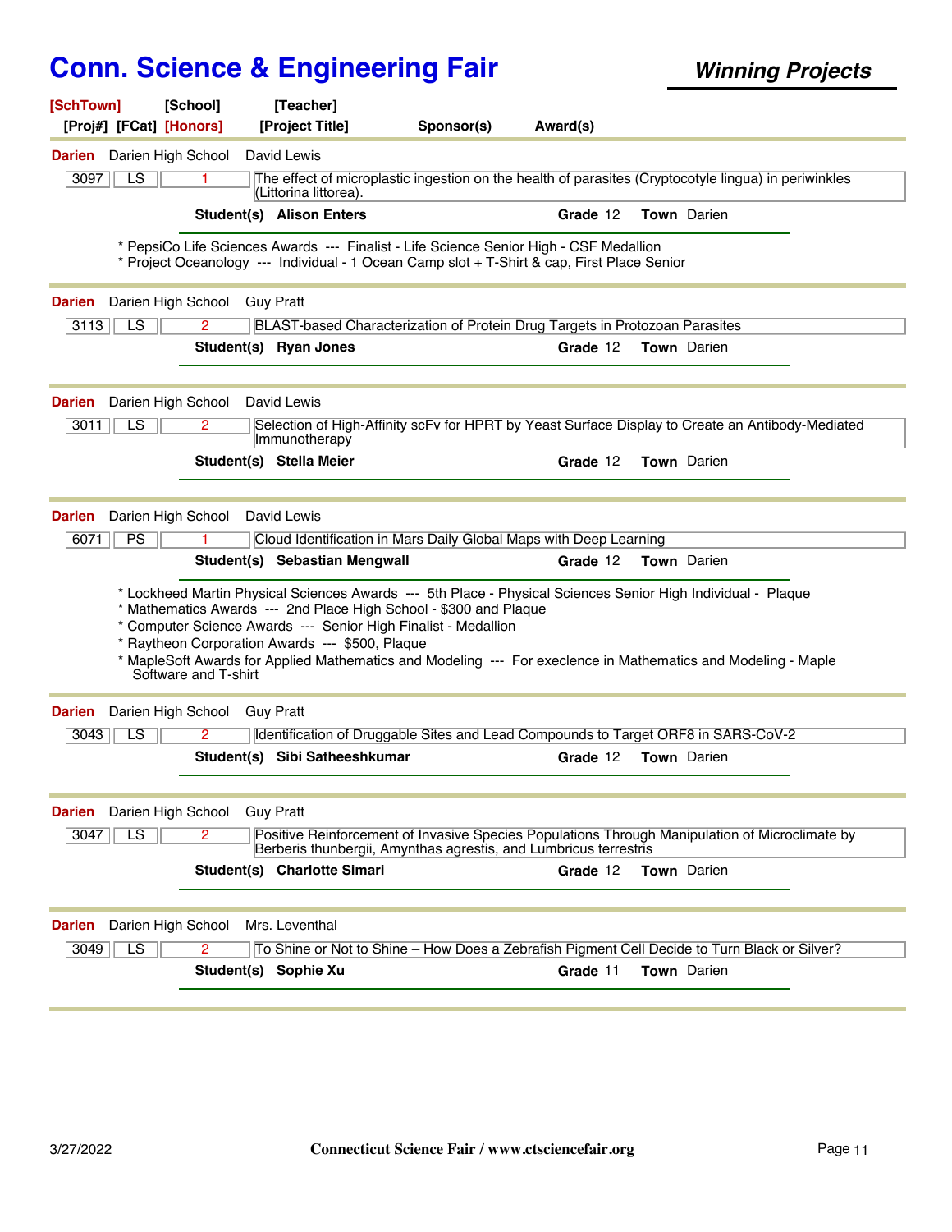# Conn. Science & Engineering Fair

***Winning Projects***

**[SchTown]** **[School]** **[Teacher]**
**[Proj#]** **[FCat]** **[Honors]** **[Project Title]** **Sponsor(s)** **Award(s)**

---

**Darien** Darien High School David Lewis

| 3097 | LS | 1 | The effect of microplastic ingestion on the health of parasites (Cryptocotyle lingua) in periwinkles (Littorina littorea). |
|---|---|---|---|

**Student(s)** **Alison Enters** **Grade** 12 **Town** Darien

* PepsiCo Life Sciences Awards --- Finalist - Life Science Senior High - CSF Medallion
* Project Oceanology --- Individual - 1 Ocean Camp slot + T-Shirt & cap, First Place Senior

---

**Darien** Darien High School Guy Pratt

| 3113 | LS | 2 | BLAST-based Characterization of Protein Drug Targets in Protozoan Parasites |
|---|---|---|---|

**Student(s)** **Ryan Jones** **Grade** 12 **Town** Darien

---

**Darien** Darien High School David Lewis

| 3011 | LS | 2 | Selection of High-Affinity scFv for HPRT by Yeast Surface Display to Create an Antibody-Mediated Immunotherapy |
|---|---|---|---|

**Student(s)** **Stella Meier** **Grade** 12 **Town** Darien

---

**Darien** Darien High School David Lewis

| 6071 | PS | 1 | Cloud Identification in Mars Daily Global Maps with Deep Learning |
|---|---|---|---|

**Student(s)** **Sebastian Mengwall** **Grade** 12 **Town** Darien

* Lockheed Martin Physical Sciences Awards --- 5th Place - Physical Sciences Senior High Individual - Plaque
* Mathematics Awards --- 2nd Place High School - $300 and Plaque
* Computer Science Awards --- Senior High Finalist - Medallion
* Raytheon Corporation Awards --- $500, Plaque
* MapleSoft Awards for Applied Mathematics and Modeling --- For execlence in Mathematics and Modeling - Maple Software and T-shirt

---

**Darien** Darien High School Guy Pratt

| 3043 | LS | 2 | Identification of Druggable Sites and Lead Compounds to Target ORF8 in SARS-CoV-2 |
|---|---|---|---|

**Student(s)** **Sibi Satheeshkumar** **Grade** 12 **Town** Darien

---

**Darien** Darien High School Guy Pratt

| 3047 | LS | 2 | Positive Reinforcement of Invasive Species Populations Through Manipulation of Microclimate by Berberis thunbergii, Amynthas agrestis, and Lumbricus terrestris |
|---|---|---|---|

**Student(s)** **Charlotte Simari** **Grade** 12 **Town** Darien

---

**Darien** Darien High School Mrs. Leventhal

| 3049 | LS | 2 | To Shine or Not to Shine – How Does a Zebrafish Pigment Cell Decide to Turn Black or Silver? |
|---|---|---|---|

**Student(s)** **Sophie Xu** **Grade** 11 **Town** Darien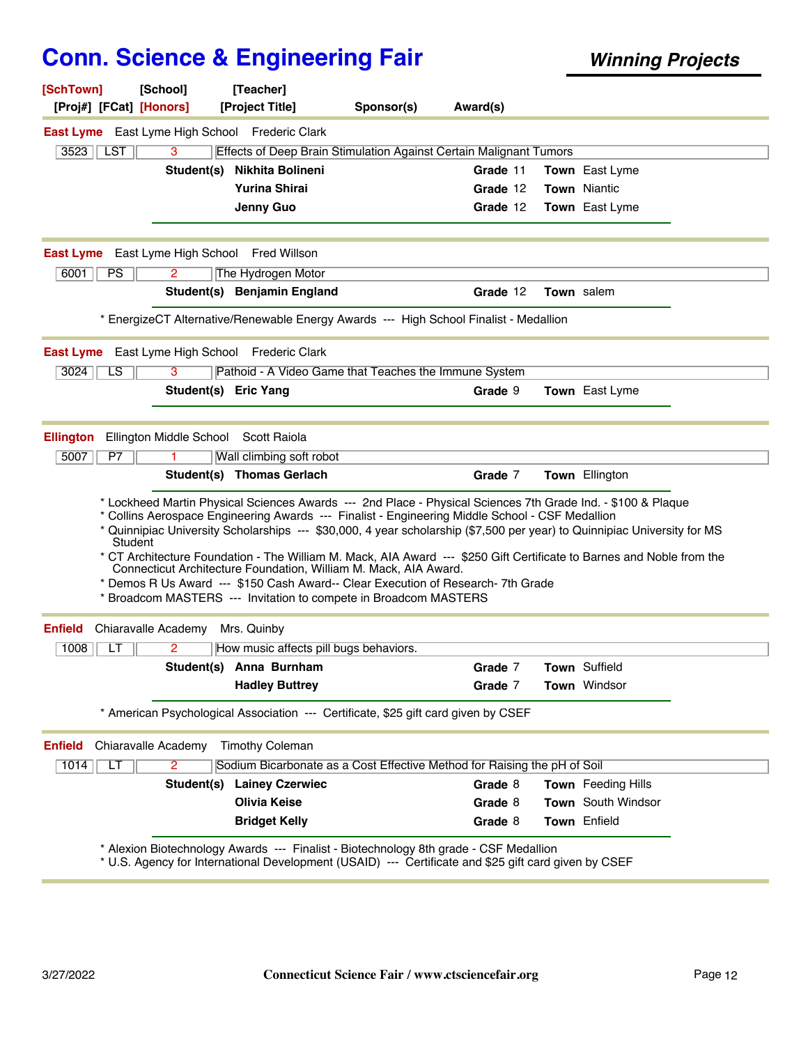# Conn. Science & Engineering Fair

***Winning Projects***

**[SchTown]** [School] [Teacher]
[Proj#] [FCat] **[Honors]** [Project Title] Sponsor(s) Award(s)

---

**East Lyme** East Lyme High School Frederic Clark

| 3523 | LST | 3 | Effects of Deep Brain Stimulation Against Certain Malignant Tumors |
|---|---|---|---|

| Student(s) | Grade | Town |
|---|---|---|
| **Nikhita Bolineni** | 11 | East Lyme |
| **Yurina Shirai** | 12 | Niantic |
| **Jenny Guo** | 12 | East Lyme |

---

**East Lyme** East Lyme High School Fred Willson

| 6001 | PS | 2 | The Hydrogen Motor |
|---|---|---|---|

| Student(s) | Grade | Town |
|---|---|---|
| **Benjamin England** | 12 | salem |

* EnergizeCT Alternative/Renewable Energy Awards --- High School Finalist - Medallion

---

**East Lyme** East Lyme High School Frederic Clark

| 3024 | LS | 3 | Pathoid - A Video Game that Teaches the Immune System |
|---|---|---|---|

| Student(s) | Grade | Town |
|---|---|---|
| **Eric Yang** | 9 | East Lyme |

---

**Ellington** Ellington Middle School Scott Raiola

| 5007 | P7 | 1 | Wall climbing soft robot |
|---|---|---|---|

| Student(s) | Grade | Town |
|---|---|---|
| **Thomas Gerlach** | 7 | Ellington |

* Lockheed Martin Physical Sciences Awards --- 2nd Place - Physical Sciences 7th Grade Ind. - $100 & Plaque
* Collins Aerospace Engineering Awards --- Finalist - Engineering Middle School - CSF Medallion
* Quinnipiac University Scholarships --- $30,000, 4 year scholarship ($7,500 per year) to Quinnipiac University for MS Student
* CT Architecture Foundation - The William M. Mack, AIA Award --- $250 Gift Certificate to Barnes and Noble from the Connecticut Architecture Foundation, William M. Mack, AIA Award.
* Demos R Us Award --- $150 Cash Award-- Clear Execution of Research- 7th Grade
* Broadcom MASTERS --- Invitation to compete in Broadcom MASTERS

---

**Enfield** Chiaravalle Academy Mrs. Quinby

| 1008 | LT | 2 | How music affects pill bugs behaviors. |
|---|---|---|---|

| Student(s) | Grade | Town |
|---|---|---|
| **Anna Burnham** | 7 | Suffield |
| **Hadley Buttrey** | 7 | Windsor |

* American Psychological Association --- Certificate, $25 gift card given by CSEF

---

**Enfield** Chiaravalle Academy Timothy Coleman

| 1014 | LT | 2 | Sodium Bicarbonate as a Cost Effective Method for Raising the pH of Soil |
|---|---|---|---|

| Student(s) | Grade | Town |
|---|---|---|
| **Lainey Czerwiec** | 8 | Feeding Hills |
| **Olivia Keise** | 8 | South Windsor |
| **Bridget Kelly** | 8 | Enfield |

* Alexion Biotechnology Awards --- Finalist - Biotechnology 8th grade - CSF Medallion
* U.S. Agency for International Development (USAID) --- Certificate and $25 gift card given by CSEF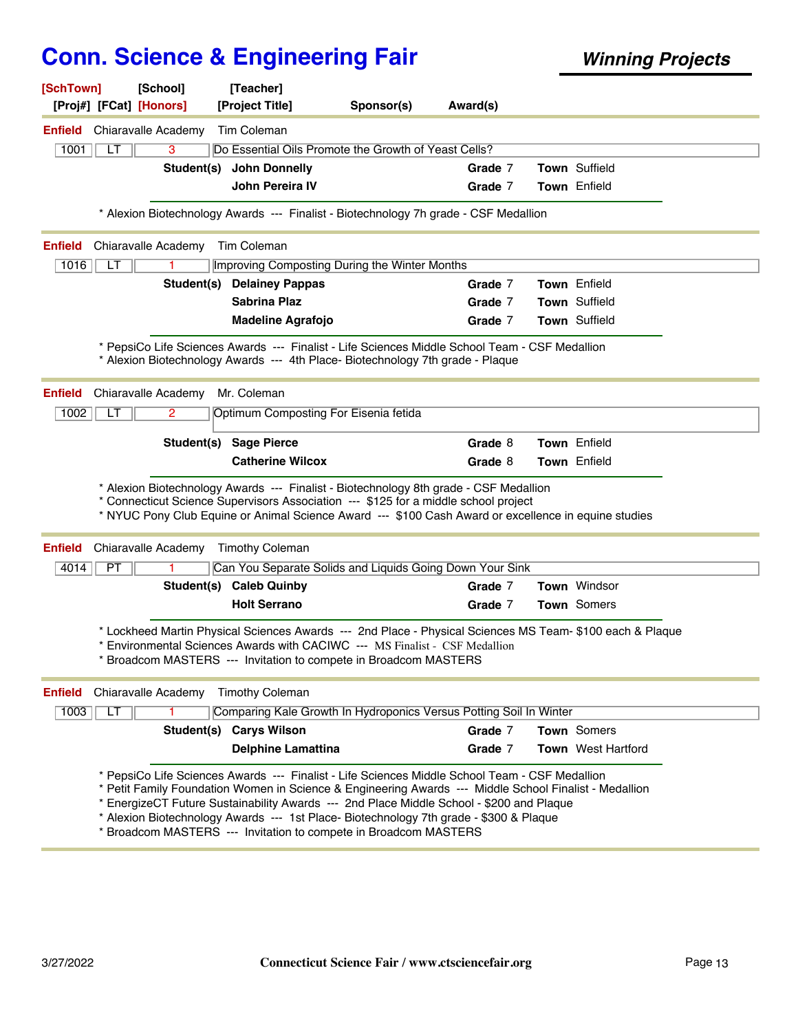# Conn. Science & Engineering Fair

***Winning Projects***

[SchTown] [School] [Teacher]
[Proj#] [FCat] [Honors] [Project Title] Sponsor(s) Award(s)

---

**Enfield** Chiaravalle Academy Tim Coleman

| 1001 | LT | 3 | Do Essential Oils Promote the Growth of Yeast Cells? |
|---|---|---|---|

**Student(s)**

| Name | Grade | Town |
|---|---|---|
| **John Donnelly** | 7 | Suffield |
| **John Pereira IV** | 7 | Enfield |

* Alexion Biotechnology Awards --- Finalist - Biotechnology 7h grade - CSF Medallion

---

**Enfield** Chiaravalle Academy Tim Coleman

| 1016 | LT | 1 | Improving Composting During the Winter Months |
|---|---|---|---|

**Student(s)**

| Name | Grade | Town |
|---|---|---|
| **Delainey Pappas** | 7 | Enfield |
| **Sabrina Plaz** | 7 | Suffield |
| **Madeline Agrafojo** | 7 | Suffield |

* PepsiCo Life Sciences Awards --- Finalist - Life Sciences Middle School Team - CSF Medallion
* Alexion Biotechnology Awards --- 4th Place- Biotechnology 7th grade - Plaque

---

**Enfield** Chiaravalle Academy Mr. Coleman

| 1002 | LT | 2 | Optimum Composting For Eisenia fetida |
|---|---|---|---|

**Student(s)**

| Name | Grade | Town |
|---|---|---|
| **Sage Pierce** | 8 | Enfield |
| **Catherine Wilcox** | 8 | Enfield |

* Alexion Biotechnology Awards --- Finalist - Biotechnology 8th grade - CSF Medallion
* Connecticut Science Supervisors Association --- $125 for a middle school project
* NYUC Pony Club Equine or Animal Science Award --- $100 Cash Award or excellence in equine studies

---

**Enfield** Chiaravalle Academy Timothy Coleman

| 4014 | PT | 1 | Can You Separate Solids and Liquids Going Down Your Sink |
|---|---|---|---|

**Student(s)**

| Name | Grade | Town |
|---|---|---|
| **Caleb Quinby** | 7 | Windsor |
| **Holt Serrano** | 7 | Somers |

* Lockheed Martin Physical Sciences Awards --- 2nd Place - Physical Sciences MS Team- $100 each & Plaque
* Environmental Sciences Awards with CACIWC --- MS Finalist - CSF Medallion
* Broadcom MASTERS --- Invitation to compete in Broadcom MASTERS

---

**Enfield** Chiaravalle Academy Timothy Coleman

| 1003 | LT | 1 | Comparing Kale Growth In Hydroponics Versus Potting Soil In Winter |
|---|---|---|---|

**Student(s)**

| Name | Grade | Town |
|---|---|---|
| **Carys Wilson** | 7 | Somers |
| **Delphine Lamattina** | 7 | West Hartford |

* PepsiCo Life Sciences Awards --- Finalist - Life Sciences Middle School Team - CSF Medallion
* Petit Family Foundation Women in Science & Engineering Awards --- Middle School Finalist - Medallion
* EnergizeCT Future Sustainability Awards --- 2nd Place Middle School - $200 and Plaque
* Alexion Biotechnology Awards --- 1st Place- Biotechnology 7th grade - $300 & Plaque
* Broadcom MASTERS --- Invitation to compete in Broadcom MASTERS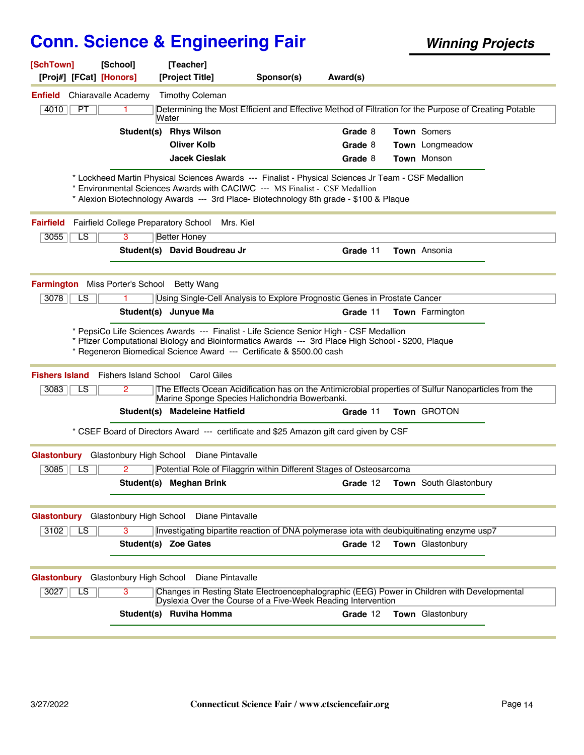# Conn. Science & Engineering Fair

**Winning Projects**

[SchTown] [School] [Teacher]
[Proj#] [FCat] [Honors] [Project Title] Sponsor(s) Award(s)

---

**Enfield** Chiaravalle Academy Timothy Coleman

| 4010 | PT | 1 | Determining the Most Efficient and Effective Method of Filtration for the Purpose of Creating Potable Water |
|---|---|---|---|

**Student(s)**

| Student | Grade | Town |
|---|---|---|
| **Rhys Wilson** | 8 | Somers |
| **Oliver Kolb** | 8 | Longmeadow |
| **Jacek Cieslak** | 8 | Monson |

* Lockheed Martin Physical Sciences Awards --- Finalist - Physical Sciences Jr Team - CSF Medallion
* Environmental Sciences Awards with CACIWC --- MS Finalist - CSF Medallion
* Alexion Biotechnology Awards --- 3rd Place- Biotechnology 8th grade - $100 & Plaque

---

**Fairfield** Fairfield College Preparatory School Mrs. Kiel

| 3055 | LS | 3 | Better Honey |
|---|---|---|---|

**Student(s)**

| Student | Grade | Town |
|---|---|---|
| **David Boudreau Jr** | 11 | Ansonia |

---

**Farmington** Miss Porter's School Betty Wang

| 3078 | LS | 1 | Using Single-Cell Analysis to Explore Prognostic Genes in Prostate Cancer |
|---|---|---|---|

**Student(s)**

| Student | Grade | Town |
|---|---|---|
| **Junyue Ma** | 11 | Farmington |

* PepsiCo Life Sciences Awards --- Finalist - Life Science Senior High - CSF Medallion
* Pfizer Computational Biology and Bioinformatics Awards --- 3rd Place High School - $200, Plaque
* Regeneron Biomedical Science Award --- Certificate & $500.00 cash

---

**Fishers Island** Fishers Island School Carol Giles

| 3083 | LS | 2 | The Effects Ocean Acidification has on the Antimicrobial properties of Sulfur Nanoparticles from the Marine Sponge Species Halichondria Bowerbanki. |
|---|---|---|---|

**Student(s)**

| Student | Grade | Town |
|---|---|---|
| **Madeleine Hatfield** | 11 | GROTON |

* CSEF Board of Directors Award --- certificate and $25 Amazon gift card given by CSF

---

**Glastonbury** Glastonbury High School Diane Pintavalle

| 3085 | LS | 2 | Potential Role of Filaggrin within Different Stages of Osteosarcoma |
|---|---|---|---|

**Student(s)**

| Student | Grade | Town |
|---|---|---|
| **Meghan Brink** | 12 | South Glastonbury |

---

**Glastonbury** Glastonbury High School Diane Pintavalle

| 3102 | LS | 3 | Investigating bipartite reaction of DNA polymerase iota with deubiquitinating enzyme usp7 |
|---|---|---|---|

**Student(s)**

| Student | Grade | Town |
|---|---|---|
| **Zoe Gates** | 12 | Glastonbury |

---

**Glastonbury** Glastonbury High School Diane Pintavalle

| 3027 | LS | 3 | Changes in Resting State Electroencephalographic (EEG) Power in Children with Developmental Dyslexia Over the Course of a Five-Week Reading Intervention |
|---|---|---|---|

**Student(s)**

| Student | Grade | Town |
|---|---|---|
| **Ruviha Homma** | 12 | Glastonbury |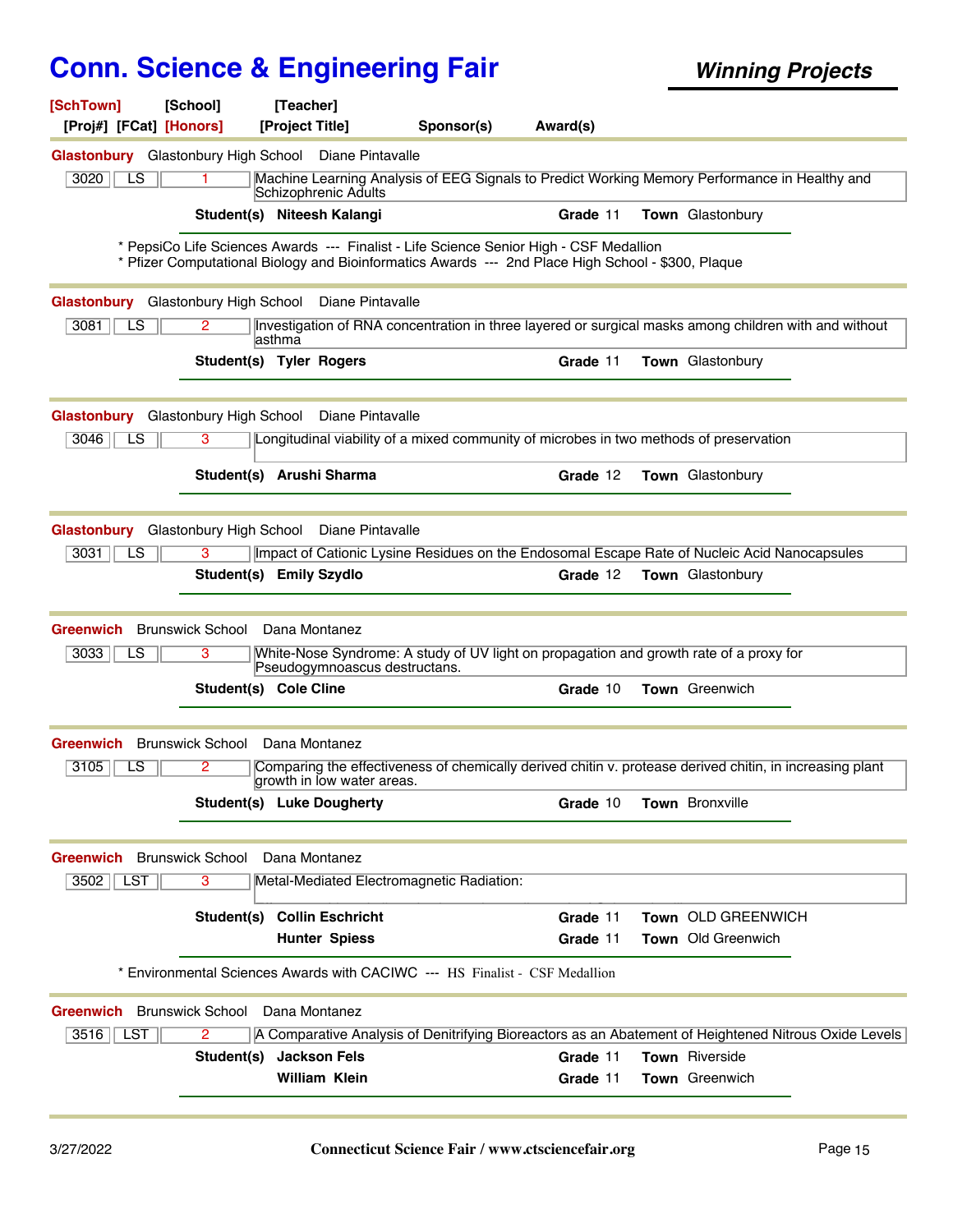# Conn. Science & Engineering Fair

***Winning Projects***

| [SchTown] | [School] | [Teacher] | | |
|---|---|---|---|---|
| [Proj#] [FCat] | [Honors] | [Project Title] | Sponsor(s) | Award(s) |

---

**Glastonbury** Glastonbury High School Diane Pintavalle

| 3020 | LS | 1 | Machine Learning Analysis of EEG Signals to Predict Working Memory Performance in Healthy and Schizophrenic Adults |
|---|---|---|---|

**Student(s)** **Niteesh Kalangi** **Grade** 11 **Town** Glastonbury

* PepsiCo Life Sciences Awards --- Finalist - Life Science Senior High - CSF Medallion
* Pfizer Computational Biology and Bioinformatics Awards --- 2nd Place High School - $300, Plaque

---

**Glastonbury** Glastonbury High School Diane Pintavalle

| 3081 | LS | 2 | Investigation of RNA concentration in three layered or surgical masks among children with and without asthma |
|---|---|---|---|

**Student(s)** **Tyler Rogers** **Grade** 11 **Town** Glastonbury

---

**Glastonbury** Glastonbury High School Diane Pintavalle

| 3046 | LS | 3 | Longitudinal viability of a mixed community of microbes in two methods of preservation |
|---|---|---|---|

**Student(s)** **Arushi Sharma** **Grade** 12 **Town** Glastonbury

---

**Glastonbury** Glastonbury High School Diane Pintavalle

| 3031 | LS | 3 | Impact of Cationic Lysine Residues on the Endosomal Escape Rate of Nucleic Acid Nanocapsules |
|---|---|---|---|

**Student(s)** **Emily Szydlo** **Grade** 12 **Town** Glastonbury

---

**Greenwich** Brunswick School Dana Montanez

| 3033 | LS | 3 | White-Nose Syndrome: A study of UV light on propagation and growth rate of a proxy for Pseudogymnoascus destructans. |
|---|---|---|---|

**Student(s)** **Cole Cline** **Grade** 10 **Town** Greenwich

---

**Greenwich** Brunswick School Dana Montanez

| 3105 | LS | 2 | Comparing the effectiveness of chemically derived chitin v. protease derived chitin, in increasing plant growth in low water areas. |
|---|---|---|---|

**Student(s)** **Luke Dougherty** **Grade** 10 **Town** Bronxville

---

**Greenwich** Brunswick School Dana Montanez

| 3502 | LST | 3 | Metal-Mediated Electromagnetic Radiation: |
|---|---|---|---|

**Student(s)** **Collin Eschricht** **Grade** 11 **Town** OLD GREENWICH
**Hunter Spiess** **Grade** 11 **Town** Old Greenwich

* Environmental Sciences Awards with CACIWC --- HS Finalist - CSF Medallion

---

**Greenwich** Brunswick School Dana Montanez

| 3516 | LST | 2 | A Comparative Analysis of Denitrifying Bioreactors as an Abatement of Heightened Nitrous Oxide Levels |
|---|---|---|---|

**Student(s)** **Jackson Fels** **Grade** 11 **Town** Riverside
**William Klein** **Grade** 11 **Town** Greenwich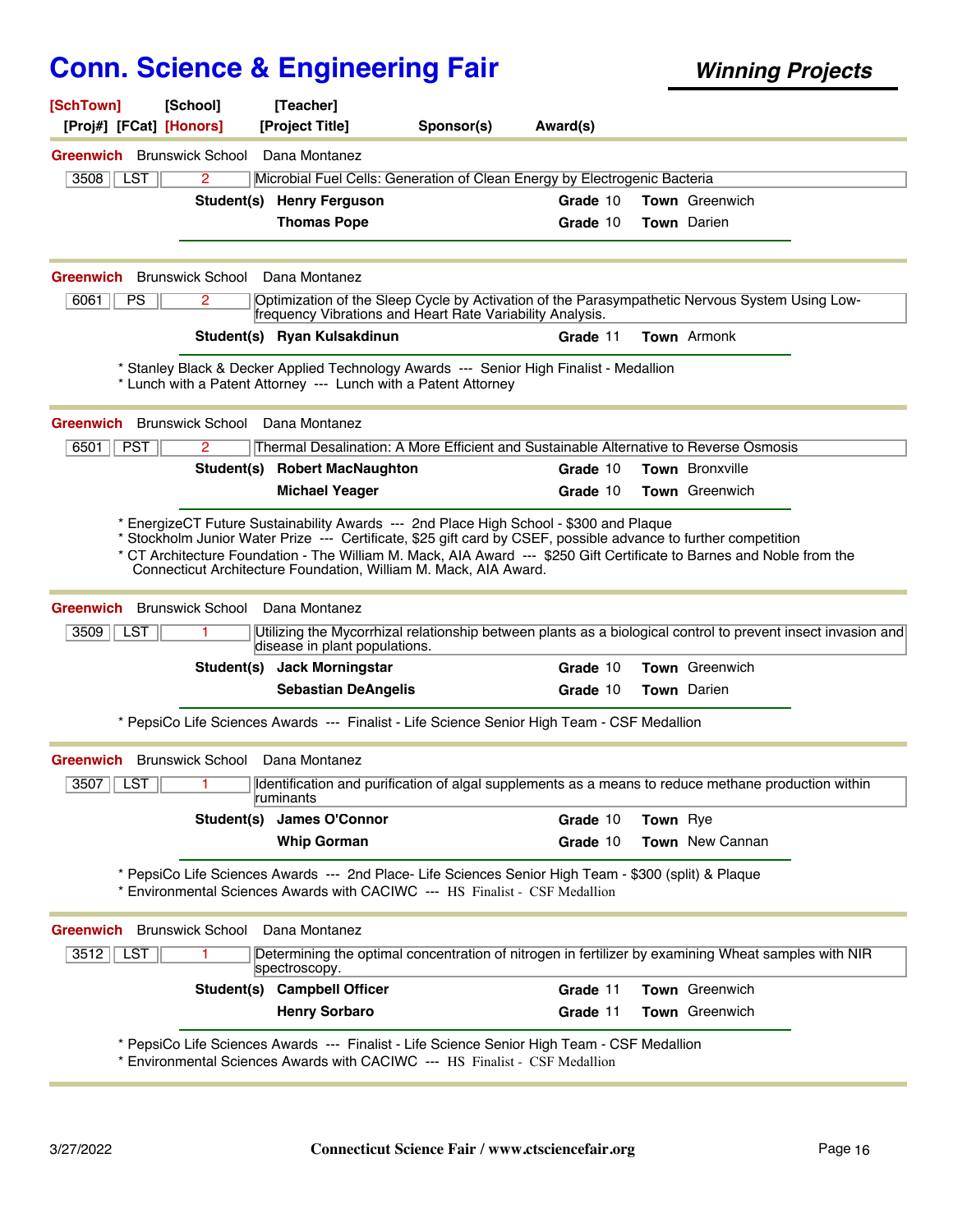# Conn. Science & Engineering Fair

***Winning Projects***

**[SchTown]** **[School]** **[Teacher]**
**[Proj#]** **[FCat]** **[Honors]** **[Project Title]** **Sponsor(s)** **Award(s)**

---

**Greenwich** Brunswick School Dana Montanez

| 3508 | LST | 2 | Microbial Fuel Cells: Generation of Clean Energy by Electrogenic Bacteria |
|---|---|---|---|

| Student(s) | Grade | Town |
|---|---|---|
| **Henry Ferguson** | 10 | Greenwich |
| **Thomas Pope** | 10 | Darien |

---

**Greenwich** Brunswick School Dana Montanez

| 6061 | PS | 2 | Optimization of the Sleep Cycle by Activation of the Parasympathetic Nervous System Using Low-frequency Vibrations and Heart Rate Variability Analysis. |
|---|---|---|---|

| Student(s) | Grade | Town |
|---|---|---|
| **Ryan Kulsakdinun** | 11 | Armonk |

* Stanley Black & Decker Applied Technology Awards --- Senior High Finalist - Medallion
* Lunch with a Patent Attorney --- Lunch with a Patent Attorney

---

**Greenwich** Brunswick School Dana Montanez

| 6501 | PST | 2 | Thermal Desalination: A More Efficient and Sustainable Alternative to Reverse Osmosis |
|---|---|---|---|

| Student(s) | Grade | Town |
|---|---|---|
| **Robert MacNaughton** | 10 | Bronxville |
| **Michael Yeager** | 10 | Greenwich |

* EnergizeCT Future Sustainability Awards --- 2nd Place High School - $300 and Plaque
* Stockholm Junior Water Prize --- Certificate, $25 gift card by CSEF, possible advance to further competition
* CT Architecture Foundation - The William M. Mack, AIA Award --- $250 Gift Certificate to Barnes and Noble from the Connecticut Architecture Foundation, William M. Mack, AIA Award.

---

**Greenwich** Brunswick School Dana Montanez

| 3509 | LST | 1 | Utilizing the Mycorrhizal relationship between plants as a biological control to prevent insect invasion and disease in plant populations. |
|---|---|---|---|

| Student(s) | Grade | Town |
|---|---|---|
| **Jack Morningstar** | 10 | Greenwich |
| **Sebastian DeAngelis** | 10 | Darien |

* PepsiCo Life Sciences Awards --- Finalist - Life Science Senior High Team - CSF Medallion

---

**Greenwich** Brunswick School Dana Montanez

| 3507 | LST | 1 | Identification and purification of algal supplements as a means to reduce methane production within ruminants |
|---|---|---|---|

| Student(s) | Grade | Town |
|---|---|---|
| **James O'Connor** | 10 | Rye |
| **Whip Gorman** | 10 | New Cannan |

* PepsiCo Life Sciences Awards --- 2nd Place- Life Sciences Senior High Team - $300 (split) & Plaque
* Environmental Sciences Awards with CACIWC --- HS Finalist - CSF Medallion

---

**Greenwich** Brunswick School Dana Montanez

| 3512 | LST | 1 | Determining the optimal concentration of nitrogen in fertilizer by examining Wheat samples with NIR spectroscopy. |
|---|---|---|---|

| Student(s) | Grade | Town |
|---|---|---|
| **Campbell Officer** | 11 | Greenwich |
| **Henry Sorbaro** | 11 | Greenwich |

* PepsiCo Life Sciences Awards --- Finalist - Life Science Senior High Team - CSF Medallion
* Environmental Sciences Awards with CACIWC --- HS Finalist - CSF Medallion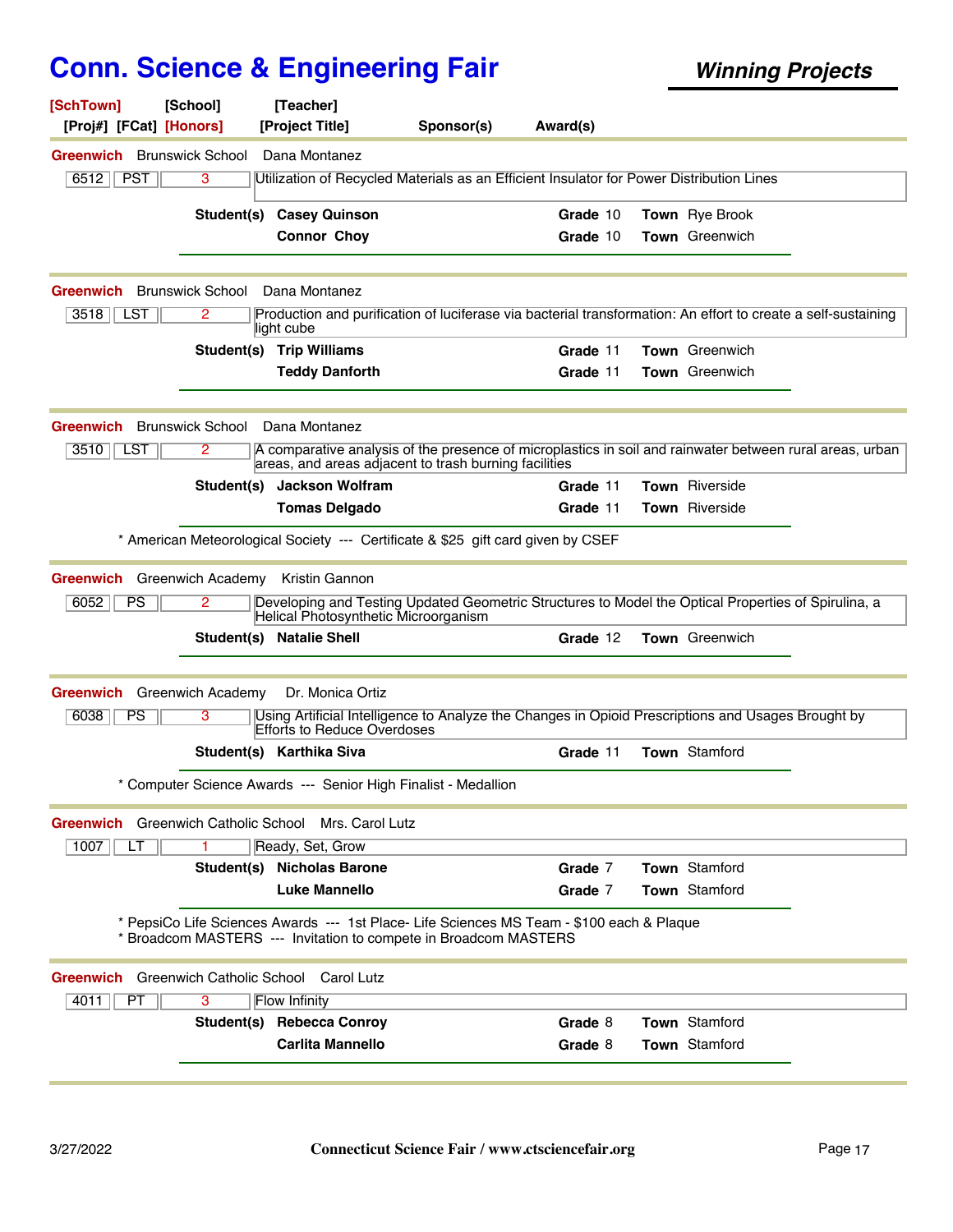# Conn. Science & Engineering Fair

***Winning Projects***

**[SchTown]** **[School]** **[Teacher]**
**[Proj#]** **[FCat]** **[Honors]** **[Project Title]** **Sponsor(s)** **Award(s)**

---

**Greenwich** Brunswick School Dana Montanez

| 6512 | PST | 3 | Utilization of Recycled Materials as an Efficient Insulator for Power Distribution Lines |
|---|---|---|---|

| Student(s) | Grade | Town |
|---|---|---|
| **Casey Quinson** | 10 | Rye Brook |
| **Connor Choy** | 10 | Greenwich |

---

**Greenwich** Brunswick School Dana Montanez

| 3518 | LST | 2 | Production and purification of luciferase via bacterial transformation: An effort to create a self-sustaining light cube |
|---|---|---|---|

| Student(s) | Grade | Town |
|---|---|---|
| **Trip Williams** | 11 | Greenwich |
| **Teddy Danforth** | 11 | Greenwich |

---

**Greenwich** Brunswick School Dana Montanez

| 3510 | LST | 2 | A comparative analysis of the presence of microplastics in soil and rainwater between rural areas, urban areas, and areas adjacent to trash burning facilities |
|---|---|---|---|

| Student(s) | Grade | Town |
|---|---|---|
| **Jackson Wolfram** | 11 | Riverside |
| **Tomas Delgado** | 11 | Riverside |

* American Meteorological Society --- Certificate & $25 gift card given by CSEF

---

**Greenwich** Greenwich Academy Kristin Gannon

| 6052 | PS | 2 | Developing and Testing Updated Geometric Structures to Model the Optical Properties of Spirulina, a Helical Photosynthetic Microorganism |
|---|---|---|---|

| Student(s) | Grade | Town |
|---|---|---|
| **Natalie Shell** | 12 | Greenwich |

---

**Greenwich** Greenwich Academy Dr. Monica Ortiz

| 6038 | PS | 3 | Using Artificial Intelligence to Analyze the Changes in Opioid Prescriptions and Usages Brought by Efforts to Reduce Overdoses |
|---|---|---|---|

| Student(s) | Grade | Town |
|---|---|---|
| **Karthika Siva** | 11 | Stamford |

* Computer Science Awards --- Senior High Finalist - Medallion

---

**Greenwich** Greenwich Catholic School Mrs. Carol Lutz

| 1007 | LT | 1 | Ready, Set, Grow |
|---|---|---|---|

| Student(s) | Grade | Town |
|---|---|---|
| **Nicholas Barone** | 7 | Stamford |
| **Luke Mannello** | 7 | Stamford |

* PepsiCo Life Sciences Awards --- 1st Place- Life Sciences MS Team - $100 each & Plaque
* Broadcom MASTERS --- Invitation to compete in Broadcom MASTERS

---

**Greenwich** Greenwich Catholic School Carol Lutz

| 4011 | PT | 3 | Flow Infinity |
|---|---|---|---|

| Student(s) | Grade | Town |
|---|---|---|
| **Rebecca Conroy** | 8 | Stamford |
| **Carlita Mannello** | 8 | Stamford |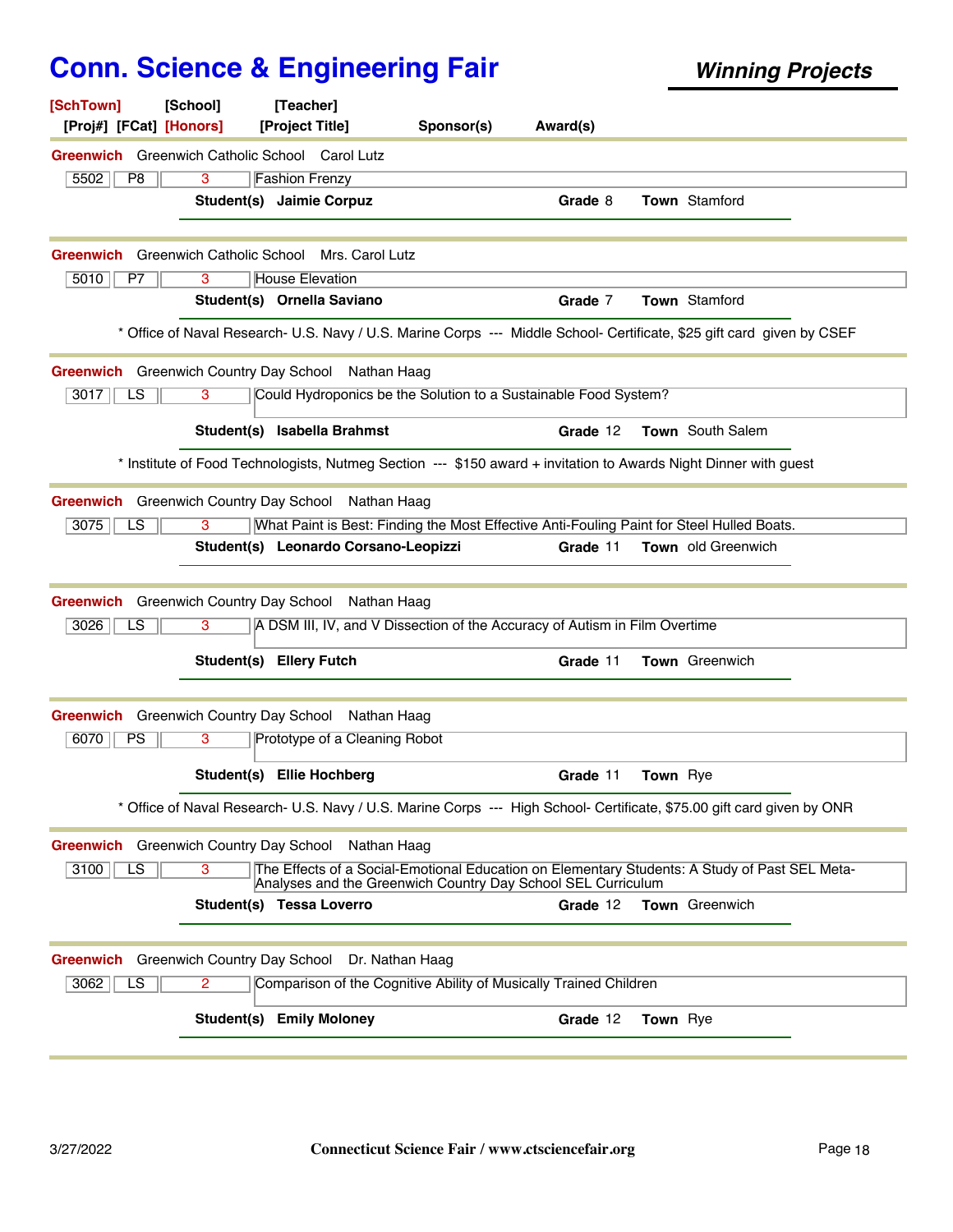# Conn. Science & Engineering Fair

***Winning Projects***

**[SchTown]** **[School]** **[Teacher]**
**[Proj#]** **[FCat]** **[Honors]** **[Project Title]** **Sponsor(s)** **Award(s)**

---

**Greenwich** Greenwich Catholic School Carol Lutz

| 5502 | P8 | 3 | Fashion Frenzy |
|---|---|---|---|

**Student(s)** **Jaimie Corpuz** **Grade** 8 **Town** Stamford

---

**Greenwich** Greenwich Catholic School Mrs. Carol Lutz

| 5010 | P7 | 3 | House Elevation |
|---|---|---|---|

**Student(s)** **Ornella Saviano** **Grade** 7 **Town** Stamford

* Office of Naval Research- U.S. Navy / U.S. Marine Corps --- Middle School- Certificate, $25 gift card given by CSEF

---

**Greenwich** Greenwich Country Day School Nathan Haag

| 3017 | LS | 3 | Could Hydroponics be the Solution to a Sustainable Food System? |
|---|---|---|---|

**Student(s)** **Isabella Brahmst** **Grade** 12 **Town** South Salem

* Institute of Food Technologists, Nutmeg Section --- $150 award + invitation to Awards Night Dinner with guest

---

**Greenwich** Greenwich Country Day School Nathan Haag

| 3075 | LS | 3 | What Paint is Best: Finding the Most Effective Anti-Fouling Paint for Steel Hulled Boats. |
|---|---|---|---|

**Student(s)** **Leonardo Corsano-Leopizzi** **Grade** 11 **Town** old Greenwich

---

**Greenwich** Greenwich Country Day School Nathan Haag

| 3026 | LS | 3 | A DSM III, IV, and V Dissection of the Accuracy of Autism in Film Overtime |
|---|---|---|---|

**Student(s)** **Ellery Futch** **Grade** 11 **Town** Greenwich

---

**Greenwich** Greenwich Country Day School Nathan Haag

| 6070 | PS | 3 | Prototype of a Cleaning Robot |
|---|---|---|---|

**Student(s)** **Ellie Hochberg** **Grade** 11 **Town** Rye

* Office of Naval Research- U.S. Navy / U.S. Marine Corps --- High School- Certificate, $75.00 gift card given by ONR

---

**Greenwich** Greenwich Country Day School Nathan Haag

| 3100 | LS | 3 | The Effects of a Social-Emotional Education on Elementary Students: A Study of Past SEL Meta-Analyses and the Greenwich Country Day School SEL Curriculum |
|---|---|---|---|

**Student(s)** **Tessa Loverro** **Grade** 12 **Town** Greenwich

---

**Greenwich** Greenwich Country Day School Dr. Nathan Haag

| 3062 | LS | 2 | Comparison of the Cognitive Ability of Musically Trained Children |
|---|---|---|---|

**Student(s)** **Emily Moloney** **Grade** 12 **Town** Rye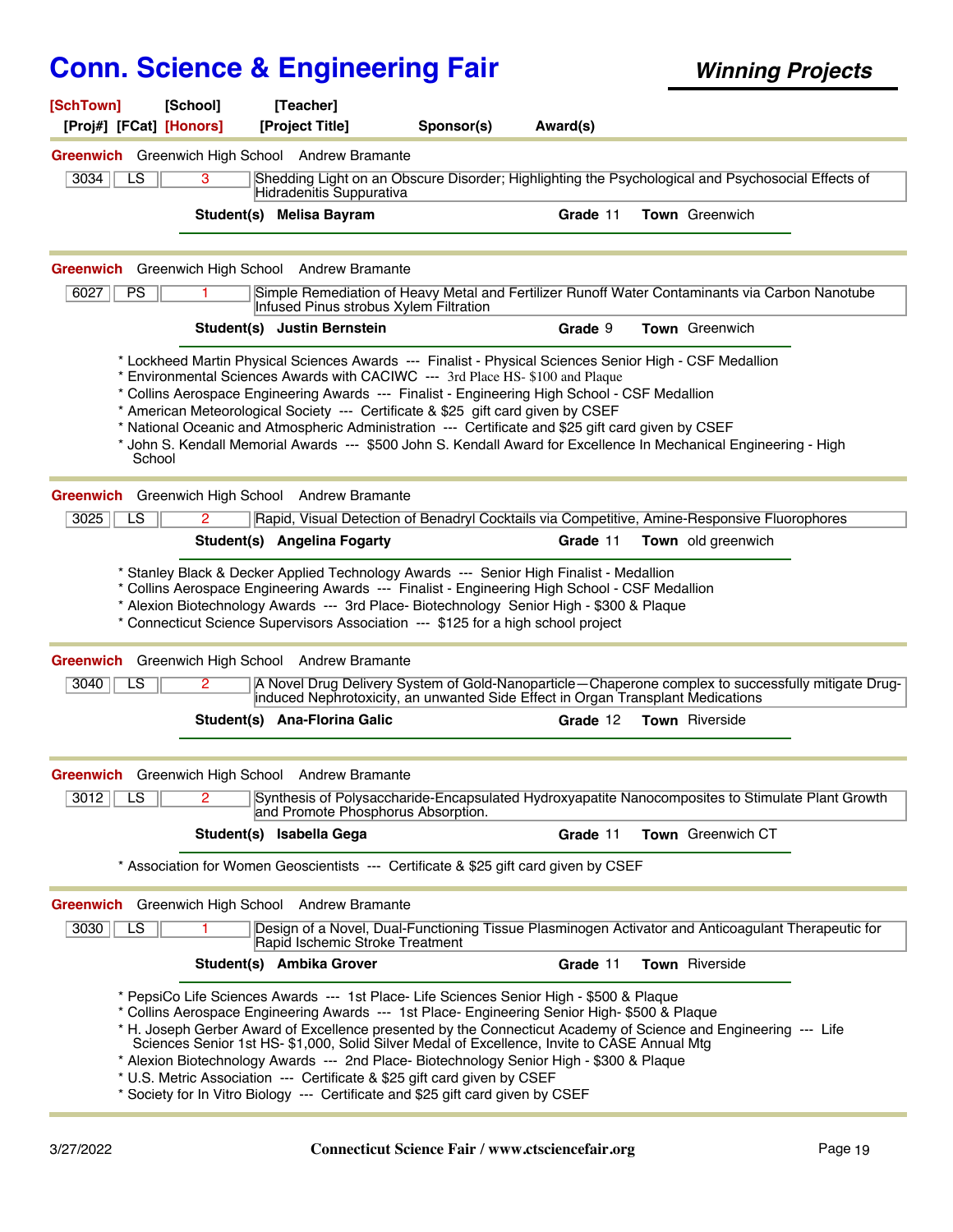# Conn. Science & Engineering Fair

***Winning Projects***

**[SchTown]** **[School]** **[Teacher]**
**[Proj#]** **[FCat]** **[Honors]** **[Project Title]** **Sponsor(s)** **Award(s)**

---

**Greenwich** Greenwich High School Andrew Bramante

| 3034 | LS | 3 | Shedding Light on an Obscure Disorder; Highlighting the Psychological and Psychosocial Effects of Hidradenitis Suppurativa |
|---|---|---|---|

**Student(s)** **Melisa Bayram** **Grade** 11 **Town** Greenwich

---

**Greenwich** Greenwich High School Andrew Bramante

| 6027 | PS | 1 | Simple Remediation of Heavy Metal and Fertilizer Runoff Water Contaminants via Carbon Nanotube Infused Pinus strobus Xylem Filtration |
|---|---|---|---|

**Student(s)** **Justin Bernstein** **Grade** 9 **Town** Greenwich

* Lockheed Martin Physical Sciences Awards --- Finalist - Physical Sciences Senior High - CSF Medallion
* Environmental Sciences Awards with CACIWC --- 3rd Place HS- $100 and Plaque
* Collins Aerospace Engineering Awards --- Finalist - Engineering High School - CSF Medallion
* American Meteorological Society --- Certificate & $25 gift card given by CSEF
* National Oceanic and Atmospheric Administration --- Certificate and $25 gift card given by CSEF
* John S. Kendall Memorial Awards --- $500 John S. Kendall Award for Excellence In Mechanical Engineering - High School

---

**Greenwich** Greenwich High School Andrew Bramante

| 3025 | LS | 2 | Rapid, Visual Detection of Benadryl Cocktails via Competitive, Amine-Responsive Fluorophores |
|---|---|---|---|

**Student(s)** **Angelina Fogarty** **Grade** 11 **Town** old greenwich

* Stanley Black & Decker Applied Technology Awards --- Senior High Finalist - Medallion
* Collins Aerospace Engineering Awards --- Finalist - Engineering High School - CSF Medallion
* Alexion Biotechnology Awards --- 3rd Place- Biotechnology Senior High - $300 & Plaque
* Connecticut Science Supervisors Association --- $125 for a high school project

---

**Greenwich** Greenwich High School Andrew Bramante

| 3040 | LS | 2 | A Novel Drug Delivery System of Gold-Nanoparticle—Chaperone complex to successfully mitigate Drug-induced Nephrotoxicity, an unwanted Side Effect in Organ Transplant Medications |
|---|---|---|---|

**Student(s)** **Ana-Florina Galic** **Grade** 12 **Town** Riverside

---

**Greenwich** Greenwich High School Andrew Bramante

| 3012 | LS | 2 | Synthesis of Polysaccharide-Encapsulated Hydroxyapatite Nanocomposites to Stimulate Plant Growth and Promote Phosphorus Absorption. |
|---|---|---|---|

**Student(s)** **Isabella Gega** **Grade** 11 **Town** Greenwich CT

* Association for Women Geoscientists --- Certificate & $25 gift card given by CSEF

---

**Greenwich** Greenwich High School Andrew Bramante

| 3030 | LS | 1 | Design of a Novel, Dual-Functioning Tissue Plasminogen Activator and Anticoagulant Therapeutic for Rapid Ischemic Stroke Treatment |
|---|---|---|---|

**Student(s)** **Ambika Grover** **Grade** 11 **Town** Riverside

* PepsiCo Life Sciences Awards --- 1st Place- Life Sciences Senior High - $500 & Plaque
* Collins Aerospace Engineering Awards --- 1st Place- Engineering Senior High- $500 & Plaque
* H. Joseph Gerber Award of Excellence presented by the Connecticut Academy of Science and Engineering --- Life Sciences Senior 1st HS- $1,000, Solid Silver Medal of Excellence, Invite to CASE Annual Mtg
* Alexion Biotechnology Awards --- 2nd Place- Biotechnology Senior High - $300 & Plaque
* U.S. Metric Association --- Certificate & $25 gift card given by CSEF
* Society for In Vitro Biology --- Certificate and $25 gift card given by CSEF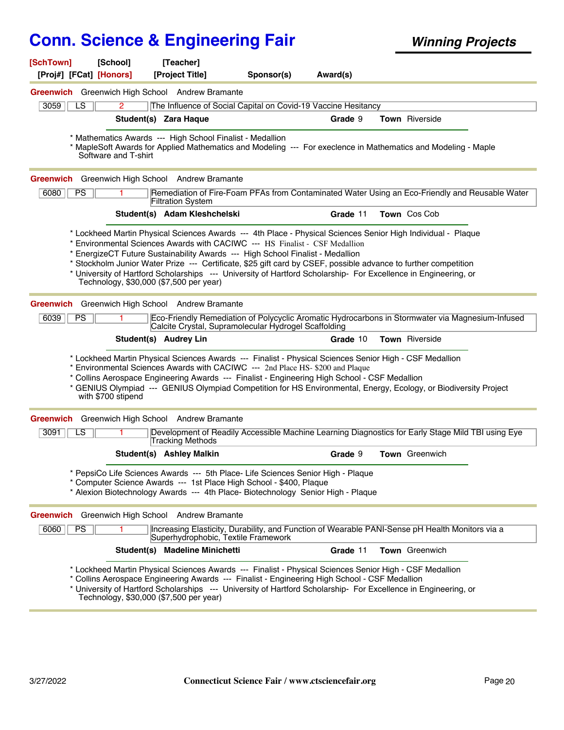# Conn. Science & Engineering Fair

***Winning Projects***

| [SchTown] | [School] | [Teacher] | | |
|---|---|---|---|---|
| [Proj#] [FCat] [Honors] | | [Project Title] | Sponsor(s) | Award(s) |

---

**Greenwich** Greenwich High School Andrew Bramante

| 3059 | LS | 2 | The Influence of Social Capital on Covid-19 Vaccine Hesitancy |
|---|---|---|---|

**Student(s) Zara Haque** **Grade** 9 **Town** Riverside

* Mathematics Awards --- High School Finalist - Medallion
* MapleSoft Awards for Applied Mathematics and Modeling --- For execlence in Mathematics and Modeling - Maple Software and T-shirt

---

**Greenwich** Greenwich High School Andrew Bramante

| 6080 | PS | 1 | Remediation of Fire-Foam PFAs from Contaminated Water Using an Eco-Friendly and Reusable Water Filtration System |
|---|---|---|---|

**Student(s) Adam Kleshchelski** **Grade** 11 **Town** Cos Cob

* Lockheed Martin Physical Sciences Awards --- 4th Place - Physical Sciences Senior High Individual - Plaque
* Environmental Sciences Awards with CACIWC --- HS Finalist - CSF Medallion
* EnergizeCT Future Sustainability Awards --- High School Finalist - Medallion
* Stockholm Junior Water Prize --- Certificate, $25 gift card by CSEF, possible advance to further competition
* University of Hartford Scholarships --- University of Hartford Scholarship- For Excellence in Engineering, or Technology, $30,000 ($7,500 per year)

---

**Greenwich** Greenwich High School Andrew Bramante

| 6039 | PS | 1 | Eco-Friendly Remediation of Polycyclic Aromatic Hydrocarbons in Stormwater via Magnesium-Infused Calcite Crystal, Supramolecular Hydrogel Scaffolding |
|---|---|---|---|

**Student(s) Audrey Lin** **Grade** 10 **Town** Riverside

* Lockheed Martin Physical Sciences Awards --- Finalist - Physical Sciences Senior High - CSF Medallion
* Environmental Sciences Awards with CACIWC --- 2nd Place HS- $200 and Plaque
* Collins Aerospace Engineering Awards --- Finalist - Engineering High School - CSF Medallion
* GENIUS Olympiad --- GENIUS Olympiad Competition for HS Environmental, Energy, Ecology, or Biodiversity Project with $700 stipend

---

**Greenwich** Greenwich High School Andrew Bramante

| 3091 | LS | 1 | Development of Readily Accessible Machine Learning Diagnostics for Early Stage Mild TBI using Eye Tracking Methods |
|---|---|---|---|

**Student(s) Ashley Malkin** **Grade** 9 **Town** Greenwich

* PepsiCo Life Sciences Awards --- 5th Place- Life Sciences Senior High - Plaque
* Computer Science Awards --- 1st Place High School - $400, Plaque
* Alexion Biotechnology Awards --- 4th Place- Biotechnology Senior High - Plaque

---

**Greenwich** Greenwich High School Andrew Bramante

| 6060 | PS | 1 | Increasing Elasticity, Durability, and Function of Wearable PANI-Sense pH Health Monitors via a Superhydrophobic, Textile Framework |
|---|---|---|---|

**Student(s) Madeline Minichetti** **Grade** 11 **Town** Greenwich

* Lockheed Martin Physical Sciences Awards --- Finalist - Physical Sciences Senior High - CSF Medallion
* Collins Aerospace Engineering Awards --- Finalist - Engineering High School - CSF Medallion
* University of Hartford Scholarships --- University of Hartford Scholarship- For Excellence in Engineering, or Technology, $30,000 ($7,500 per year)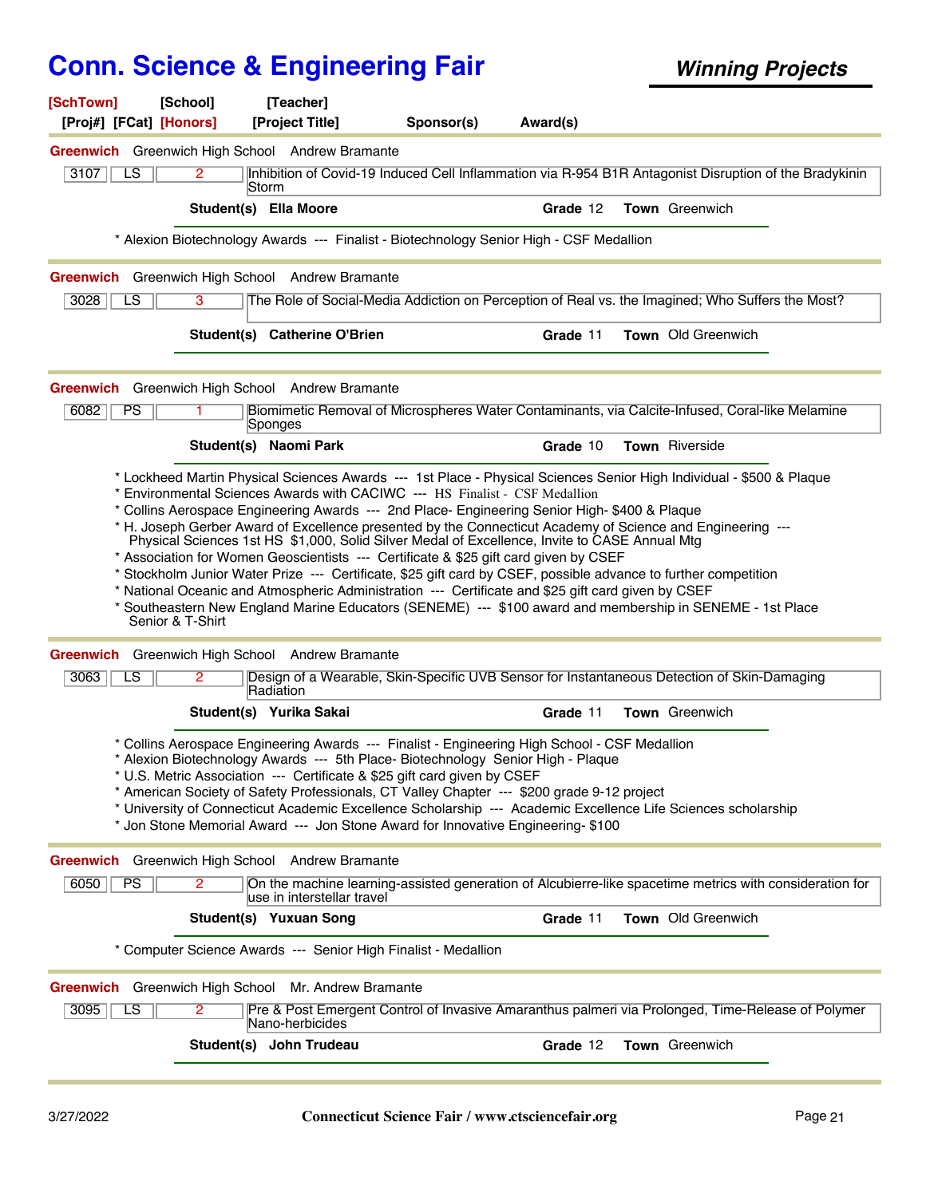# Conn. Science & Engineering Fair

## Winning Projects

| [SchTown] | [School] | [Teacher] | | | |
|---|---|---|---|---|---|
| [Proj#] | [FCat] | [Honors] | [Project Title] | Sponsor(s) | Award(s) |

---

**Greenwich** Greenwich High School Andrew Bramante

| 3107 | LS | 2 | Inhibition of Covid-19 Induced Cell Inflammation via R-954 B1R Antagonist Disruption of the Bradykinin Storm |
|---|---|---|---|

**Student(s)** **Ella Moore** **Grade** 12 **Town** Greenwich

* Alexion Biotechnology Awards --- Finalist - Biotechnology Senior High - CSF Medallion

---

**Greenwich** Greenwich High School Andrew Bramante

| 3028 | LS | 3 | The Role of Social-Media Addiction on Perception of Real vs. the Imagined; Who Suffers the Most? |
|---|---|---|---|

**Student(s)** **Catherine O'Brien** **Grade** 11 **Town** Old Greenwich

---

**Greenwich** Greenwich High School Andrew Bramante

| 6082 | PS | 1 | Biomimetic Removal of Microspheres Water Contaminants, via Calcite-Infused, Coral-like Melamine Sponges |
|---|---|---|---|

**Student(s)** **Naomi Park** **Grade** 10 **Town** Riverside

* Lockheed Martin Physical Sciences Awards --- 1st Place - Physical Sciences Senior High Individual - $500 & Plaque
* Environmental Sciences Awards with CACIWC --- HS Finalist - CSF Medallion
* Collins Aerospace Engineering Awards --- 2nd Place- Engineering Senior High- $400 & Plaque
* H. Joseph Gerber Award of Excellence presented by the Connecticut Academy of Science and Engineering --- Physical Sciences 1st HS $1,000, Solid Silver Medal of Excellence, Invite to CASE Annual Mtg
* Association for Women Geoscientists --- Certificate & $25 gift card given by CSEF
* Stockholm Junior Water Prize --- Certificate, $25 gift card by CSEF, possible advance to further competition
* National Oceanic and Atmospheric Administration --- Certificate and $25 gift card given by CSEF
* Southeastern New England Marine Educators (SENEME) --- $100 award and membership in SENEME - 1st Place Senior & T-Shirt

---

**Greenwich** Greenwich High School Andrew Bramante

| 3063 | LS | 2 | Design of a Wearable, Skin-Specific UVB Sensor for Instantaneous Detection of Skin-Damaging Radiation |
|---|---|---|---|

**Student(s)** **Yurika Sakai** **Grade** 11 **Town** Greenwich

* Collins Aerospace Engineering Awards --- Finalist - Engineering High School - CSF Medallion
* Alexion Biotechnology Awards --- 5th Place- Biotechnology Senior High - Plaque
* U.S. Metric Association --- Certificate & $25 gift card given by CSEF
* American Society of Safety Professionals, CT Valley Chapter --- $200 grade 9-12 project
* University of Connecticut Academic Excellence Scholarship --- Academic Excellence Life Sciences scholarship
* Jon Stone Memorial Award --- Jon Stone Award for Innovative Engineering- $100

---

**Greenwich** Greenwich High School Andrew Bramante

| 6050 | PS | 2 | On the machine learning-assisted generation of Alcubierre-like spacetime metrics with consideration for use in interstellar travel |
|---|---|---|---|

**Student(s)** **Yuxuan Song** **Grade** 11 **Town** Old Greenwich

* Computer Science Awards --- Senior High Finalist - Medallion

---

**Greenwich** Greenwich High School Mr. Andrew Bramante

| 3095 | LS | 2 | Pre & Post Emergent Control of Invasive Amaranthus palmeri via Prolonged, Time-Release of Polymer Nano-herbicides |
|---|---|---|---|

**Student(s)** **John Trudeau** **Grade** 12 **Town** Greenwich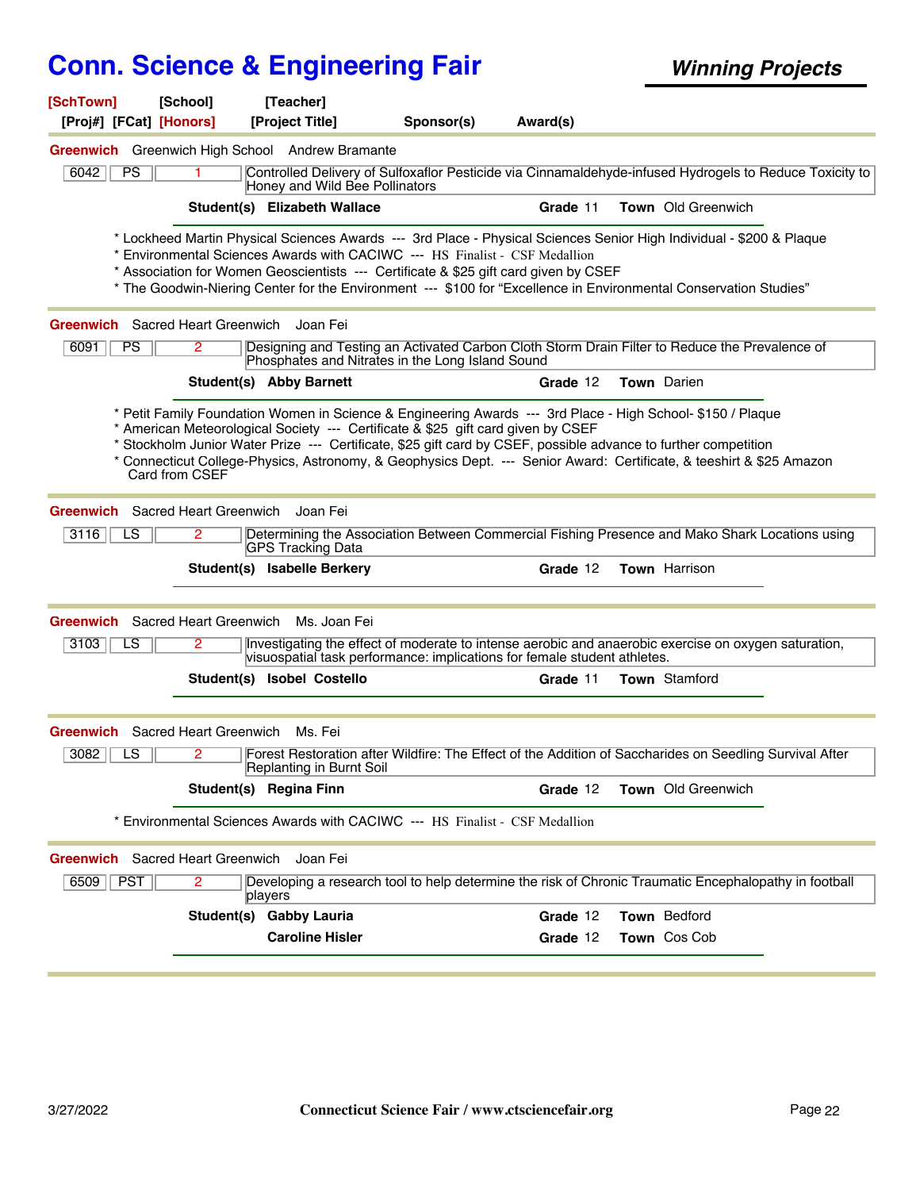# Conn. Science & Engineering Fair

**Winning Projects**

**[SchTown]** [School] [Teacher]
[Proj#] [FCat] **[Honors]** [Project Title] Sponsor(s) Award(s)

---

**Greenwich** Greenwich High School Andrew Bramante

| 6042 | PS | 1 | Controlled Delivery of Sulfoxaflor Pesticide via Cinnamaldehyde-infused Hydrogels to Reduce Toxicity to Honey and Wild Bee Pollinators |
|---|---|---|---|

**Student(s)** **Elizabeth Wallace** — **Grade** 11 **Town** Old Greenwich

* Lockheed Martin Physical Sciences Awards --- 3rd Place - Physical Sciences Senior High Individual - $200 & Plaque
* Environmental Sciences Awards with CACIWC --- HS Finalist - CSF Medallion
* Association for Women Geoscientists --- Certificate & $25 gift card given by CSEF
* The Goodwin-Niering Center for the Environment --- $100 for "Excellence in Environmental Conservation Studies"

---

**Greenwich** Sacred Heart Greenwich Joan Fei

| 6091 | PS | 2 | Designing and Testing an Activated Carbon Cloth Storm Drain Filter to Reduce the Prevalence of Phosphates and Nitrates in the Long Island Sound |
|---|---|---|---|

**Student(s)** **Abby Barnett** — **Grade** 12 **Town** Darien

* Petit Family Foundation Women in Science & Engineering Awards --- 3rd Place - High School- $150 / Plaque
* American Meteorological Society --- Certificate & $25 gift card given by CSEF
* Stockholm Junior Water Prize --- Certificate, $25 gift card by CSEF, possible advance to further competition
* Connecticut College-Physics, Astronomy, & Geophysics Dept. --- Senior Award: Certificate, & teeshirt & $25 Amazon Card from CSEF

---

**Greenwich** Sacred Heart Greenwich Joan Fei

| 3116 | LS | 2 | Determining the Association Between Commercial Fishing Presence and Mako Shark Locations using GPS Tracking Data |
|---|---|---|---|

**Student(s)** **Isabelle Berkery** — **Grade** 12 **Town** Harrison

---

**Greenwich** Sacred Heart Greenwich Ms. Joan Fei

| 3103 | LS | 2 | Investigating the effect of moderate to intense aerobic and anaerobic exercise on oxygen saturation, visuospatial task performance: implications for female student athletes. |
|---|---|---|---|

**Student(s)** **Isobel Costello** — **Grade** 11 **Town** Stamford

---

**Greenwich** Sacred Heart Greenwich Ms. Fei

| 3082 | LS | 2 | Forest Restoration after Wildfire: The Effect of the Addition of Saccharides on Seedling Survival After Replanting in Burnt Soil |
|---|---|---|---|

**Student(s)** **Regina Finn** — **Grade** 12 **Town** Old Greenwich

* Environmental Sciences Awards with CACIWC --- HS Finalist - CSF Medallion

---

**Greenwich** Sacred Heart Greenwich Joan Fei

| 6509 | PST | 2 | Developing a research tool to help determine the risk of Chronic Traumatic Encephalopathy in football players |
|---|---|---|---|

**Student(s)** **Gabby Lauria** — **Grade** 12 **Town** Bedford
**Caroline Hisler** — **Grade** 12 **Town** Cos Cob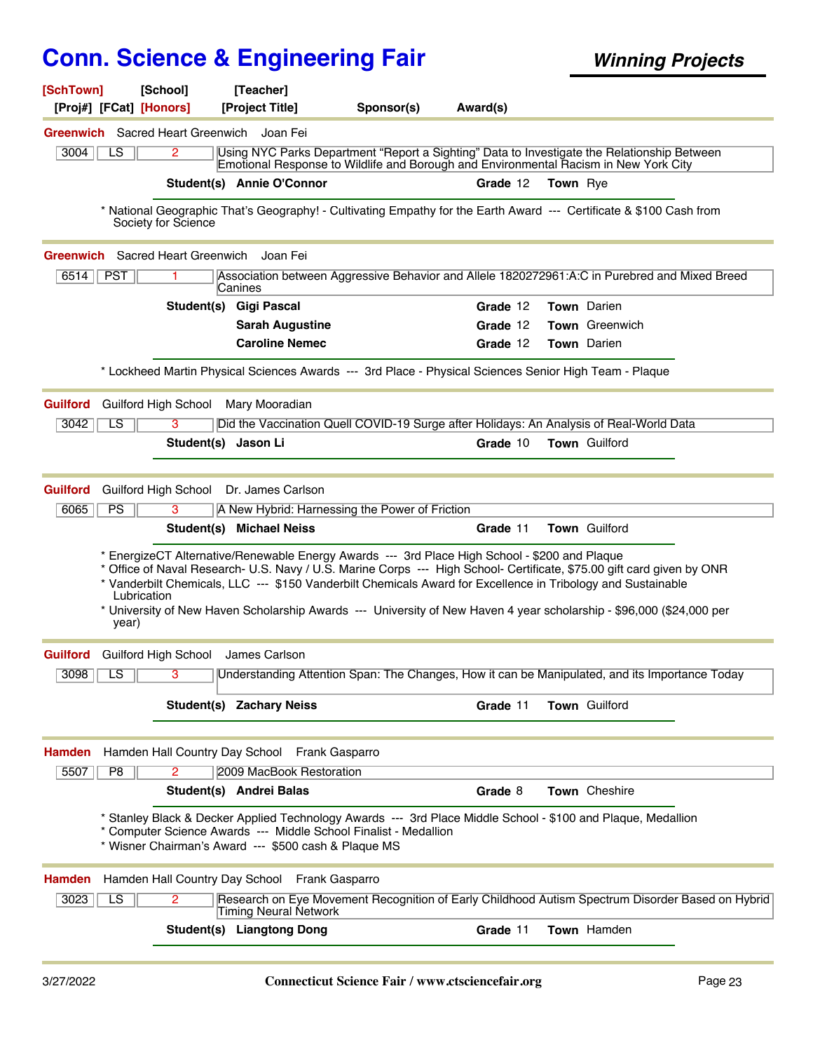# Conn. Science & Engineering Fair

***Winning Projects***

**[SchTown]** **[School]** **[Teacher]**
**[Proj#]** **[FCat]** **[Honors]** **[Project Title]** **Sponsor(s)** **Award(s)**

---

**Greenwich** Sacred Heart Greenwich Joan Fei

| 3004 | LS | 2 | Using NYC Parks Department "Report a Sighting" Data to Investigate the Relationship Between Emotional Response to Wildlife and Borough and Environmental Racism in New York City |
|---|---|---|---|

**Student(s)** **Annie O'Connor** **Grade** 12 **Town** Rye

* National Geographic That's Geography! - Cultivating Empathy for the Earth Award --- Certificate & $100 Cash from Society for Science

---

**Greenwich** Sacred Heart Greenwich Joan Fei

| 6514 | PST | 1 | Association between Aggressive Behavior and Allele 1820272961:A:C in Purebred and Mixed Breed Canines |
|---|---|---|---|

**Student(s)** **Gigi Pascal** **Grade** 12 **Town** Darien
**Sarah Augustine** **Grade** 12 **Town** Greenwich
**Caroline Nemec** **Grade** 12 **Town** Darien

* Lockheed Martin Physical Sciences Awards --- 3rd Place - Physical Sciences Senior High Team - Plaque

---

**Guilford** Guilford High School Mary Mooradian

| 3042 | LS | 3 | Did the Vaccination Quell COVID-19 Surge after Holidays: An Analysis of Real-World Data |
|---|---|---|---|

**Student(s)** **Jason Li** **Grade** 10 **Town** Guilford

---

**Guilford** Guilford High School Dr. James Carlson

| 6065 | PS | 3 | A New Hybrid: Harnessing the Power of Friction |
|---|---|---|---|

**Student(s)** **Michael Neiss** **Grade** 11 **Town** Guilford

* EnergizeCT Alternative/Renewable Energy Awards --- 3rd Place High School - $200 and Plaque
* Office of Naval Research- U.S. Navy / U.S. Marine Corps --- High School- Certificate, $75.00 gift card given by ONR
* Vanderbilt Chemicals, LLC --- $150 Vanderbilt Chemicals Award for Excellence in Tribology and Sustainable Lubrication
* University of New Haven Scholarship Awards --- University of New Haven 4 year scholarship - $96,000 ($24,000 per year)

---

**Guilford** Guilford High School James Carlson

| 3098 | LS | 3 | Understanding Attention Span: The Changes, How it can be Manipulated, and its Importance Today |
|---|---|---|---|

**Student(s)** **Zachary Neiss** **Grade** 11 **Town** Guilford

---

**Hamden** Hamden Hall Country Day School Frank Gasparro

| 5507 | P8 | 2 | 2009 MacBook Restoration |
|---|---|---|---|

**Student(s)** **Andrei Balas** **Grade** 8 **Town** Cheshire

* Stanley Black & Decker Applied Technology Awards --- 3rd Place Middle School - $100 and Plaque, Medallion
* Computer Science Awards --- Middle School Finalist - Medallion
* Wisner Chairman's Award --- $500 cash & Plaque MS

---

**Hamden** Hamden Hall Country Day School Frank Gasparro

| 3023 | LS | 2 | Research on Eye Movement Recognition of Early Childhood Autism Spectrum Disorder Based on Hybrid Timing Neural Network |
|---|---|---|---|

**Student(s)** **Liangtong Dong** **Grade** 11 **Town** Hamden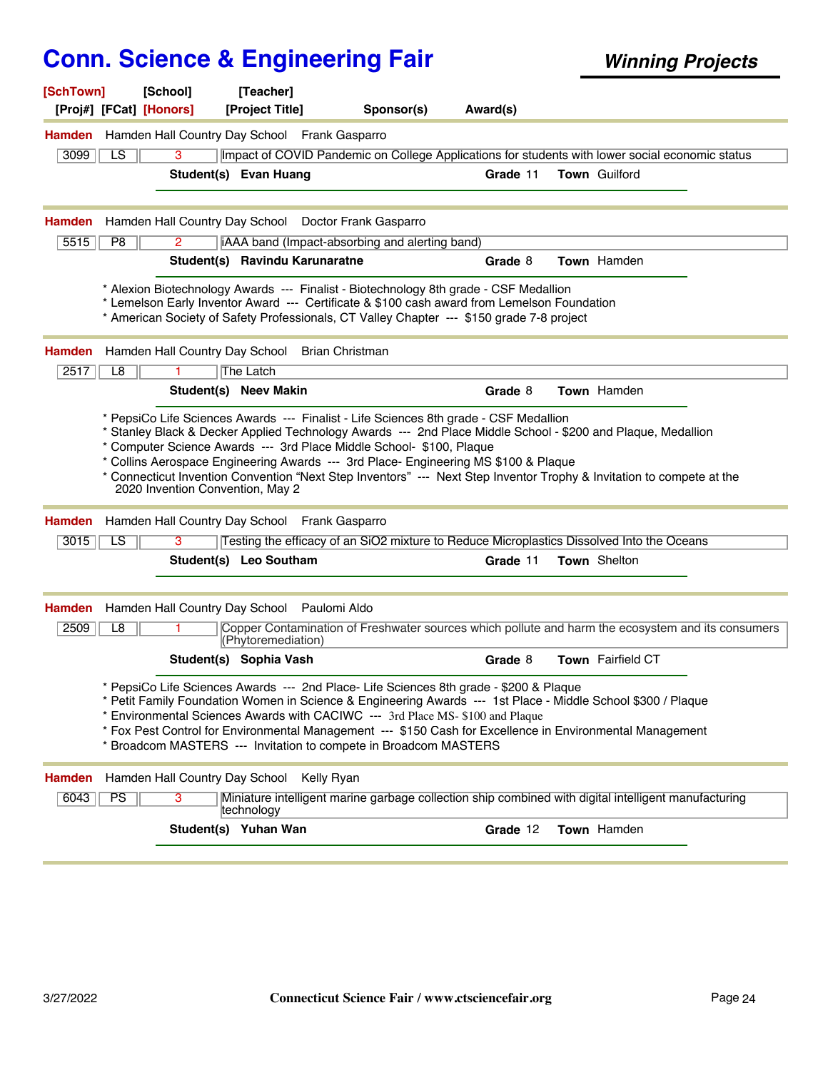# Conn. Science & Engineering Fair

***Winning Projects***

| [SchTown] | [School] | [Teacher] | | |
|---|---|---|---|---|
| [Proj#] [FCat] [Honors] | | [Project Title] | Sponsor(s) | Award(s) |

---

**Hamden** Hamden Hall Country Day School Frank Gasparro

| 3099 | LS | 3 | Impact of COVID Pandemic on College Applications for students with lower social economic status |
|---|---|---|---|

**Student(s)** **Evan Huang** **Grade** 11 **Town** Guilford

---

**Hamden** Hamden Hall Country Day School Doctor Frank Gasparro

| 5515 | P8 | 2 | iAAA band (Impact-absorbing and alerting band) |
|---|---|---|---|

**Student(s)** **Ravindu Karunaratne** **Grade** 8 **Town** Hamden

* Alexion Biotechnology Awards --- Finalist - Biotechnology 8th grade - CSF Medallion
* Lemelson Early Inventor Award --- Certificate & $100 cash award from Lemelson Foundation
* American Society of Safety Professionals, CT Valley Chapter --- $150 grade 7-8 project

---

**Hamden** Hamden Hall Country Day School Brian Christman

| 2517 | L8 | 1 | The Latch |
|---|---|---|---|

**Student(s)** **Neev Makin** **Grade** 8 **Town** Hamden

* PepsiCo Life Sciences Awards --- Finalist - Life Sciences 8th grade - CSF Medallion
* Stanley Black & Decker Applied Technology Awards --- 2nd Place Middle School - $200 and Plaque, Medallion
* Computer Science Awards --- 3rd Place Middle School- $100, Plaque
* Collins Aerospace Engineering Awards --- 3rd Place- Engineering MS $100 & Plaque
* Connecticut Invention Convention "Next Step Inventors" --- Next Step Inventor Trophy & Invitation to compete at the 2020 Invention Convention, May 2

---

**Hamden** Hamden Hall Country Day School Frank Gasparro

| 3015 | LS | 3 | Testing the efficacy of an SiO2 mixture to Reduce Microplastics Dissolved Into the Oceans |
|---|---|---|---|

**Student(s)** **Leo Southam** **Grade** 11 **Town** Shelton

---

**Hamden** Hamden Hall Country Day School Paulomi Aldo

| 2509 | L8 | 1 | Copper Contamination of Freshwater sources which pollute and harm the ecosystem and its consumers (Phytoremediation) |
|---|---|---|---|

**Student(s)** **Sophia Vash** **Grade** 8 **Town** Fairfield CT

* PepsiCo Life Sciences Awards --- 2nd Place- Life Sciences 8th grade - $200 & Plaque
* Petit Family Foundation Women in Science & Engineering Awards --- 1st Place - Middle School $300 / Plaque
* Environmental Sciences Awards with CACIWC --- 3rd Place MS- $100 and Plaque
* Fox Pest Control for Environmental Management --- $150 Cash for Excellence in Environmental Management
* Broadcom MASTERS --- Invitation to compete in Broadcom MASTERS

---

**Hamden** Hamden Hall Country Day School Kelly Ryan

| 6043 | PS | 3 | Miniature intelligent marine garbage collection ship combined with digital intelligent manufacturing technology |
|---|---|---|---|

**Student(s)** **Yuhan Wan** **Grade** 12 **Town** Hamden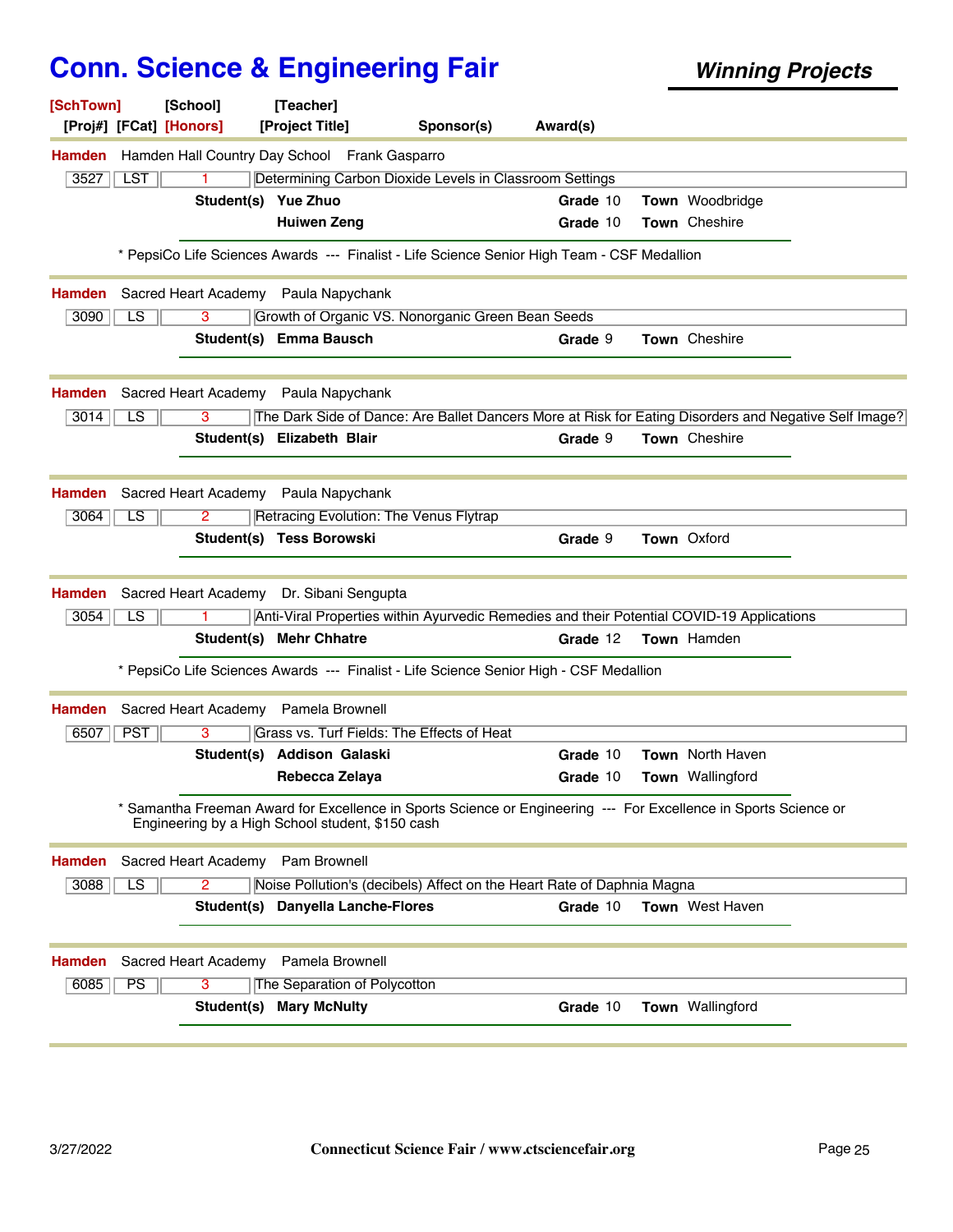# Conn. Science & Engineering Fair

***Winning Projects***

**[SchTown]** **[School]** **[Teacher]**
**[Proj#]** **[FCat]** **[Honors]** **[Project Title]** **Sponsor(s)** **Award(s)**

---

**Hamden** Hamden Hall Country Day School Frank Gasparro

| 3527 | LST | 1 | Determining Carbon Dioxide Levels in Classroom Settings |
|---|---|---|---|

**Student(s)** **Yue Zhuo** **Grade** 10 **Town** Woodbridge
**Huiwen Zeng** **Grade** 10 **Town** Cheshire

* PepsiCo Life Sciences Awards --- Finalist - Life Science Senior High Team - CSF Medallion

---

**Hamden** Sacred Heart Academy Paula Napychank

| 3090 | LS | 3 | Growth of Organic VS. Nonorganic Green Bean Seeds |
|---|---|---|---|

**Student(s)** **Emma Bausch** **Grade** 9 **Town** Cheshire

---

**Hamden** Sacred Heart Academy Paula Napychank

| 3014 | LS | 3 | The Dark Side of Dance: Are Ballet Dancers More at Risk for Eating Disorders and Negative Self Image? |
|---|---|---|---|

**Student(s)** **Elizabeth Blair** **Grade** 9 **Town** Cheshire

---

**Hamden** Sacred Heart Academy Paula Napychank

| 3064 | LS | 2 | Retracing Evolution: The Venus Flytrap |
|---|---|---|---|

**Student(s)** **Tess Borowski** **Grade** 9 **Town** Oxford

---

**Hamden** Sacred Heart Academy Dr. Sibani Sengupta

| 3054 | LS | 1 | Anti-Viral Properties within Ayurvedic Remedies and their Potential COVID-19 Applications |
|---|---|---|---|

**Student(s)** **Mehr Chhatre** **Grade** 12 **Town** Hamden

* PepsiCo Life Sciences Awards --- Finalist - Life Science Senior High - CSF Medallion

---

**Hamden** Sacred Heart Academy Pamela Brownell

| 6507 | PST | 3 | Grass vs. Turf Fields: The Effects of Heat |
|---|---|---|---|

**Student(s)** **Addison Galaski** **Grade** 10 **Town** North Haven
**Rebecca Zelaya** **Grade** 10 **Town** Wallingford

* Samantha Freeman Award for Excellence in Sports Science or Engineering --- For Excellence in Sports Science or Engineering by a High School student, $150 cash

---

**Hamden** Sacred Heart Academy Pam Brownell

| 3088 | LS | 2 | Noise Pollution's (decibels) Affect on the Heart Rate of Daphnia Magna |
|---|---|---|---|

**Student(s)** **Danyella Lanche-Flores** **Grade** 10 **Town** West Haven

---

**Hamden** Sacred Heart Academy Pamela Brownell

| 6085 | PS | 3 | The Separation of Polycotton |
|---|---|---|---|

**Student(s)** **Mary McNulty** **Grade** 10 **Town** Wallingford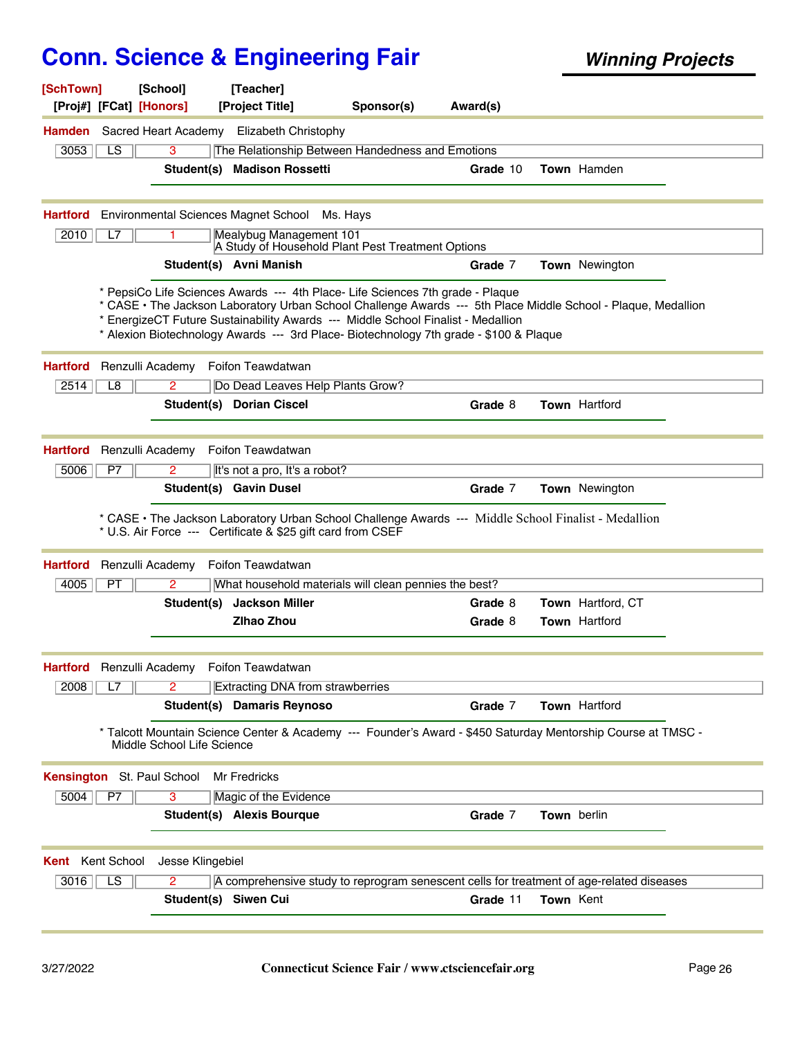# Conn. Science & Engineering Fair

***Winning Projects***

[SchTown] [School] [Teacher]
[Proj#] [FCat] [Honors] [Project Title] Sponsor(s) Award(s)

---

**Hamden** Sacred Heart Academy Elizabeth Christophy

| 3053 | LS | 3 | The Relationship Between Handedness and Emotions |
|---|---|---|---|

**Student(s)** **Madison Rossetti** **Grade** 10 **Town** Hamden

---

**Hartford** Environmental Sciences Magnet School Ms. Hays

| 2010 | L7 | 1 | Mealybug Management 101<br>A Study of Household Plant Pest Treatment Options |
|---|---|---|---|

**Student(s)** **Avni Manish** **Grade** 7 **Town** Newington

* PepsiCo Life Sciences Awards --- 4th Place- Life Sciences 7th grade - Plaque
* CASE • The Jackson Laboratory Urban School Challenge Awards --- 5th Place Middle School - Plaque, Medallion
* EnergizeCT Future Sustainability Awards --- Middle School Finalist - Medallion
* Alexion Biotechnology Awards --- 3rd Place- Biotechnology 7th grade - $100 & Plaque

---

**Hartford** Renzulli Academy Foifon Teawdatwan

| 2514 | L8 | 2 | Do Dead Leaves Help Plants Grow? |
|---|---|---|---|

**Student(s)** **Dorian Ciscel** **Grade** 8 **Town** Hartford

---

**Hartford** Renzulli Academy Foifon Teawdatwan

| 5006 | P7 | 2 | It's not a pro, It's a robot? |
|---|---|---|---|

**Student(s)** **Gavin Dusel** **Grade** 7 **Town** Newington

* CASE • The Jackson Laboratory Urban School Challenge Awards --- Middle School Finalist - Medallion
* U.S. Air Force --- Certificate & $25 gift card from CSEF

---

**Hartford** Renzulli Academy Foifon Teawdatwan

| 4005 | PT | 2 | What household materials will clean pennies the best? |
|---|---|---|---|

**Student(s)** **Jackson Miller** **Grade** 8 **Town** Hartford, CT
**ZIhao Zhou** **Grade** 8 **Town** Hartford

---

**Hartford** Renzulli Academy Foifon Teawdatwan

| 2008 | L7 | 2 | Extracting DNA from strawberries |
|---|---|---|---|

**Student(s)** **Damaris Reynoso** **Grade** 7 **Town** Hartford

* Talcott Mountain Science Center & Academy --- Founder's Award - $450 Saturday Mentorship Course at TMSC - Middle School Life Science

---

**Kensington** St. Paul School Mr Fredricks

| 5004 | P7 | 3 | Magic of the Evidence |
|---|---|---|---|

**Student(s)** **Alexis Bourque** **Grade** 7 **Town** berlin

---

**Kent** Kent School Jesse Klingebiel

| 3016 | LS | 2 | A comprehensive study to reprogram senescent cells for treatment of age-related diseases |
|---|---|---|---|

**Student(s)** **Siwen Cui** **Grade** 11 **Town** Kent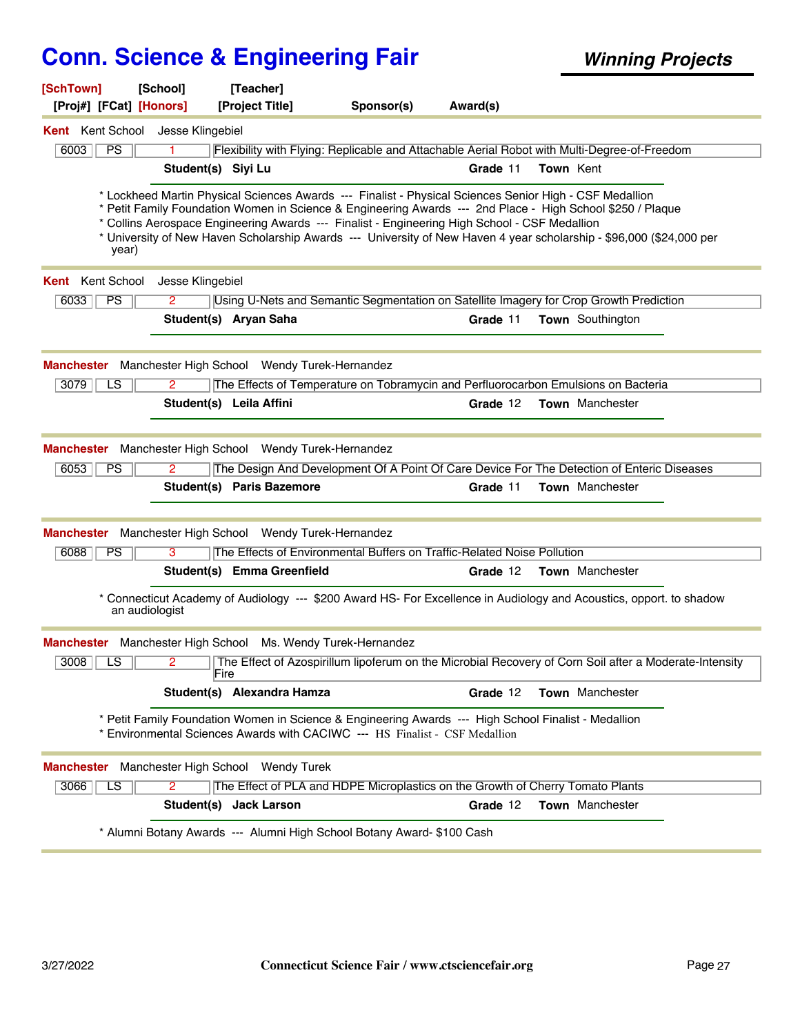# Conn. Science & Engineering Fair

***Winning Projects***

**[SchTown] [School] [Teacher]**
**[Proj#] [FCat] [Honors] [Project Title] Sponsor(s) Award(s)**

---

**Kent** Kent School Jesse Klingebiel

| 6003 | PS | 1 | Flexibility with Flying: Replicable and Attachable Aerial Robot with Multi-Degree-of-Freedom |
|---|---|---|---|

**Student(s) Siyi Lu** **Grade** 11 **Town** Kent

* Lockheed Martin Physical Sciences Awards --- Finalist - Physical Sciences Senior High - CSF Medallion
* Petit Family Foundation Women in Science & Engineering Awards --- 2nd Place - High School $250 / Plaque
* Collins Aerospace Engineering Awards --- Finalist - Engineering High School - CSF Medallion
* University of New Haven Scholarship Awards --- University of New Haven 4 year scholarship - $96,000 ($24,000 per year)

---

**Kent** Kent School Jesse Klingebiel

| 6033 | PS | 2 | Using U-Nets and Semantic Segmentation on Satellite Imagery for Crop Growth Prediction |
|---|---|---|---|

**Student(s) Aryan Saha** **Grade** 11 **Town** Southington

---

**Manchester** Manchester High School Wendy Turek-Hernandez

| 3079 | LS | 2 | The Effects of Temperature on Tobramycin and Perfluorocarbon Emulsions on Bacteria |
|---|---|---|---|

**Student(s) Leila Affini** **Grade** 12 **Town** Manchester

---

**Manchester** Manchester High School Wendy Turek-Hernandez

| 6053 | PS | 2 | The Design And Development Of A Point Of Care Device For The Detection of Enteric Diseases |
|---|---|---|---|

**Student(s) Paris Bazemore** **Grade** 11 **Town** Manchester

---

**Manchester** Manchester High School Wendy Turek-Hernandez

| 6088 | PS | 3 | The Effects of Environmental Buffers on Traffic-Related Noise Pollution |
|---|---|---|---|

**Student(s) Emma Greenfield** **Grade** 12 **Town** Manchester

* Connecticut Academy of Audiology --- $200 Award HS- For Excellence in Audiology and Acoustics, opport. to shadow an audiologist

---

**Manchester** Manchester High School Ms. Wendy Turek-Hernandez

| 3008 | LS | 2 | The Effect of Azospirillum lipoferum on the Microbial Recovery of Corn Soil after a Moderate-Intensity Fire |
|---|---|---|---|

**Student(s) Alexandra Hamza** **Grade** 12 **Town** Manchester

* Petit Family Foundation Women in Science & Engineering Awards --- High School Finalist - Medallion
* Environmental Sciences Awards with CACIWC --- HS Finalist - CSF Medallion

---

**Manchester** Manchester High School Wendy Turek

| 3066 | LS | 2 | The Effect of PLA and HDPE Microplastics on the Growth of Cherry Tomato Plants |
|---|---|---|---|

**Student(s) Jack Larson** **Grade** 12 **Town** Manchester

* Alumni Botany Awards --- Alumni High School Botany Award- $100 Cash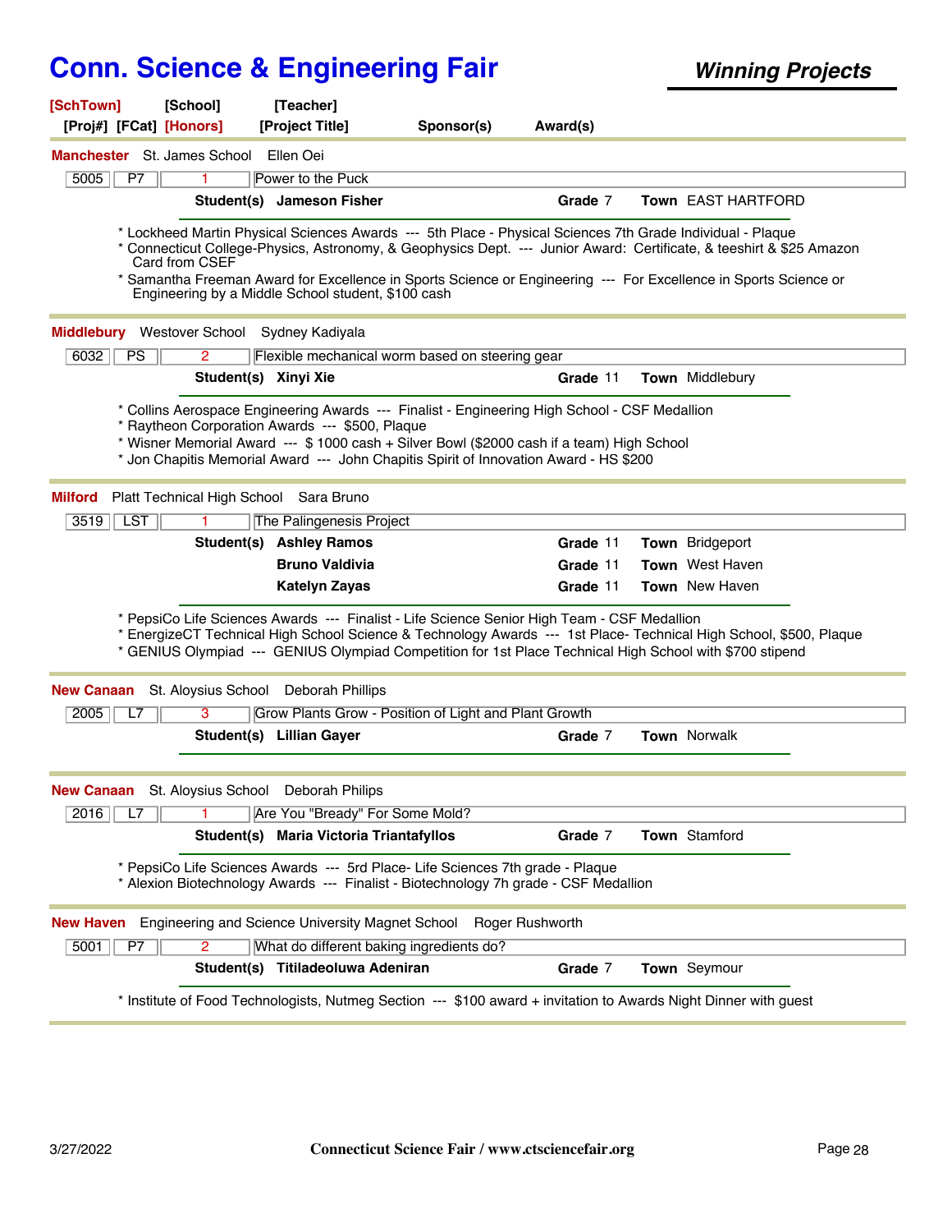# Conn. Science & Engineering Fair

***Winning Projects***

**[SchTown]** [School] [Teacher]
[Proj#] [FCat] **[Honors]** [Project Title] Sponsor(s) Award(s)

---

**Manchester** St. James School Ellen Oei

| 5005 | P7 | 1 | Power to the Puck |
|---|---|---|---|

**Student(s)** **Jameson Fisher** — **Grade** 7 — **Town** EAST HARTFORD

* Lockheed Martin Physical Sciences Awards --- 5th Place - Physical Sciences 7th Grade Individual - Plaque
* Connecticut College-Physics, Astronomy, & Geophysics Dept. --- Junior Award: Certificate, & teeshirt & $25 Amazon Card from CSEF
* Samantha Freeman Award for Excellence in Sports Science or Engineering --- For Excellence in Sports Science or Engineering by a Middle School student, $100 cash

---

**Middlebury** Westover School Sydney Kadiyala

| 6032 | PS | 2 | Flexible mechanical worm based on steering gear |
|---|---|---|---|

**Student(s)** **Xinyi Xie** — **Grade** 11 — **Town** Middlebury

* Collins Aerospace Engineering Awards --- Finalist - Engineering High School - CSF Medallion
* Raytheon Corporation Awards --- $500, Plaque
* Wisner Memorial Award --- $ 1000 cash + Silver Bowl ($2000 cash if a team) High School
* Jon Chapitis Memorial Award --- John Chapitis Spirit of Innovation Award - HS $200

---

**Milford** Platt Technical High School Sara Bruno

| 3519 | LST | 1 | The Palingenesis Project |
|---|---|---|---|

**Student(s)** **Ashley Ramos** — **Grade** 11 — **Town** Bridgeport
**Bruno Valdivia** — **Grade** 11 — **Town** West Haven
**Katelyn Zayas** — **Grade** 11 — **Town** New Haven

* PepsiCo Life Sciences Awards --- Finalist - Life Science Senior High Team - CSF Medallion
* EnergizeCT Technical High School Science & Technology Awards --- 1st Place- Technical High School, $500, Plaque
* GENIUS Olympiad --- GENIUS Olympiad Competition for 1st Place Technical High School with $700 stipend

---

**New Canaan** St. Aloysius School Deborah Phillips

| 2005 | L7 | 3 | Grow Plants Grow - Position of Light and Plant Growth |
|---|---|---|---|

**Student(s)** **Lillian Gayer** — **Grade** 7 — **Town** Norwalk

---

**New Canaan** St. Aloysius School Deborah Philips

| 2016 | L7 | 1 | Are You "Bready" For Some Mold? |
|---|---|---|---|

**Student(s)** **Maria Victoria Triantafyllos** — **Grade** 7 — **Town** Stamford

* PepsiCo Life Sciences Awards --- 5rd Place- Life Sciences 7th grade - Plaque
* Alexion Biotechnology Awards --- Finalist - Biotechnology 7h grade - CSF Medallion

---

**New Haven** Engineering and Science University Magnet School Roger Rushworth

| 5001 | P7 | 2 | What do different baking ingredients do? |
|---|---|---|---|

**Student(s)** **Titiladeoluwa Adeniran** — **Grade** 7 — **Town** Seymour

* Institute of Food Technologists, Nutmeg Section --- $100 award + invitation to Awards Night Dinner with guest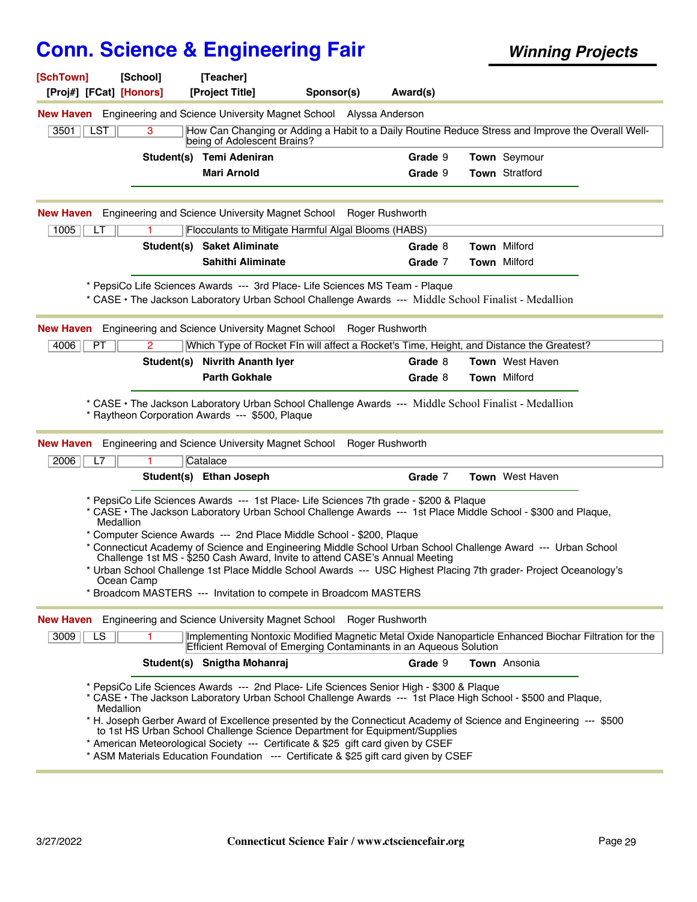# Conn. Science & Engineering Fair

***Winning Projects***

[SchTown] [School] [Teacher]
[Proj#] [FCat] [Honors] [Project Title] Sponsor(s) Award(s)

---

**New Haven** Engineering and Science University Magnet School Alyssa Anderson

| 3501 | LST | 3 | How Can Changing or Adding a Habit to a Daily Routine Reduce Stress and Improve the Overall Well-being of Adolescent Brains? |
|---|---|---|---|

**Student(s)** **Temi Adeniran** **Grade** 9 **Town** Seymour
**Mari Arnold** **Grade** 9 **Town** Stratford

---

**New Haven** Engineering and Science University Magnet School Roger Rushworth

| 1005 | LT | 1 | Flocculants to Mitigate Harmful Algal Blooms (HABS) |
|---|---|---|---|

**Student(s)** **Saket Aliminate** **Grade** 8 **Town** Milford
**Sahithi Aliminate** **Grade** 7 **Town** Milford

* PepsiCo Life Sciences Awards --- 3rd Place- Life Sciences MS Team - Plaque
* CASE • The Jackson Laboratory Urban School Challenge Awards --- Middle School Finalist - Medallion

---

**New Haven** Engineering and Science University Magnet School Roger Rushworth

| 4006 | PT | 2 | Which Type of Rocket FIn will affect a Rocket's Time, Height, and Distance the Greatest? |
|---|---|---|---|

**Student(s)** **Nivrith Ananth Iyer** **Grade** 8 **Town** West Haven
**Parth Gokhale** **Grade** 8 **Town** Milford

* CASE • The Jackson Laboratory Urban School Challenge Awards --- Middle School Finalist - Medallion
* Raytheon Corporation Awards --- $500, Plaque

---

**New Haven** Engineering and Science University Magnet School Roger Rushworth

| 2006 | L7 | 1 | Catalace |
|---|---|---|---|

**Student(s)** **Ethan Joseph** **Grade** 7 **Town** West Haven

* PepsiCo Life Sciences Awards --- 1st Place- Life Sciences 7th grade - $200 & Plaque
* CASE • The Jackson Laboratory Urban School Challenge Awards --- 1st Place Middle School - $300 and Plaque, Medallion
* Computer Science Awards --- 2nd Place Middle School - $200, Plaque
* Connecticut Academy of Science and Engineering Middle School Urban School Challenge Award --- Urban School Challenge 1st MS - $250 Cash Award, Invite to attend CASE's Annual Meeting
* Urban School Challenge 1st Place Middle School Awards --- USC Highest Placing 7th grader- Project Oceanology's Ocean Camp
* Broadcom MASTERS --- Invitation to compete in Broadcom MASTERS

---

**New Haven** Engineering and Science University Magnet School Roger Rushworth

| 3009 | LS | 1 | Implementing Nontoxic Modified Magnetic Metal Oxide Nanoparticle Enhanced Biochar Filtration for the Efficient Removal of Emerging Contaminants in an Aqueous Solution |
|---|---|---|---|

**Student(s)** **Snigtha Mohanraj** **Grade** 9 **Town** Ansonia

* PepsiCo Life Sciences Awards --- 2nd Place- Life Sciences Senior High - $300 & Plaque
* CASE • The Jackson Laboratory Urban School Challenge Awards --- 1st Place High School - $500 and Plaque, Medallion
* H. Joseph Gerber Award of Excellence presented by the Connecticut Academy of Science and Engineering --- $500 to 1st HS Urban School Challenge Science Department for Equipment/Supplies
* American Meteorological Society --- Certificate & $25 gift card given by CSEF
* ASM Materials Education Foundation --- Certificate & $25 gift card given by CSEF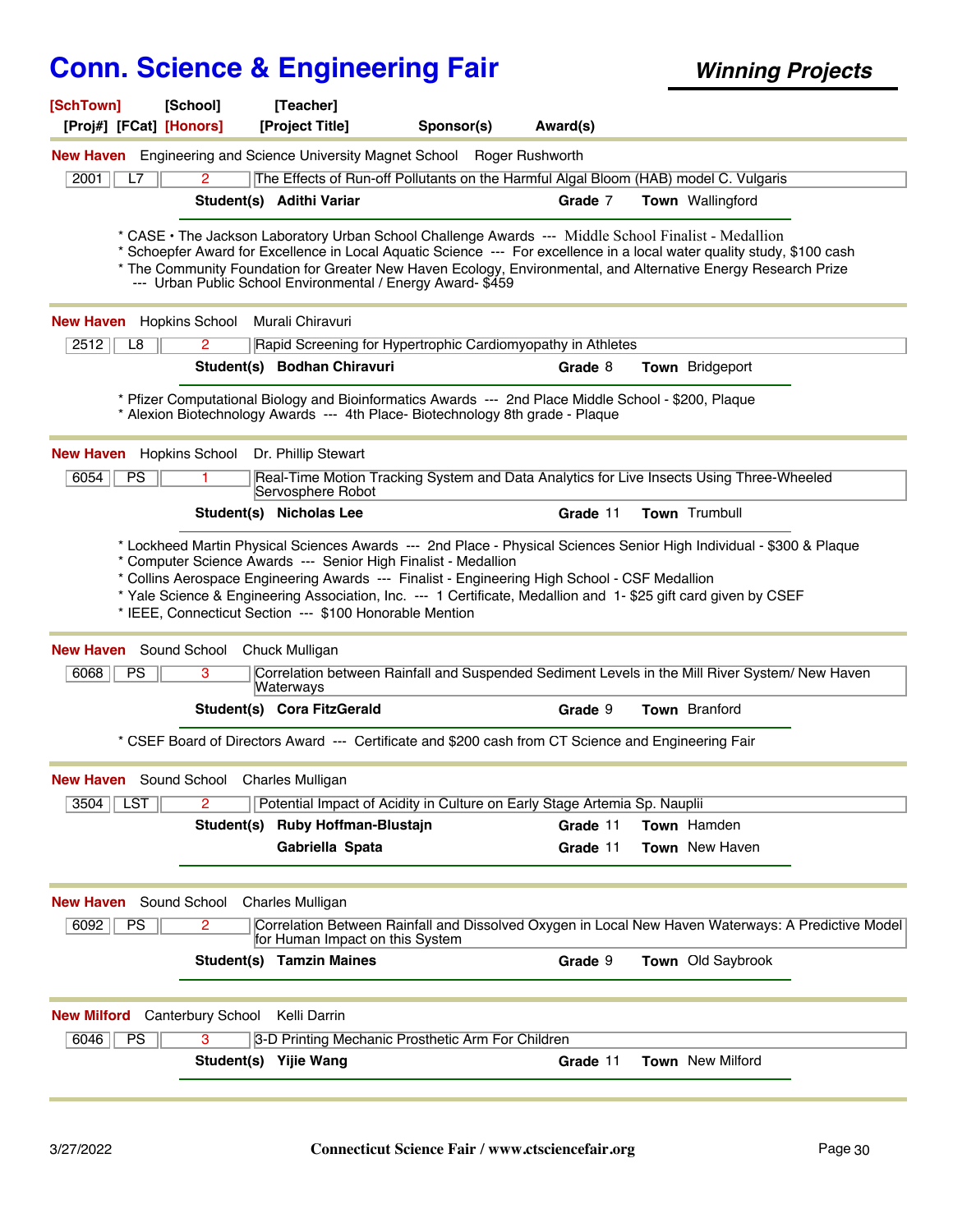# Conn. Science & Engineering Fair

## *Winning Projects*

**[SchTown]** **[School]** **[Teacher]**
**[Proj#]** **[FCat]** **[Honors]** **[Project Title]** **Sponsor(s)** **Award(s)**

---

**New Haven** Engineering and Science University Magnet School Roger Rushworth

| 2001 | L7 | 2 | The Effects of Run-off Pollutants on the Harmful Algal Bloom (HAB) model C. Vulgaris |
|---|---|---|---|

**Student(s)** **Adithi Variar** **Grade** 7 **Town** Wallingford

* CASE • The Jackson Laboratory Urban School Challenge Awards --- Middle School Finalist - Medallion
* Schoepfer Award for Excellence in Local Aquatic Science --- For excellence in a local water quality study, $100 cash
* The Community Foundation for Greater New Haven Ecology, Environmental, and Alternative Energy Research Prize --- Urban Public School Environmental / Energy Award- $459

---

**New Haven** Hopkins School Murali Chiravuri

| 2512 | L8 | 2 | Rapid Screening for Hypertrophic Cardiomyopathy in Athletes |
|---|---|---|---|

**Student(s)** **Bodhan Chiravuri** **Grade** 8 **Town** Bridgeport

* Pfizer Computational Biology and Bioinformatics Awards --- 2nd Place Middle School - $200, Plaque
* Alexion Biotechnology Awards --- 4th Place- Biotechnology 8th grade - Plaque

---

**New Haven** Hopkins School Dr. Phillip Stewart

| 6054 | PS | 1 | Real-Time Motion Tracking System and Data Analytics for Live Insects Using Three-Wheeled Servosphere Robot |
|---|---|---|---|

**Student(s)** **Nicholas Lee** **Grade** 11 **Town** Trumbull

* Lockheed Martin Physical Sciences Awards --- 2nd Place - Physical Sciences Senior High Individual - $300 & Plaque
* Computer Science Awards --- Senior High Finalist - Medallion
* Collins Aerospace Engineering Awards --- Finalist - Engineering High School - CSF Medallion
* Yale Science & Engineering Association, Inc. --- 1 Certificate, Medallion and 1- $25 gift card given by CSEF
* IEEE, Connecticut Section --- $100 Honorable Mention

---

**New Haven** Sound School Chuck Mulligan

| 6068 | PS | 3 | Correlation between Rainfall and Suspended Sediment Levels in the Mill River System/ New Haven Waterways |
|---|---|---|---|

**Student(s)** **Cora FitzGerald** **Grade** 9 **Town** Branford

* CSEF Board of Directors Award --- Certificate and $200 cash from CT Science and Engineering Fair

---

**New Haven** Sound School Charles Mulligan

| 3504 | LST | 2 | Potential Impact of Acidity in Culture on Early Stage Artemia Sp. Nauplii |
|---|---|---|---|

**Student(s)** **Ruby Hoffman-Blustajn** **Grade** 11 **Town** Hamden
**Gabriella Spata** **Grade** 11 **Town** New Haven

---

**New Haven** Sound School Charles Mulligan

| 6092 | PS | 2 | Correlation Between Rainfall and Dissolved Oxygen in Local New Haven Waterways: A Predictive Model for Human Impact on this System |
|---|---|---|---|

**Student(s)** **Tamzin Maines** **Grade** 9 **Town** Old Saybrook

---

**New Milford** Canterbury School Kelli Darrin

| 6046 | PS | 3 | 3-D Printing Mechanic Prosthetic Arm For Children |
|---|---|---|---|

**Student(s)** **Yijie Wang** **Grade** 11 **Town** New Milford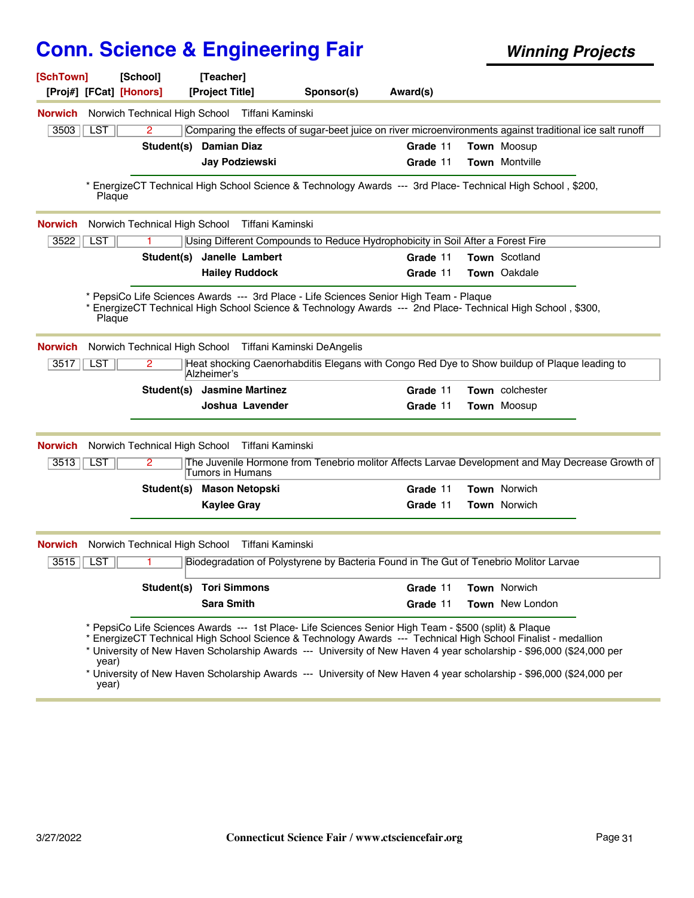# Conn. Science & Engineering Fair

***Winning Projects***

**[SchTown]** **[School]** **[Teacher]**
**[Proj#]** **[FCat]** **[Honors]** **[Project Title]** **Sponsor(s)** **Award(s)**

---

**Norwich** Norwich Technical High School Tiffani Kaminski

| 3503 | LST | 2 | Comparing the effects of sugar-beet juice on river microenvironments against traditional ice salt runoff |
|---|---|---|---|

| Student(s) | Grade | Town |
|---|---|---|
| **Damian Diaz** | 11 | Moosup |
| **Jay Podziewski** | 11 | Montville |

* EnergizeCT Technical High School Science & Technology Awards --- 3rd Place- Technical High School , $200, Plaque

---

**Norwich** Norwich Technical High School Tiffani Kaminski

| 3522 | LST | 1 | Using Different Compounds to Reduce Hydrophobicity in Soil After a Forest Fire |
|---|---|---|---|

| Student(s) | Grade | Town |
|---|---|---|
| **Janelle Lambert** | 11 | Scotland |
| **Hailey Ruddock** | 11 | Oakdale |

* PepsiCo Life Sciences Awards --- 3rd Place - Life Sciences Senior High Team - Plaque
* EnergizeCT Technical High School Science & Technology Awards --- 2nd Place- Technical High School , $300, Plaque

---

**Norwich** Norwich Technical High School Tiffani Kaminski DeAngelis

| 3517 | LST | 2 | Heat shocking Caenorhabditis Elegans with Congo Red Dye to Show buildup of Plaque leading to Alzheimer's |
|---|---|---|---|

| Student(s) | Grade | Town |
|---|---|---|
| **Jasmine Martinez** | 11 | colchester |
| **Joshua Lavender** | 11 | Moosup |

---

**Norwich** Norwich Technical High School Tiffani Kaminski

| 3513 | LST | 2 | The Juvenile Hormone from Tenebrio molitor Affects Larvae Development and May Decrease Growth of Tumors in Humans |
|---|---|---|---|

| Student(s) | Grade | Town |
|---|---|---|
| **Mason Netopski** | 11 | Norwich |
| **Kaylee Gray** | 11 | Norwich |

---

**Norwich** Norwich Technical High School Tiffani Kaminski

| 3515 | LST | 1 | Biodegradation of Polystyrene by Bacteria Found in The Gut of Tenebrio Molitor Larvae |
|---|---|---|---|

| Student(s) | Grade | Town |
|---|---|---|
| **Tori Simmons** | 11 | Norwich |
| **Sara Smith** | 11 | New London |

* PepsiCo Life Sciences Awards --- 1st Place- Life Sciences Senior High Team - $500 (split) & Plaque
* EnergizeCT Technical High School Science & Technology Awards --- Technical High School Finalist - medallion
* University of New Haven Scholarship Awards --- University of New Haven 4 year scholarship - $96,000 ($24,000 per year)
* University of New Haven Scholarship Awards --- University of New Haven 4 year scholarship - $96,000 ($24,000 per year)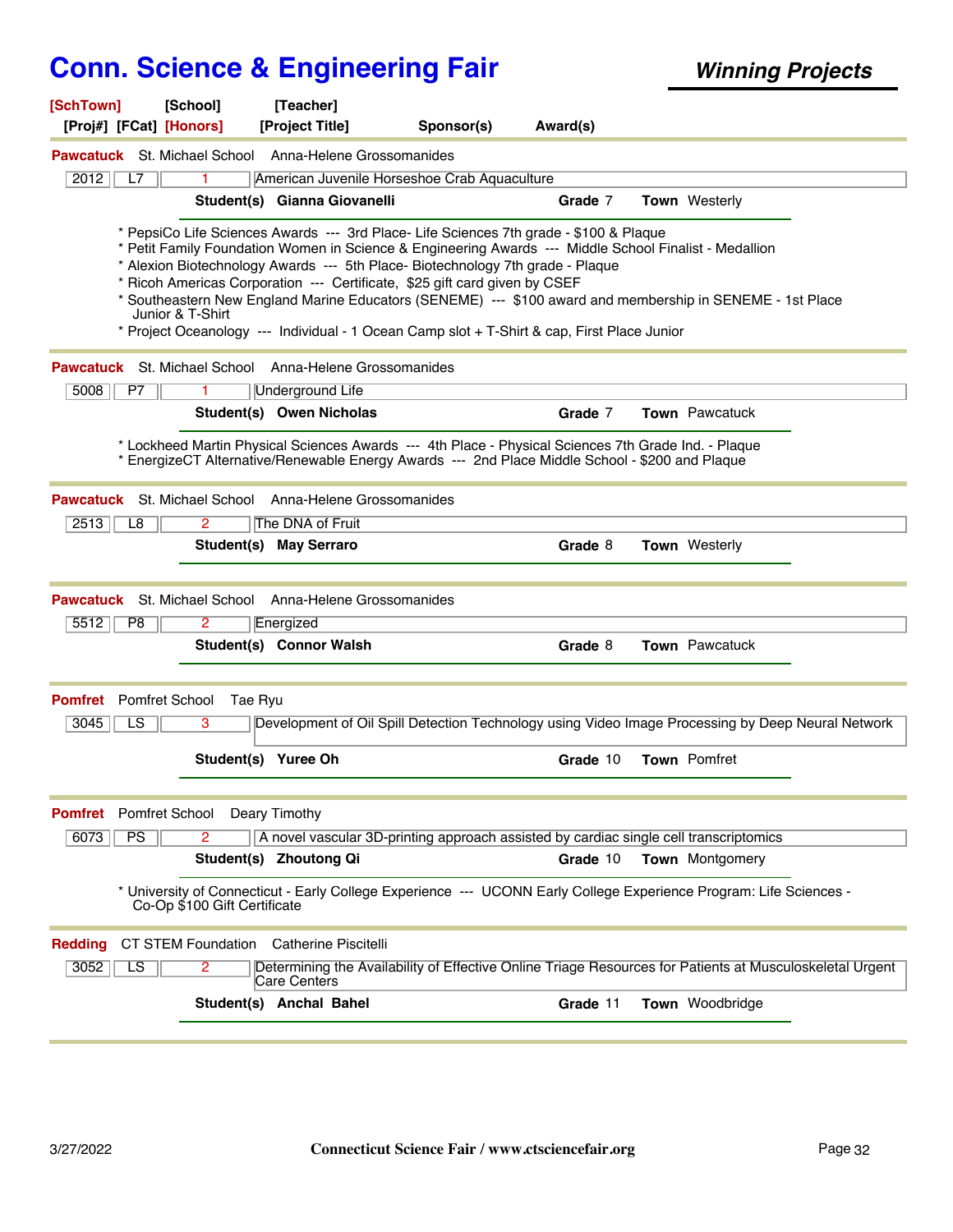# Conn. Science & Engineering Fair

***Winning Projects***

**[SchTown] [School] [Teacher]**
**[Proj#] [FCat] [Honors] [Project Title] Sponsor(s) Award(s)**

---

**Pawcatuck** St. Michael School Anna-Helene Grossomanides

| 2012 | L7 | 1 | American Juvenile Horseshoe Crab Aquaculture |
|---|---|---|---|

**Student(s) Gianna Giovanelli** **Grade** 7 **Town** Westerly

* PepsiCo Life Sciences Awards --- 3rd Place- Life Sciences 7th grade - $100 & Plaque
* Petit Family Foundation Women in Science & Engineering Awards --- Middle School Finalist - Medallion
* Alexion Biotechnology Awards --- 5th Place- Biotechnology 7th grade - Plaque
* Ricoh Americas Corporation --- Certificate, $25 gift card given by CSEF
* Southeastern New England Marine Educators (SENEME) --- $100 award and membership in SENEME - 1st Place Junior & T-Shirt
* Project Oceanology --- Individual - 1 Ocean Camp slot + T-Shirt & cap, First Place Junior

---

**Pawcatuck** St. Michael School Anna-Helene Grossomanides

| 5008 | P7 | 1 | Underground Life |
|---|---|---|---|

**Student(s) Owen Nicholas** **Grade** 7 **Town** Pawcatuck

* Lockheed Martin Physical Sciences Awards --- 4th Place - Physical Sciences 7th Grade Ind. - Plaque
* EnergizeCT Alternative/Renewable Energy Awards --- 2nd Place Middle School - $200 and Plaque

---

**Pawcatuck** St. Michael School Anna-Helene Grossomanides

| 2513 | L8 | 2 | The DNA of Fruit |
|---|---|---|---|

**Student(s) May Serraro** **Grade** 8 **Town** Westerly

---

**Pawcatuck** St. Michael School Anna-Helene Grossomanides

| 5512 | P8 | 2 | Energized |
|---|---|---|---|

**Student(s) Connor Walsh** **Grade** 8 **Town** Pawcatuck

---

**Pomfret** Pomfret School Tae Ryu

| 3045 | LS | 3 | Development of Oil Spill Detection Technology using Video Image Processing by Deep Neural Network |
|---|---|---|---|

**Student(s) Yuree Oh** **Grade** 10 **Town** Pomfret

---

**Pomfret** Pomfret School Deary Timothy

| 6073 | PS | 2 | A novel vascular 3D-printing approach assisted by cardiac single cell transcriptomics |
|---|---|---|---|

**Student(s) Zhoutong Qi** **Grade** 10 **Town** Montgomery

* University of Connecticut - Early College Experience --- UCONN Early College Experience Program: Life Sciences - Co-Op $100 Gift Certificate

---

**Redding** CT STEM Foundation Catherine Piscitelli

| 3052 | LS | 2 | Determining the Availability of Effective Online Triage Resources for Patients at Musculoskeletal Urgent Care Centers |
|---|---|---|---|

**Student(s) Anchal Bahel** **Grade** 11 **Town** Woodbridge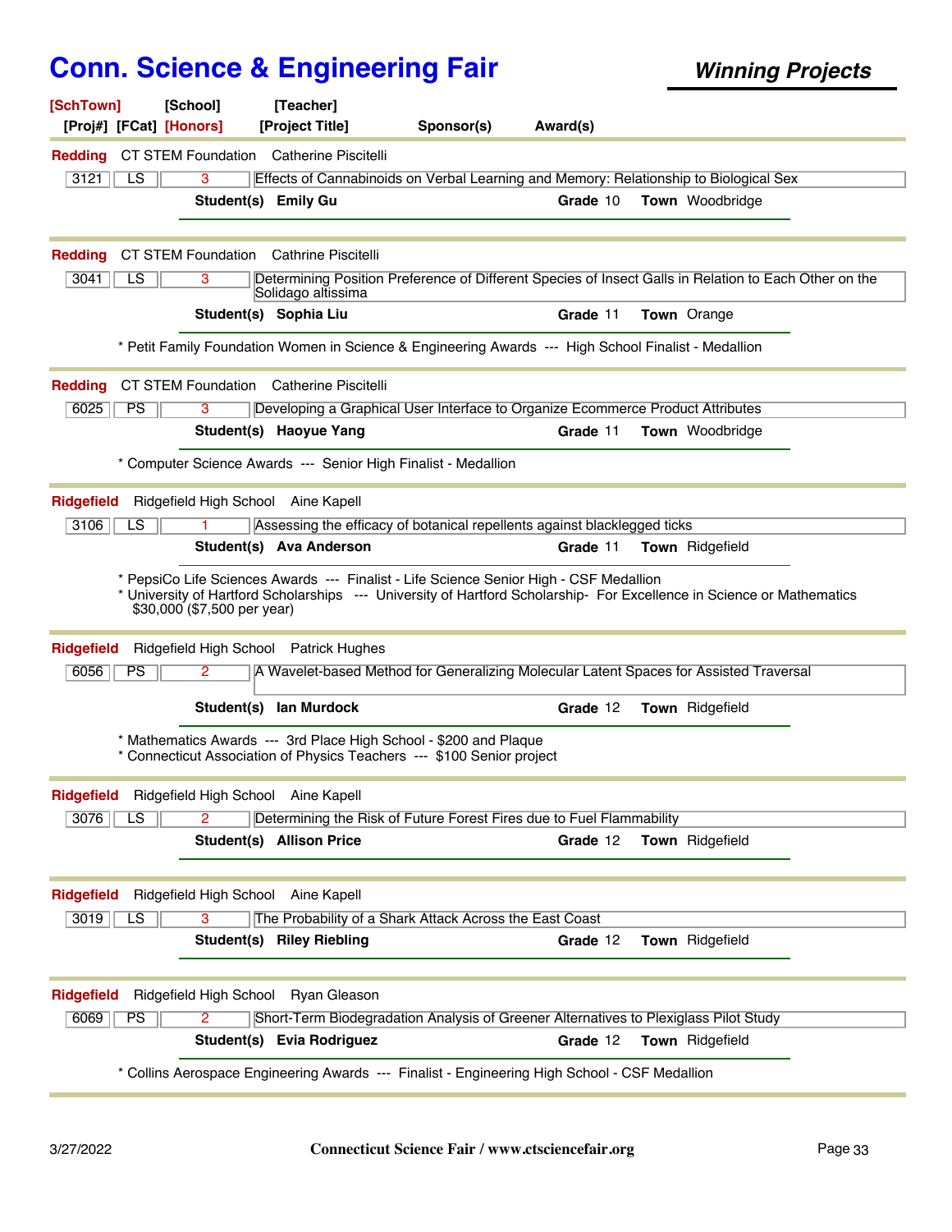# Conn. Science & Engineering Fair

***Winning Projects***

[SchTown] [School] [Teacher]
[Proj#] [FCat] [Honors] [Project Title] Sponsor(s) Award(s)

---

**Redding** CT STEM Foundation Catherine Piscitelli

3121 | LS | 3 | Effects of Cannabinoids on Verbal Learning and Memory: Relationship to Biological Sex

**Student(s)** **Emily Gu** **Grade** 10 **Town** Woodbridge

---

**Redding** CT STEM Foundation Cathrine Piscitelli

3041 | LS | 3 | Determining Position Preference of Different Species of Insect Galls in Relation to Each Other on the Solidago altissima

**Student(s)** **Sophia Liu** **Grade** 11 **Town** Orange

* Petit Family Foundation Women in Science & Engineering Awards --- High School Finalist - Medallion

---

**Redding** CT STEM Foundation Catherine Piscitelli

6025 | PS | 3 | Developing a Graphical User Interface to Organize Ecommerce Product Attributes

**Student(s)** **Haoyue Yang** **Grade** 11 **Town** Woodbridge

* Computer Science Awards --- Senior High Finalist - Medallion

---

**Ridgefield** Ridgefield High School Aine Kapell

3106 | LS | 1 | Assessing the efficacy of botanical repellents against blacklegged ticks

**Student(s)** **Ava Anderson** **Grade** 11 **Town** Ridgefield

* PepsiCo Life Sciences Awards --- Finalist - Life Science Senior High - CSF Medallion
* University of Hartford Scholarships --- University of Hartford Scholarship- For Excellence in Science or Mathematics $30,000 ($7,500 per year)

---

**Ridgefield** Ridgefield High School Patrick Hughes

6056 | PS | 2 | A Wavelet-based Method for Generalizing Molecular Latent Spaces for Assisted Traversal

**Student(s)** **Ian Murdock** **Grade** 12 **Town** Ridgefield

* Mathematics Awards --- 3rd Place High School - $200 and Plaque
* Connecticut Association of Physics Teachers --- $100 Senior project

---

**Ridgefield** Ridgefield High School Aine Kapell

3076 | LS | 2 | Determining the Risk of Future Forest Fires due to Fuel Flammability

**Student(s)** **Allison Price** **Grade** 12 **Town** Ridgefield

---

**Ridgefield** Ridgefield High School Aine Kapell

3019 | LS | 3 | The Probability of a Shark Attack Across the East Coast

**Student(s)** **Riley Riebling** **Grade** 12 **Town** Ridgefield

---

**Ridgefield** Ridgefield High School Ryan Gleason

6069 | PS | 2 | Short-Term Biodegradation Analysis of Greener Alternatives to Plexiglass Pilot Study

**Student(s)** **Evia Rodriguez** **Grade** 12 **Town** Ridgefield

* Collins Aerospace Engineering Awards --- Finalist - Engineering High School - CSF Medallion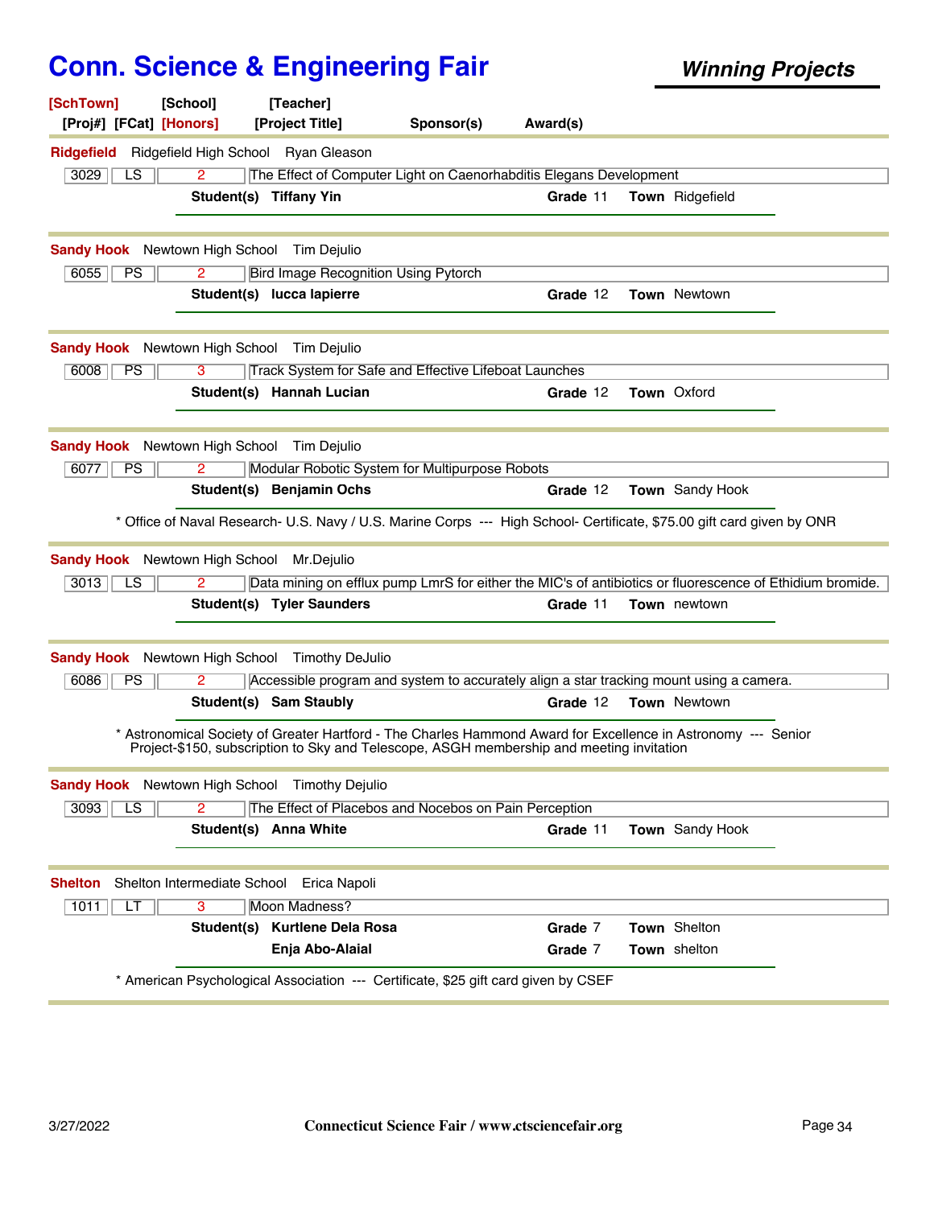# Conn. Science & Engineering Fair

***Winning Projects***

**[SchTown]** **[School]** **[Teacher]**
**[Proj#]** **[FCat]** **[Honors]** **[Project Title]** **Sponsor(s)** **Award(s)**

---

**Ridgefield** Ridgefield High School Ryan Gleason

| 3029 | LS | 2 | The Effect of Computer Light on Caenorhabditis Elegans Development |
|---|---|---|---|

**Student(s)** **Tiffany Yin** **Grade** 11 **Town** Ridgefield

---

**Sandy Hook** Newtown High School Tim Dejulio

| 6055 | PS | 2 | Bird Image Recognition Using Pytorch |
|---|---|---|---|

**Student(s)** **lucca lapierre** **Grade** 12 **Town** Newtown

---

**Sandy Hook** Newtown High School Tim Dejulio

| 6008 | PS | 3 | Track System for Safe and Effective Lifeboat Launches |
|---|---|---|---|

**Student(s)** **Hannah Lucian** **Grade** 12 **Town** Oxford

---

**Sandy Hook** Newtown High School Tim Dejulio

| 6077 | PS | 2 | Modular Robotic System for Multipurpose Robots |
|---|---|---|---|

**Student(s)** **Benjamin Ochs** **Grade** 12 **Town** Sandy Hook

* Office of Naval Research- U.S. Navy / U.S. Marine Corps --- High School- Certificate, $75.00 gift card given by ONR

---

**Sandy Hook** Newtown High School Mr.Dejulio

| 3013 | LS | 2 | Data mining on efflux pump LmrS for either the MIC's of antibiotics or fluorescence of Ethidium bromide. |
|---|---|---|---|

**Student(s)** **Tyler Saunders** **Grade** 11 **Town** newtown

---

**Sandy Hook** Newtown High School Timothy DeJulio

| 6086 | PS | 2 | Accessible program and system to accurately align a star tracking mount using a camera. |
|---|---|---|---|

**Student(s)** **Sam Staubly** **Grade** 12 **Town** Newtown

* Astronomical Society of Greater Hartford - The Charles Hammond Award for Excellence in Astronomy --- Senior Project-$150, subscription to Sky and Telescope, ASGH membership and meeting invitation

---

**Sandy Hook** Newtown High School Timothy Dejulio

| 3093 | LS | 2 | The Effect of Placebos and Nocebos on Pain Perception |
|---|---|---|---|

**Student(s)** **Anna White** **Grade** 11 **Town** Sandy Hook

---

**Shelton** Shelton Intermediate School Erica Napoli

| 1011 | LT | 3 | Moon Madness? |
|---|---|---|---|

**Student(s)** **Kurtlene Dela Rosa** **Grade** 7 **Town** Shelton
**Enja Abo-Alaial** **Grade** 7 **Town** shelton

* American Psychological Association --- Certificate, $25 gift card given by CSEF

---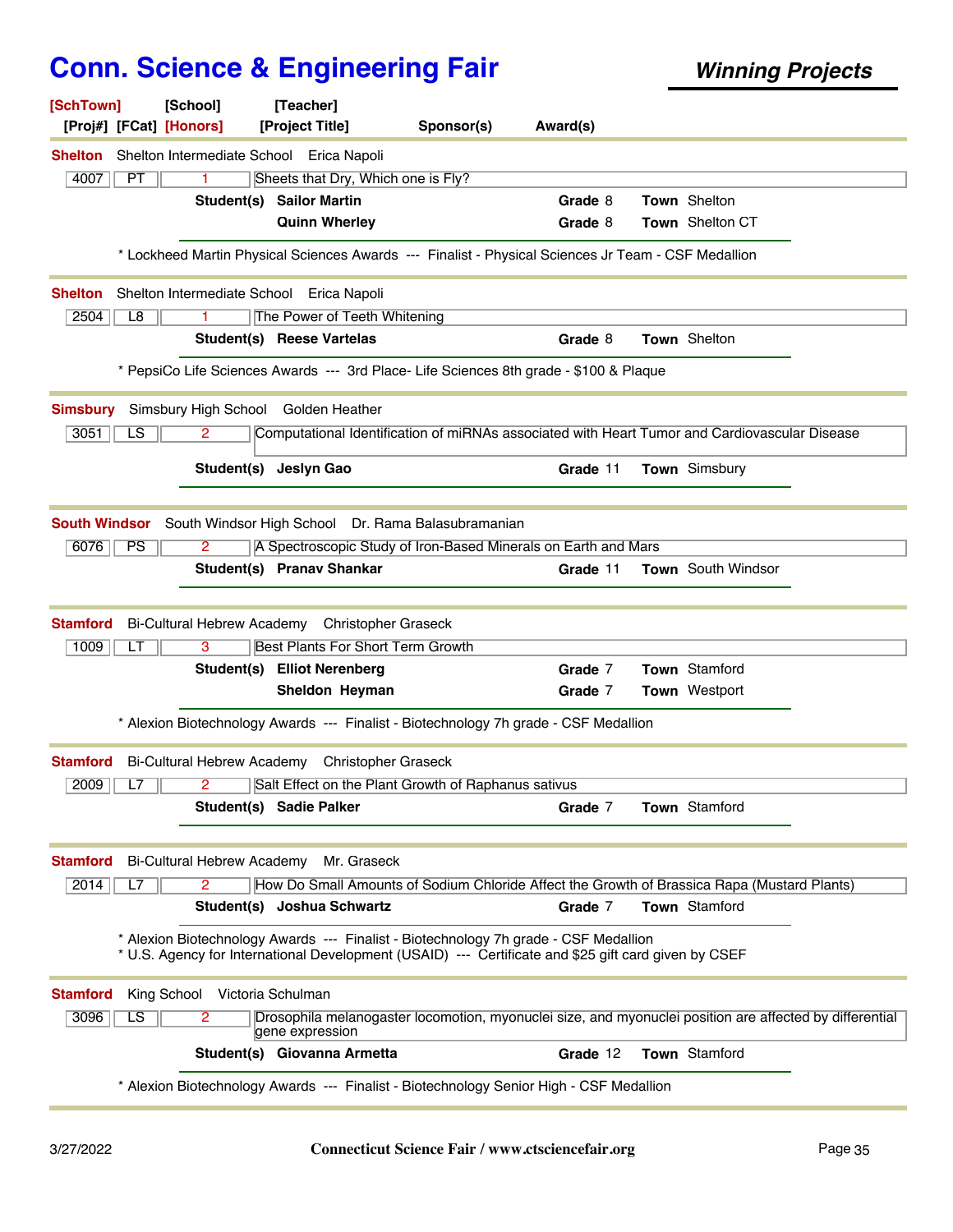# Conn. Science & Engineering Fair

***Winning Projects***

[SchTown] [School] [Teacher]
[Proj#] [FCat] [Honors] [Project Title] Sponsor(s) Award(s)

---

**Shelton** Shelton Intermediate School Erica Napoli

| 4007 | PT | 1 | Sheets that Dry, Which one is Fly? |
|---|---|---|---|

**Student(s)** **Sailor Martin** **Grade** 8 **Town** Shelton
**Quinn Wherley** **Grade** 8 **Town** Shelton CT

* Lockheed Martin Physical Sciences Awards --- Finalist - Physical Sciences Jr Team - CSF Medallion

---

**Shelton** Shelton Intermediate School Erica Napoli

| 2504 | L8 | 1 | The Power of Teeth Whitening |
|---|---|---|---|

**Student(s)** **Reese Vartelas** **Grade** 8 **Town** Shelton

* PepsiCo Life Sciences Awards --- 3rd Place- Life Sciences 8th grade - $100 & Plaque

---

**Simsbury** Simsbury High School Golden Heather

| 3051 | LS | 2 | Computational Identification of miRNAs associated with Heart Tumor and Cardiovascular Disease |
|---|---|---|---|

**Student(s)** **Jeslyn Gao** **Grade** 11 **Town** Simsbury

---

**South Windsor** South Windsor High School Dr. Rama Balasubramanian

| 6076 | PS | 2 | A Spectroscopic Study of Iron-Based Minerals on Earth and Mars |
|---|---|---|---|

**Student(s)** **Pranav Shankar** **Grade** 11 **Town** South Windsor

---

**Stamford** Bi-Cultural Hebrew Academy Christopher Graseck

| 1009 | LT | 3 | Best Plants For Short Term Growth |
|---|---|---|---|

**Student(s)** **Elliot Nerenberg** **Grade** 7 **Town** Stamford
**Sheldon Heyman** **Grade** 7 **Town** Westport

* Alexion Biotechnology Awards --- Finalist - Biotechnology 7h grade - CSF Medallion

---

**Stamford** Bi-Cultural Hebrew Academy Christopher Graseck

| 2009 | L7 | 2 | Salt Effect on the Plant Growth of Raphanus sativus |
|---|---|---|---|

**Student(s)** **Sadie Palker** **Grade** 7 **Town** Stamford

---

**Stamford** Bi-Cultural Hebrew Academy Mr. Graseck

| 2014 | L7 | 2 | How Do Small Amounts of Sodium Chloride Affect the Growth of Brassica Rapa (Mustard Plants) |
|---|---|---|---|

**Student(s)** **Joshua Schwartz** **Grade** 7 **Town** Stamford

* Alexion Biotechnology Awards --- Finalist - Biotechnology 7h grade - CSF Medallion
* U.S. Agency for International Development (USAID) --- Certificate and $25 gift card given by CSEF

---

**Stamford** King School Victoria Schulman

| 3096 | LS | 2 | Drosophila melanogaster locomotion, myonuclei size, and myonuclei position are affected by differential gene expression |
|---|---|---|---|

**Student(s)** **Giovanna Armetta** **Grade** 12 **Town** Stamford

* Alexion Biotechnology Awards --- Finalist - Biotechnology Senior High - CSF Medallion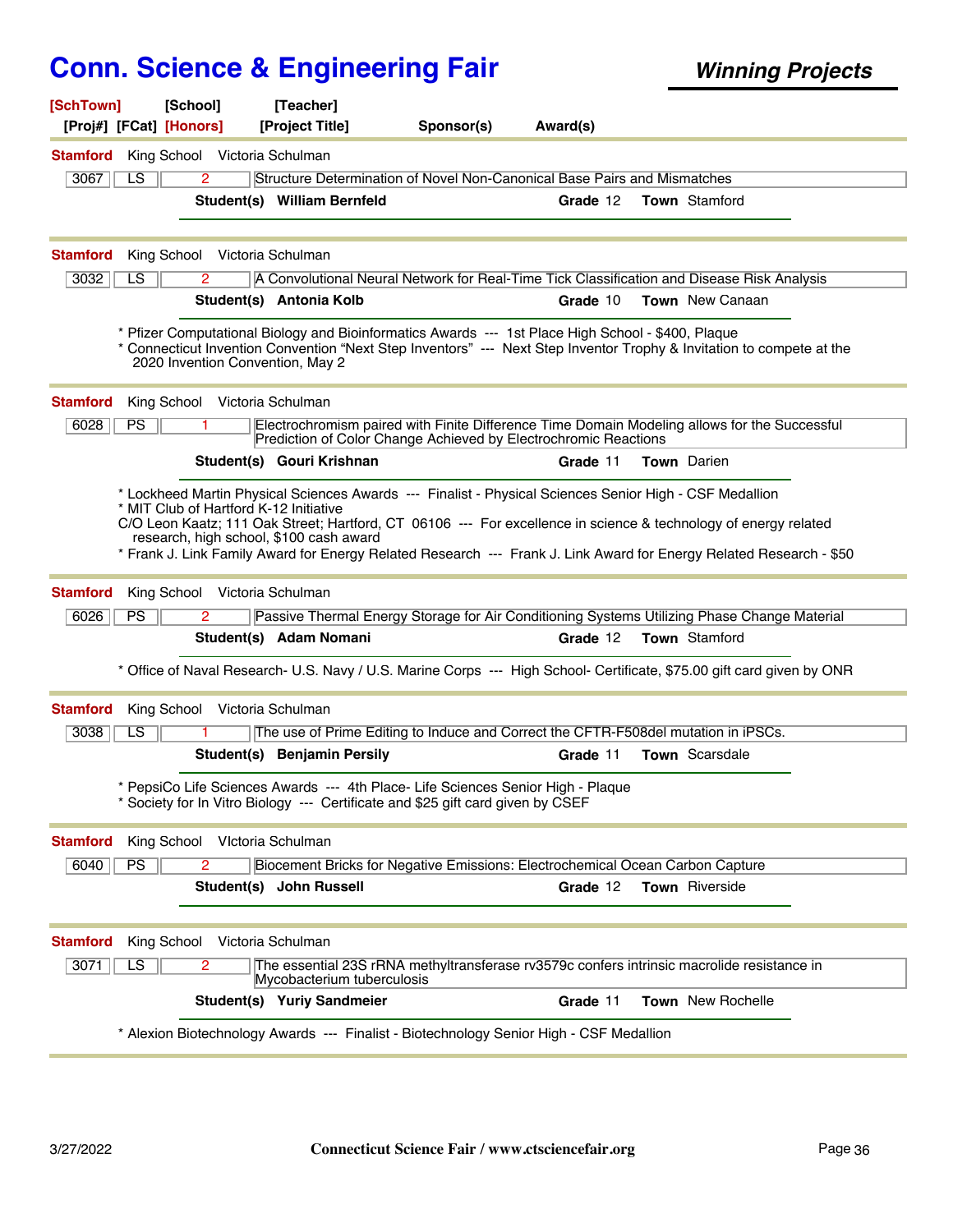# Conn. Science & Engineering Fair

***Winning Projects***

[SchTown] [School] [Teacher]
[Proj#] [FCat] [Honors] [Project Title] Sponsor(s) Award(s)

---

**Stamford** King School Victoria Schulman

| 3067 | LS | 2 | Structure Determination of Novel Non-Canonical Base Pairs and Mismatches |
|---|---|---|---|

**Student(s)** **William Bernfeld** **Grade** 12 **Town** Stamford

---

**Stamford** King School Victoria Schulman

| 3032 | LS | 2 | A Convolutional Neural Network for Real-Time Tick Classification and Disease Risk Analysis |
|---|---|---|---|

**Student(s)** **Antonia Kolb** **Grade** 10 **Town** New Canaan

* Pfizer Computational Biology and Bioinformatics Awards --- 1st Place High School - $400, Plaque
* Connecticut Invention Convention "Next Step Inventors" --- Next Step Inventor Trophy & Invitation to compete at the 2020 Invention Convention, May 2

---

**Stamford** King School Victoria Schulman

| 6028 | PS | 1 | Electrochromism paired with Finite Difference Time Domain Modeling allows for the Successful Prediction of Color Change Achieved by Electrochromic Reactions |
|---|---|---|---|

**Student(s)** **Gouri Krishnan** **Grade** 11 **Town** Darien

* Lockheed Martin Physical Sciences Awards --- Finalist - Physical Sciences Senior High - CSF Medallion
* MIT Club of Hartford K-12 Initiative
C/O Leon Kaatz; 111 Oak Street; Hartford, CT 06106 --- For excellence in science & technology of energy related research, high school, $100 cash award
* Frank J. Link Family Award for Energy Related Research --- Frank J. Link Award for Energy Related Research - $50

---

**Stamford** King School Victoria Schulman

| 6026 | PS | 2 | Passive Thermal Energy Storage for Air Conditioning Systems Utilizing Phase Change Material |
|---|---|---|---|

**Student(s)** **Adam Nomani** **Grade** 12 **Town** Stamford

* Office of Naval Research- U.S. Navy / U.S. Marine Corps --- High School- Certificate, $75.00 gift card given by ONR

---

**Stamford** King School Victoria Schulman

| 3038 | LS | 1 | The use of Prime Editing to Induce and Correct the CFTR-F508del mutation in iPSCs. |
|---|---|---|---|

**Student(s)** **Benjamin Persily** **Grade** 11 **Town** Scarsdale

* PepsiCo Life Sciences Awards --- 4th Place- Life Sciences Senior High - Plaque
* Society for In Vitro Biology --- Certificate and $25 gift card given by CSEF

---

**Stamford** King School VIctoria Schulman

| 6040 | PS | 2 | Biocement Bricks for Negative Emissions: Electrochemical Ocean Carbon Capture |
|---|---|---|---|

**Student(s)** **John Russell** **Grade** 12 **Town** Riverside

---

**Stamford** King School Victoria Schulman

| 3071 | LS | 2 | The essential 23S rRNA methyltransferase rv3579c confers intrinsic macrolide resistance in Mycobacterium tuberculosis |
|---|---|---|---|

**Student(s)** **Yuriy Sandmeier** **Grade** 11 **Town** New Rochelle

* Alexion Biotechnology Awards --- Finalist - Biotechnology Senior High - CSF Medallion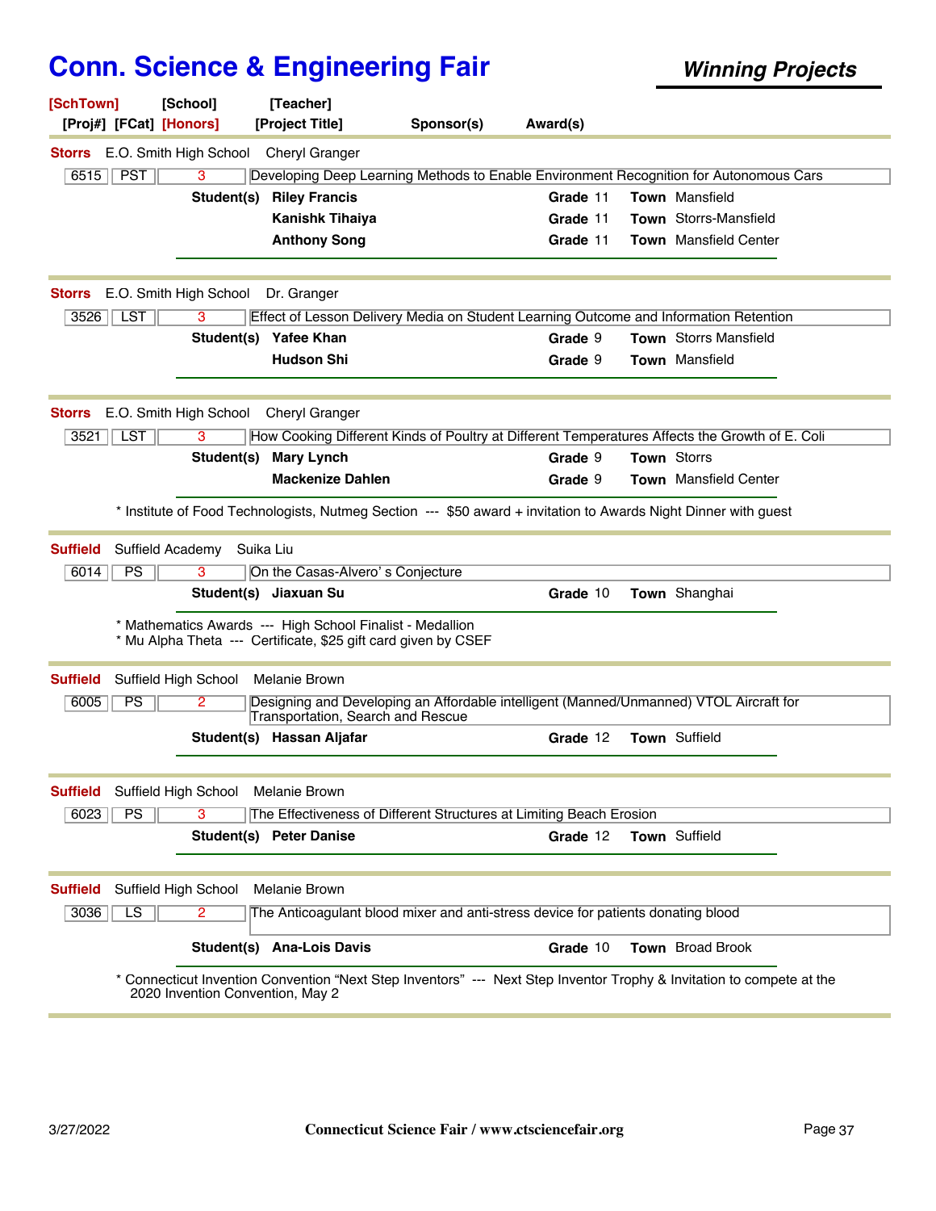# Conn. Science & Engineering Fair

***Winning Projects***

| [SchTown] | [School] | [Teacher] | | |
|---|---|---|---|---|
| [Proj#] [FCat] [Honors] | | [Project Title] | Sponsor(s) | Award(s) |

---

**Storts** E.O. Smith High School — Cheryl Granger

| 6515 | PST | 3 | Developing Deep Learning Methods to Enable Environment Recognition for Autonomous Cars |
|---|---|---|---|

**Student(s)**

| Name | Grade | Town |
|---|---|---|
| **Riley Francis** | 11 | Mansfield |
| **Kanishk Tihaiya** | 11 | Storrs-Mansfield |
| **Anthony Song** | 11 | Mansfield Center |

---

**Storrs** E.O. Smith High School — Dr. Granger

| 3526 | LST | 3 | Effect of Lesson Delivery Media on Student Learning Outcome and Information Retention |
|---|---|---|---|

**Student(s)**

| Name | Grade | Town |
|---|---|---|
| **Yafee Khan** | 9 | Storrs Mansfield |
| **Hudson Shi** | 9 | Mansfield |

---

**Storrs** E.O. Smith High School — Cheryl Granger

| 3521 | LST | 3 | How Cooking Different Kinds of Poultry at Different Temperatures Affects the Growth of E. Coli |
|---|---|---|---|

**Student(s)**

| Name | Grade | Town |
|---|---|---|
| **Mary Lynch** | 9 | Storrs |
| **Mackenize Dahlen** | 9 | Mansfield Center |

* Institute of Food Technologists, Nutmeg Section --- $50 award + invitation to Awards Night Dinner with guest

---

**Suffield** Suffield Academy — Suika Liu

| 6014 | PS | 3 | On the Casas-Alvero' s Conjecture |
|---|---|---|---|

**Student(s)**

| Name | Grade | Town |
|---|---|---|
| **Jiaxuan Su** | 10 | Shanghai |

* Mathematics Awards --- High School Finalist - Medallion
* Mu Alpha Theta --- Certificate, $25 gift card given by CSEF

---

**Suffield** Suffield High School — Melanie Brown

| 6005 | PS | 2 | Designing and Developing an Affordable intelligent (Manned/Unmanned) VTOL Aircraft for Transportation, Search and Rescue |
|---|---|---|---|

**Student(s)**

| Name | Grade | Town |
|---|---|---|
| **Hassan Aljafar** | 12 | Suffield |

---

**Suffield** Suffield High School — Melanie Brown

| 6023 | PS | 3 | The Effectiveness of Different Structures at Limiting Beach Erosion |
|---|---|---|---|

**Student(s)**

| Name | Grade | Town |
|---|---|---|
| **Peter Danise** | 12 | Suffield |

---

**Suffield** Suffield High School — Melanie Brown

| 3036 | LS | 2 | The Anticoagulant blood mixer and anti-stress device for patients donating blood |
|---|---|---|---|

**Student(s)**

| Name | Grade | Town |
|---|---|---|
| **Ana-Lois Davis** | 10 | Broad Brook |

* Connecticut Invention Convention "Next Step Inventors" --- Next Step Inventor Trophy & Invitation to compete at the 2020 Invention Convention, May 2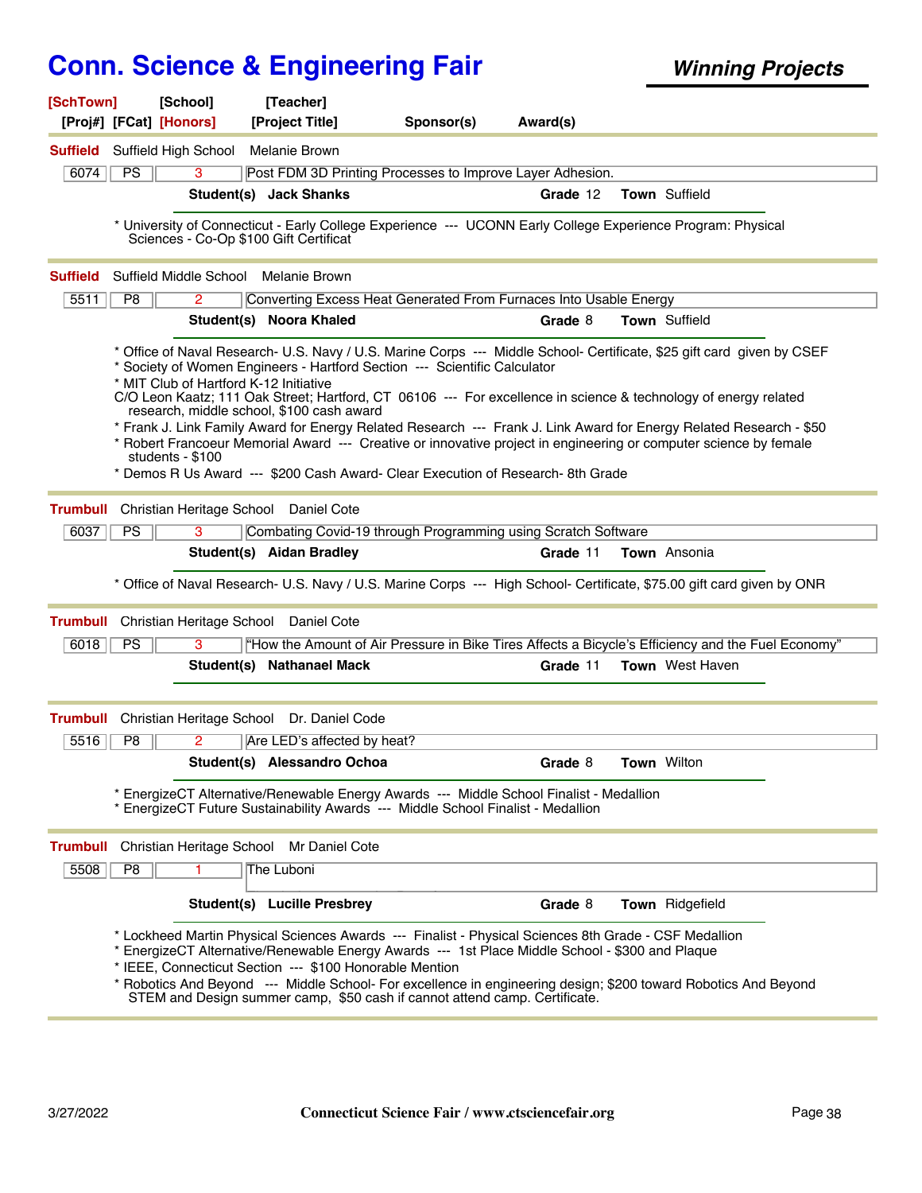# Conn. Science & Engineering Fair

***Winning Projects***

| [SchTown] | [School] | [Teacher] | | |
|---|---|---|---|---|
| [Proj#] [FCat] [Honors] | | [Project Title] | Sponsor(s) | Award(s) |

---

**Suffield** Suffield High School Melanie Brown

| 6074 | PS | 3 | Post FDM 3D Printing Processes to Improve Layer Adhesion. |
|---|---|---|---|

**Student(s)** **Jack Shanks** **Grade** 12 **Town** Suffield

* University of Connecticut - Early College Experience --- UCONN Early College Experience Program: Physical Sciences - Co-Op $100 Gift Certificat

---

**Suffield** Suffield Middle School Melanie Brown

| 5511 | P8 | 2 | Converting Excess Heat Generated From Furnaces Into Usable Energy |
|---|---|---|---|

**Student(s)** **Noora Khaled** **Grade** 8 **Town** Suffield

* Office of Naval Research- U.S. Navy / U.S. Marine Corps --- Middle School- Certificate, $25 gift card given by CSEF
* Society of Women Engineers - Hartford Section --- Scientific Calculator
* MIT Club of Hartford K-12 Initiative
C/O Leon Kaatz; 111 Oak Street; Hartford, CT 06106 --- For excellence in science & technology of energy related research, middle school, $100 cash award
* Frank J. Link Family Award for Energy Related Research --- Frank J. Link Award for Energy Related Research - $50
* Robert Francoeur Memorial Award --- Creative or innovative project in engineering or computer science by female students - $100
* Demos R Us Award --- $200 Cash Award- Clear Execution of Research- 8th Grade

---

**Trumbull** Christian Heritage School Daniel Cote

| 6037 | PS | 3 | Combating Covid-19 through Programming using Scratch Software |
|---|---|---|---|

**Student(s)** **Aidan Bradley** **Grade** 11 **Town** Ansonia

* Office of Naval Research- U.S. Navy / U.S. Marine Corps --- High School- Certificate, $75.00 gift card given by ONR

---

**Trumbull** Christian Heritage School Daniel Cote

| 6018 | PS | 3 | "How the Amount of Air Pressure in Bike Tires Affects a Bicycle's Efficiency and the Fuel Economy" |
|---|---|---|---|

**Student(s)** **Nathanael Mack** **Grade** 11 **Town** West Haven

---

**Trumbull** Christian Heritage School Dr. Daniel Code

| 5516 | P8 | 2 | Are LED's affected by heat? |
|---|---|---|---|

**Student(s)** **Alessandro Ochoa** **Grade** 8 **Town** Wilton

* EnergizeCT Alternative/Renewable Energy Awards --- Middle School Finalist - Medallion
* EnergizeCT Future Sustainability Awards --- Middle School Finalist - Medallion

---

**Trumbull** Christian Heritage School Mr Daniel Cote

| 5508 | P8 | 1 | The Luboni |
|---|---|---|---|

**Student(s)** **Lucille Presbrey** **Grade** 8 **Town** Ridgefield

* Lockheed Martin Physical Sciences Awards --- Finalist - Physical Sciences 8th Grade - CSF Medallion
* EnergizeCT Alternative/Renewable Energy Awards --- 1st Place Middle School - $300 and Plaque
* IEEE, Connecticut Section --- $100 Honorable Mention
* Robotics And Beyond --- Middle School- For excellence in engineering design; $200 toward Robotics And Beyond STEM and Design summer camp, $50 cash if cannot attend camp. Certificate.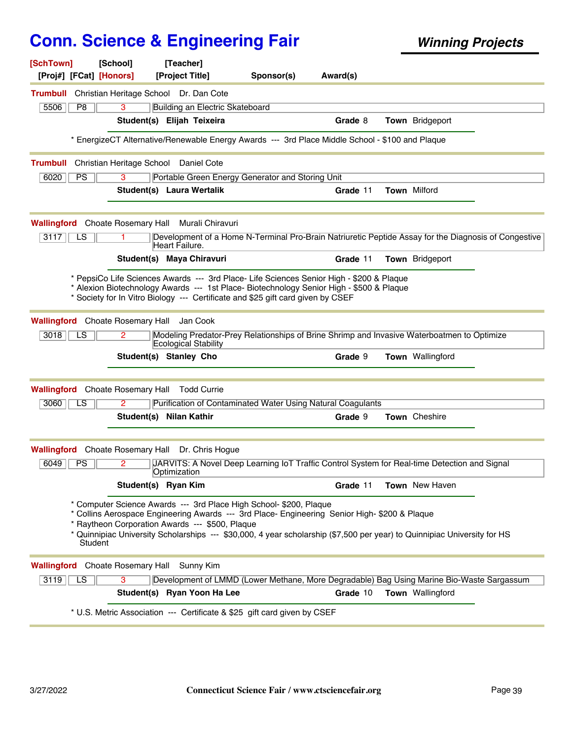# Conn. Science & Engineering Fair

**Winning Projects**

**[SchTown]** **[School]** **[Teacher]**
**[Proj#]** **[FCat]** **[Honors]** **[Project Title]** **Sponsor(s)** **Award(s)**

---

**Trumbull** Christian Heritage School Dr. Dan Cote

| 5506 | P8 | 3 | Building an Electric Skateboard |
|---|---|---|---|

**Student(s)** **Elijah Teixeira** **Grade** 8 **Town** Bridgeport

* EnergizeCT Alternative/Renewable Energy Awards --- 3rd Place Middle School - $100 and Plaque

---

**Trumbull** Christian Heritage School Daniel Cote

| 6020 | PS | 3 | Portable Green Energy Generator and Storing Unit |
|---|---|---|---|

**Student(s)** **Laura Wertalik** **Grade** 11 **Town** Milford

---

**Wallingford** Choate Rosemary Hall Murali Chiravuri

| 3117 | LS | 1 | Development of a Home N-Terminal Pro-Brain Natriuretic Peptide Assay for the Diagnosis of Congestive Heart Failure. |
|---|---|---|---|

**Student(s)** **Maya Chiravuri** **Grade** 11 **Town** Bridgeport

* PepsiCo Life Sciences Awards --- 3rd Place- Life Sciences Senior High - $200 & Plaque
* Alexion Biotechnology Awards --- 1st Place- Biotechnology Senior High - $500 & Plaque
* Society for In Vitro Biology --- Certificate and $25 gift card given by CSEF

---

**Wallingford** Choate Rosemary Hall Jan Cook

| 3018 | LS | 2 | Modeling Predator-Prey Relationships of Brine Shrimp and Invasive Waterboatmen to Optimize Ecological Stability |
|---|---|---|---|

**Student(s)** **Stanley Cho** **Grade** 9 **Town** Wallingford

---

**Wallingford** Choate Rosemary Hall Todd Currie

| 3060 | LS | 2 | Purification of Contaminated Water Using Natural Coagulants |
|---|---|---|---|

**Student(s)** **Nilan Kathir** **Grade** 9 **Town** Cheshire

---

**Wallingford** Choate Rosemary Hall Dr. Chris Hogue

| 6049 | PS | 2 | JARVITS: A Novel Deep Learning IoT Traffic Control System for Real-time Detection and Signal Optimization |
|---|---|---|---|

**Student(s)** **Ryan Kim** **Grade** 11 **Town** New Haven

* Computer Science Awards --- 3rd Place High School- $200, Plaque
* Collins Aerospace Engineering Awards --- 3rd Place- Engineering Senior High- $200 & Plaque
* Raytheon Corporation Awards --- $500, Plaque
* Quinnipiac University Scholarships --- $30,000, 4 year scholarship ($7,500 per year) to Quinnipiac University for HS Student

---

**Wallingford** Choate Rosemary Hall Sunny Kim

| 3119 | LS | 3 | Development of LMMD (Lower Methane, More Degradable) Bag Using Marine Bio-Waste Sargassum |
|---|---|---|---|

**Student(s)** **Ryan Yoon Ha Lee** **Grade** 10 **Town** Wallingford

* U.S. Metric Association --- Certificate & $25 gift card given by CSEF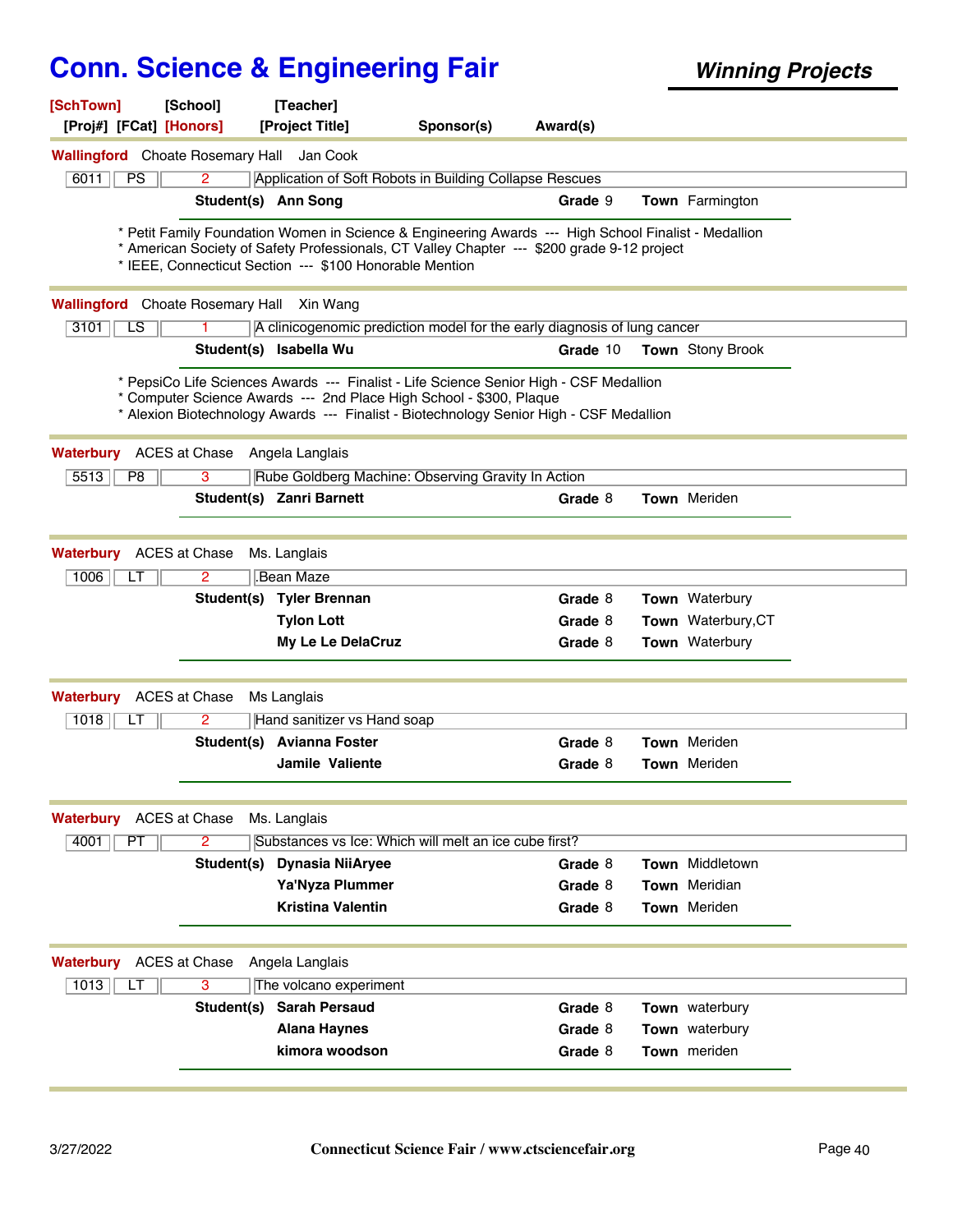# Conn. Science & Engineering Fair

***Winning Projects***

**[SchTown]** **[School]** **[Teacher]**
**[Proj#]** **[FCat]** **[Honors]** **[Project Title]** **Sponsor(s)** **Award(s)**

---

**Wallingford** Choate Rosemary Hall Jan Cook

| 6011 | PS | 2 | Application of Soft Robots in Building Collapse Rescues |
|---|---|---|---|

**Student(s)** **Ann Song** **Grade** 9 **Town** Farmington

* Petit Family Foundation Women in Science & Engineering Awards --- High School Finalist - Medallion
* American Society of Safety Professionals, CT Valley Chapter --- $200 grade 9-12 project
* IEEE, Connecticut Section --- $100 Honorable Mention

---

**Wallingford** Choate Rosemary Hall Xin Wang

| 3101 | LS | 1 | A clinicogenomic prediction model for the early diagnosis of lung cancer |
|---|---|---|---|

**Student(s)** **Isabella Wu** **Grade** 10 **Town** Stony Brook

* PepsiCo Life Sciences Awards --- Finalist - Life Science Senior High - CSF Medallion
* Computer Science Awards --- 2nd Place High School - $300, Plaque
* Alexion Biotechnology Awards --- Finalist - Biotechnology Senior High - CSF Medallion

---

**Waterbury** ACES at Chase Angela Langlais

| 5513 | P8 | 3 | Rube Goldberg Machine: Observing Gravity In Action |
|---|---|---|---|

**Student(s)** **Zanri Barnett** **Grade** 8 **Town** Meriden

---

**Waterbury** ACES at Chase Ms. Langlais

| 1006 | LT | 2 | .Bean Maze |
|---|---|---|---|

| Student(s) | Grade | Town |
|---|---|---|
| **Tyler Brennan** | 8 | Waterbury |
| **Tylon Lott** | 8 | Waterbury,CT |
| **My Le Le DelaCruz** | 8 | Waterbury |

---

**Waterbury** ACES at Chase Ms Langlais

| 1018 | LT | 2 | Hand sanitizer vs Hand soap |
|---|---|---|---|

| Student(s) | Grade | Town |
|---|---|---|
| **Avianna Foster** | 8 | Meriden |
| **Jamile Valiente** | 8 | Meriden |

---

**Waterbury** ACES at Chase Ms. Langlais

| 4001 | PT | 2 | Substances vs Ice: Which will melt an ice cube first? |
|---|---|---|---|

| Student(s) | Grade | Town |
|---|---|---|
| **Dynasia NiiAryee** | 8 | Middletown |
| **Ya'Nyza Plummer** | 8 | Meridian |
| **Kristina Valentin** | 8 | Meriden |

---

**Waterbury** ACES at Chase Angela Langlais

| 1013 | LT | 3 | The volcano experiment |
|---|---|---|---|

| Student(s) | Grade | Town |
|---|---|---|
| **Sarah Persaud** | 8 | waterbury |
| **Alana Haynes** | 8 | waterbury |
| **kimora woodson** | 8 | meriden |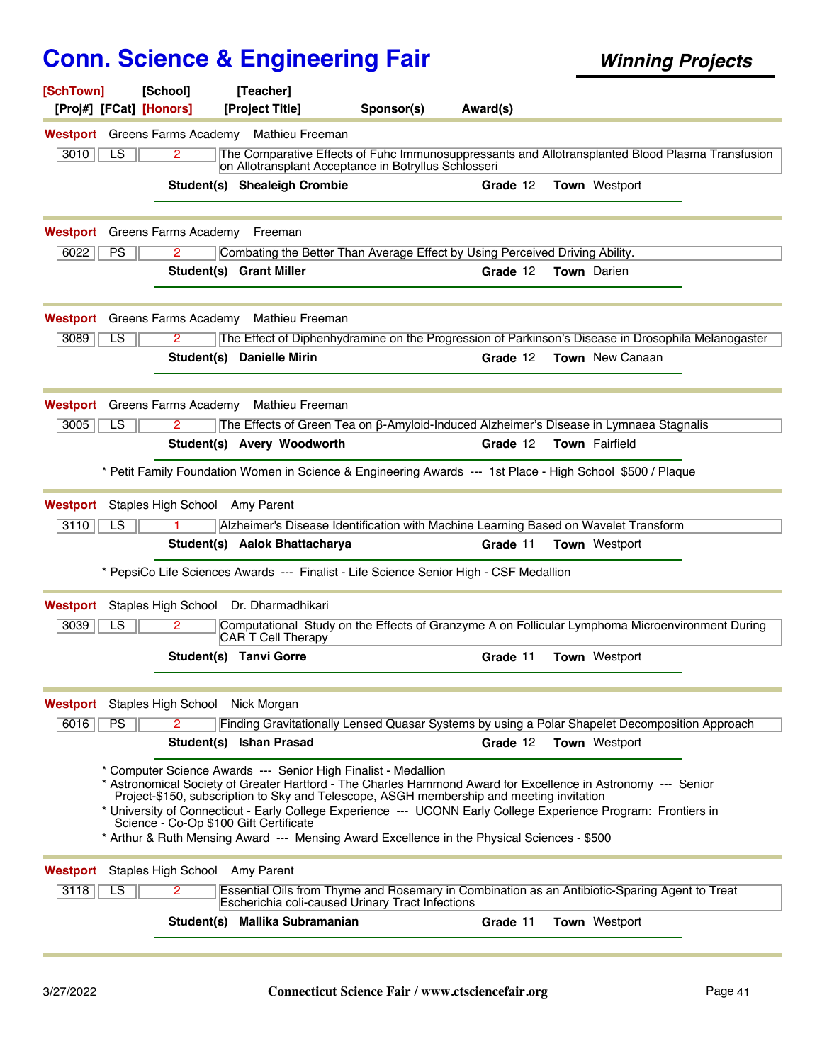# Conn. Science & Engineering Fair

***Winning Projects***

**[SchTown] [School] [Teacher]**
**[Proj#] [FCat] [Honors] [Project Title] Sponsor(s) Award(s)**

---

**Westport** Greens Farms Academy Mathieu Freeman

| 3010 | LS | 2 | The Comparative Effects of Fuhc Immunosuppressants and Allotransplanted Blood Plasma Transfusion on Allotransplant Acceptance in Botryllus Schlosseri |
|---|---|---|---|

**Student(s)** **Shealeigh Crombie** **Grade** 12 **Town** Westport

---

**Westport** Greens Farms Academy Freeman

| 6022 | PS | 2 | Combating the Better Than Average Effect by Using Perceived Driving Ability. |
|---|---|---|---|

**Student(s)** **Grant Miller** **Grade** 12 **Town** Darien

---

**Westport** Greens Farms Academy Mathieu Freeman

| 3089 | LS | 2 | The Effect of Diphenhydramine on the Progression of Parkinson's Disease in Drosophila Melanogaster |
|---|---|---|---|

**Student(s)** **Danielle Mirin** **Grade** 12 **Town** New Canaan

---

**Westport** Greens Farms Academy Mathieu Freeman

| 3005 | LS | 2 | The Effects of Green Tea on β-Amyloid-Induced Alzheimer's Disease in Lymnaea Stagnalis |
|---|---|---|---|

**Student(s)** **Avery Woodworth** **Grade** 12 **Town** Fairfield

* Petit Family Foundation Women in Science & Engineering Awards --- 1st Place - High School $500 / Plaque

---

**Westport** Staples High School Amy Parent

| 3110 | LS | 1 | Alzheimer's Disease Identification with Machine Learning Based on Wavelet Transform |
|---|---|---|---|

**Student(s)** **Aalok Bhattacharya** **Grade** 11 **Town** Westport

* PepsiCo Life Sciences Awards --- Finalist - Life Science Senior High - CSF Medallion

---

**Westport** Staples High School Dr. Dharmadhikari

| 3039 | LS | 2 | Computational Study on the Effects of Granzyme A on Follicular Lymphoma Microenvironment During CAR T Cell Therapy |
|---|---|---|---|

**Student(s)** **Tanvi Gorre** **Grade** 11 **Town** Westport

---

**Westport** Staples High School Nick Morgan

| 6016 | PS | 2 | Finding Gravitationally Lensed Quasar Systems by using a Polar Shapelet Decomposition Approach |
|---|---|---|---|

**Student(s)** **Ishan Prasad** **Grade** 12 **Town** Westport

* Computer Science Awards --- Senior High Finalist - Medallion
* Astronomical Society of Greater Hartford - The Charles Hammond Award for Excellence in Astronomy --- Senior Project-$150, subscription to Sky and Telescope, ASGH membership and meeting invitation
* University of Connecticut - Early College Experience --- UCONN Early College Experience Program: Frontiers in Science - Co-Op $100 Gift Certificate
* Arthur & Ruth Mensing Award --- Mensing Award Excellence in the Physical Sciences - $500

---

**Westport** Staples High School Amy Parent

| 3118 | LS | 2 | Essential Oils from Thyme and Rosemary in Combination as an Antibiotic-Sparing Agent to Treat Escherichia coli-caused Urinary Tract Infections |
|---|---|---|---|

**Student(s)** **Mallika Subramanian** **Grade** 11 **Town** Westport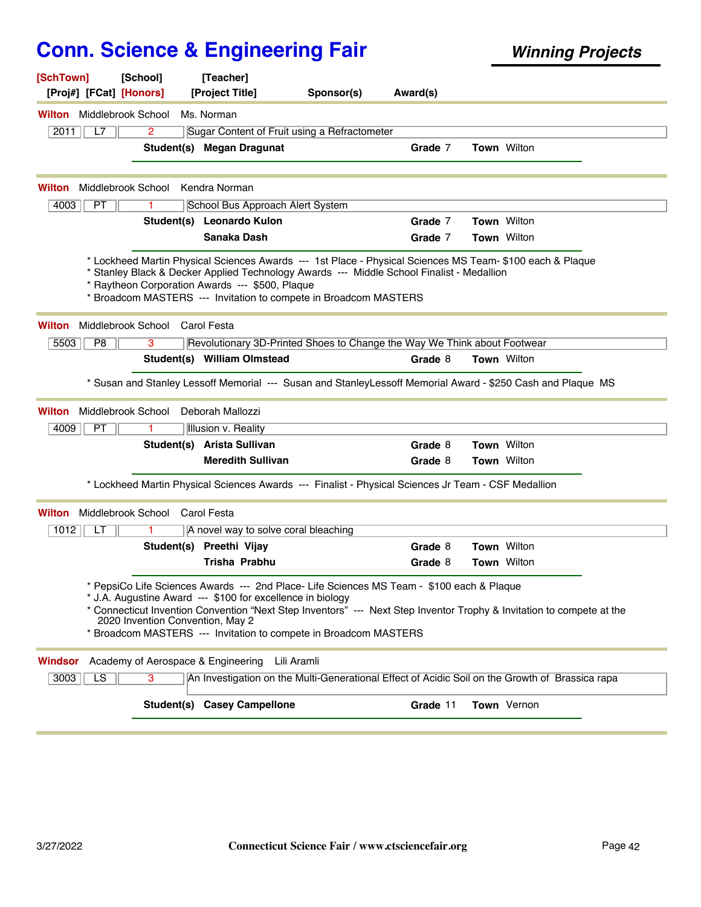# Conn. Science & Engineering Fair

**Winning Projects**

[SchTown] [School] [Teacher]
[Proj#] [FCat] [Honors] [Project Title] Sponsor(s) Award(s)

---

**Wilton** Middlebrook School Ms. Norman

| 2011 | L7 | 2 | Sugar Content of Fruit using a Refractometer |
|---|---|---|---|

**Student(s)** **Megan Dragunat** — **Grade** 7 — **Town** Wilton

---

**Wilton** Middlebrook School Kendra Norman

| 4003 | PT | 1 | School Bus Approach Alert System |
|---|---|---|---|

**Student(s)** **Leonardo Kulon** — **Grade** 7 — **Town** Wilton
**Sanaka Dash** — **Grade** 7 — **Town** Wilton

* Lockheed Martin Physical Sciences Awards --- 1st Place - Physical Sciences MS Team- $100 each & Plaque
* Stanley Black & Decker Applied Technology Awards --- Middle School Finalist - Medallion
* Raytheon Corporation Awards --- $500, Plaque
* Broadcom MASTERS --- Invitation to compete in Broadcom MASTERS

---

**Wilton** Middlebrook School Carol Festa

| 5503 | P8 | 3 | Revolutionary 3D-Printed Shoes to Change the Way We Think about Footwear |
|---|---|---|---|

**Student(s)** **William Olmstead** — **Grade** 8 — **Town** Wilton

* Susan and Stanley Lessoff Memorial --- Susan and StanleyLessoff Memorial Award - $250 Cash and Plaque MS

---

**Wilton** Middlebrook School Deborah Mallozzi

| 4009 | PT | 1 | Illusion v. Reality |
|---|---|---|---|

**Student(s)** **Arista Sullivan** — **Grade** 8 — **Town** Wilton
**Meredith Sullivan** — **Grade** 8 — **Town** Wilton

* Lockheed Martin Physical Sciences Awards --- Finalist - Physical Sciences Jr Team - CSF Medallion

---

**Wilton** Middlebrook School Carol Festa

| 1012 | LT | 1 | A novel way to solve coral bleaching |
|---|---|---|---|

**Student(s)** **Preethi Vijay** — **Grade** 8 — **Town** Wilton
**Trisha Prabhu** — **Grade** 8 — **Town** Wilton

* PepsiCo Life Sciences Awards --- 2nd Place- Life Sciences MS Team - $100 each & Plaque
* J.A. Augustine Award --- $100 for excellence in biology
* Connecticut Invention Convention "Next Step Inventors" --- Next Step Inventor Trophy & Invitation to compete at the 2020 Invention Convention, May 2
* Broadcom MASTERS --- Invitation to compete in Broadcom MASTERS

---

**Windsor** Academy of Aerospace & Engineering Lili Aramli

| 3003 | LS | 3 | An Investigation on the Multi-Generational Effect of Acidic Soil on the Growth of Brassica rapa |
|---|---|---|---|

**Student(s)** **Casey Campellone** — **Grade** 11 — **Town** Vernon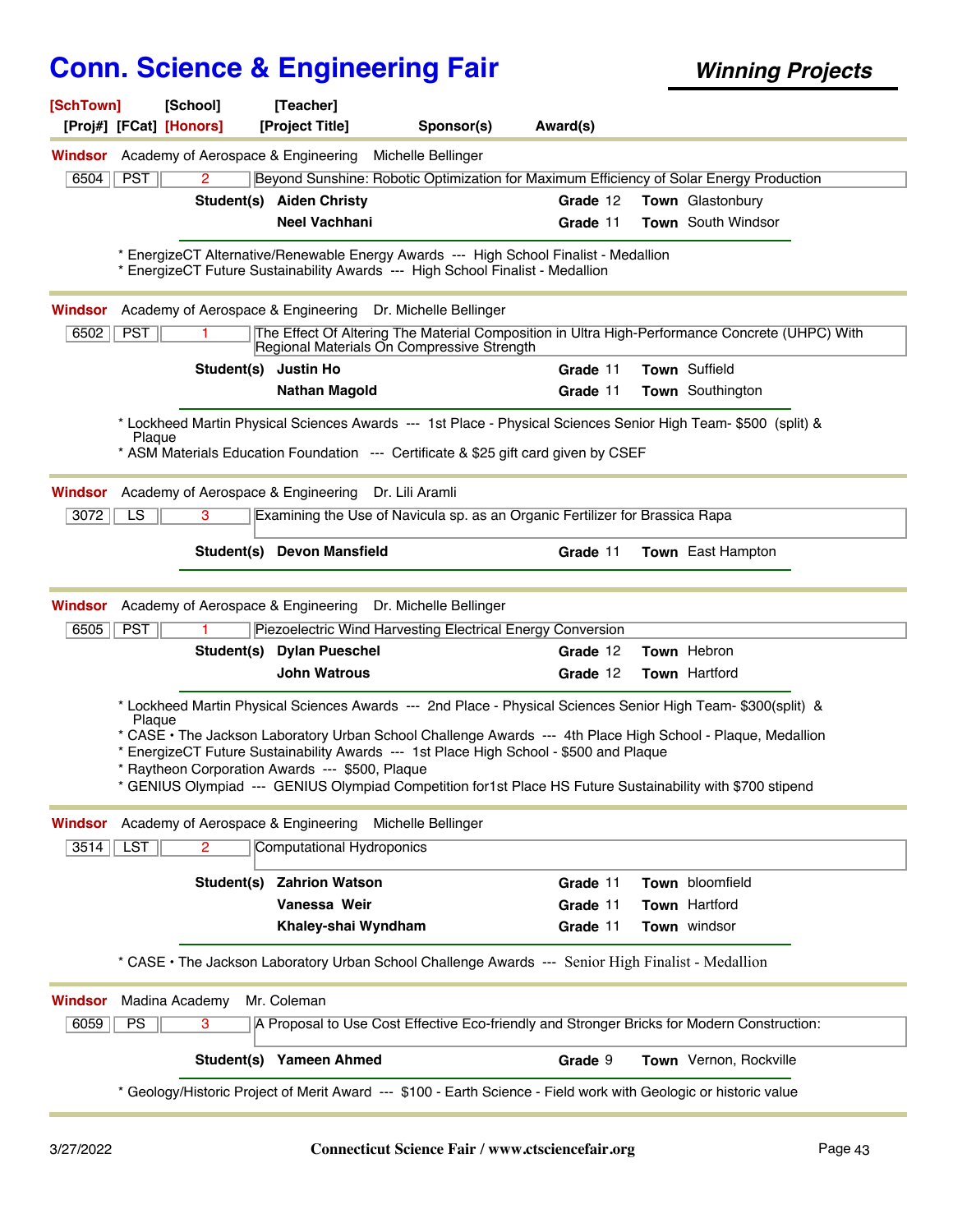# Conn. Science & Engineering Fair

***Winning Projects***

**[SchTown]** **[School]** **[Teacher]**
**[Proj#]** **[FCat]** **[Honors]** **[Project Title]** **Sponsor(s)** **Award(s)**

---

**Windsor** Academy of Aerospace & Engineering Michelle Bellinger

| 6504 | PST | 2 | Beyond Sunshine: Robotic Optimization for Maximum Efficiency of Solar Energy Production |
|---|---|---|---|

**Student(s)**
- **Aiden Christy** — **Grade** 12 — **Town** Glastonbury
- **Neel Vachhani** — **Grade** 11 — **Town** South Windsor

* EnergizeCT Alternative/Renewable Energy Awards --- High School Finalist - Medallion
* EnergizeCT Future Sustainability Awards --- High School Finalist - Medallion

---

**Windsor** Academy of Aerospace & Engineering Dr. Michelle Bellinger

| 6502 | PST | 1 | The Effect Of Altering The Material Composition in Ultra High-Performance Concrete (UHPC) With Regional Materials On Compressive Strength |
|---|---|---|---|

**Student(s)**
- **Justin Ho** — **Grade** 11 — **Town** Suffield
- **Nathan Magold** — **Grade** 11 — **Town** Southington

* Lockheed Martin Physical Sciences Awards --- 1st Place - Physical Sciences Senior High Team- $500 (split) & Plaque
* ASM Materials Education Foundation --- Certificate & $25 gift card given by CSEF

---

**Windsor** Academy of Aerospace & Engineering Dr. Lili Aramli

| 3072 | LS | 3 | Examining the Use of Navicula sp. as an Organic Fertilizer for Brassica Rapa |
|---|---|---|---|

**Student(s)**
- **Devon Mansfield** — **Grade** 11 — **Town** East Hampton

---

**Windsor** Academy of Aerospace & Engineering Dr. Michelle Bellinger

| 6505 | PST | 1 | Piezoelectric Wind Harvesting Electrical Energy Conversion |
|---|---|---|---|

**Student(s)**
- **Dylan Pueschel** — **Grade** 12 — **Town** Hebron
- **John Watrous** — **Grade** 12 — **Town** Hartford

* Lockheed Martin Physical Sciences Awards --- 2nd Place - Physical Sciences Senior High Team- $300(split) & Plaque
* CASE • The Jackson Laboratory Urban School Challenge Awards --- 4th Place High School - Plaque, Medallion
* EnergizeCT Future Sustainability Awards --- 1st Place High School - $500 and Plaque
* Raytheon Corporation Awards --- $500, Plaque
* GENIUS Olympiad --- GENIUS Olympiad Competition for1st Place HS Future Sustainability with $700 stipend

---

**Windsor** Academy of Aerospace & Engineering Michelle Bellinger

| 3514 | LST | 2 | Computational Hydroponics |
|---|---|---|---|

**Student(s)**
- **Zahrion Watson** — **Grade** 11 — **Town** bloomfield
- **Vanessa Weir** — **Grade** 11 — **Town** Hartford
- **Khaley-shai Wyndham** — **Grade** 11 — **Town** windsor

* CASE • The Jackson Laboratory Urban School Challenge Awards --- Senior High Finalist - Medallion

---

**Windsor** Madina Academy Mr. Coleman

| 6059 | PS | 3 | A Proposal to Use Cost Effective Eco-friendly and Stronger Bricks for Modern Construction: |
|---|---|---|---|

**Student(s)**
- **Yameen Ahmed** — **Grade** 9 — **Town** Vernon, Rockville

* Geology/Historic Project of Merit Award --- $100 - Earth Science - Field work with Geologic or historic value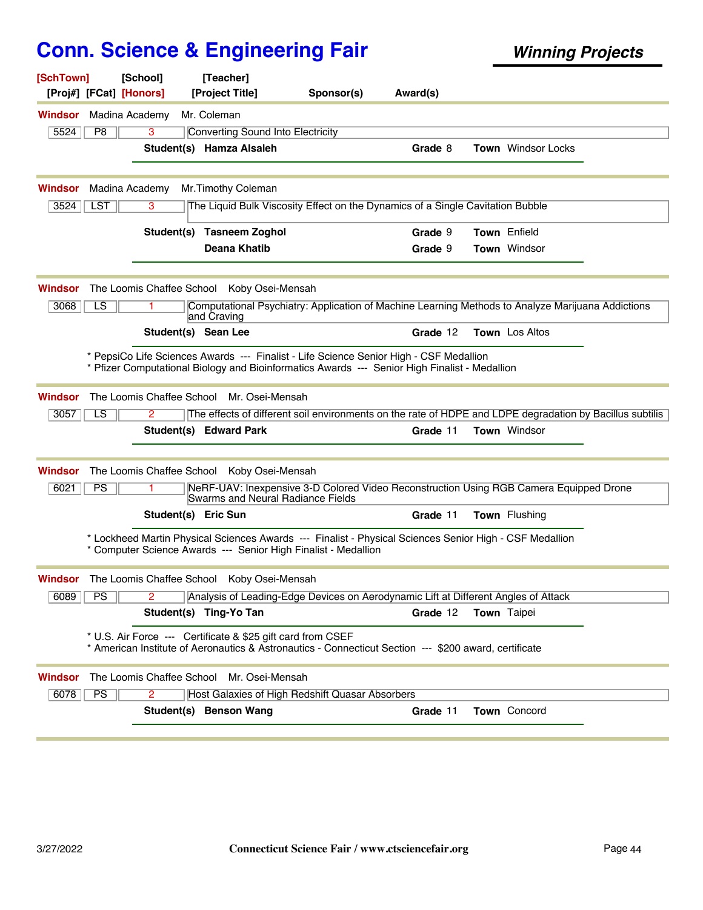# Conn. Science & Engineering Fair

***Winning Projects***

**[SchTown]** [School] [Teacher]
[Proj#] [FCat] **[Honors]** [Project Title] Sponsor(s) Award(s)

---

**Windsor** Madina Academy Mr. Coleman

| 5524 | P8 | 3 | Converting Sound Into Electricity |
|---|---|---|---|

**Student(s)** **Hamza Alsaleh** **Grade** 8 **Town** Windsor Locks

---

**Windsor** Madina Academy Mr.Timothy Coleman

| 3524 | LST | 3 | The Liquid Bulk Viscosity Effect on the Dynamics of a Single Cavitation Bubble |
|---|---|---|---|

**Student(s)** **Tasneem Zoghol** **Grade** 9 **Town** Enfield
**Deana Khatib** **Grade** 9 **Town** Windsor

---

**Windsor** The Loomis Chaffee School Koby Osei-Mensah

| 3068 | LS | 1 | Computational Psychiatry: Application of Machine Learning Methods to Analyze Marijuana Addictions and Craving |
|---|---|---|---|

**Student(s)** **Sean Lee** **Grade** 12 **Town** Los Altos

* PepsiCo Life Sciences Awards --- Finalist - Life Science Senior High - CSF Medallion
* Pfizer Computational Biology and Bioinformatics Awards --- Senior High Finalist - Medallion

---

**Windsor** The Loomis Chaffee School Mr. Osei-Mensah

| 3057 | LS | 2 | The effects of different soil environments on the rate of HDPE and LDPE degradation by Bacillus subtilis |
|---|---|---|---|

**Student(s)** **Edward Park** **Grade** 11 **Town** Windsor

---

**Windsor** The Loomis Chaffee School Koby Osei-Mensah

| 6021 | PS | 1 | NeRF-UAV: Inexpensive 3-D Colored Video Reconstruction Using RGB Camera Equipped Drone Swarms and Neural Radiance Fields |
|---|---|---|---|

**Student(s)** **Eric Sun** **Grade** 11 **Town** Flushing

* Lockheed Martin Physical Sciences Awards --- Finalist - Physical Sciences Senior High - CSF Medallion
* Computer Science Awards --- Senior High Finalist - Medallion

---

**Windsor** The Loomis Chaffee School Koby Osei-Mensah

| 6089 | PS | 2 | Analysis of Leading-Edge Devices on Aerodynamic Lift at Different Angles of Attack |
|---|---|---|---|

**Student(s)** **Ting-Yo Tan** **Grade** 12 **Town** Taipei

* U.S. Air Force --- Certificate & $25 gift card from CSEF
* American Institute of Aeronautics & Astronautics - Connecticut Section --- $200 award, certificate

---

**Windsor** The Loomis Chaffee School Mr. Osei-Mensah

| 6078 | PS | 2 | Host Galaxies of High Redshift Quasar Absorbers |
|---|---|---|---|

**Student(s)** **Benson Wang** **Grade** 11 **Town** Concord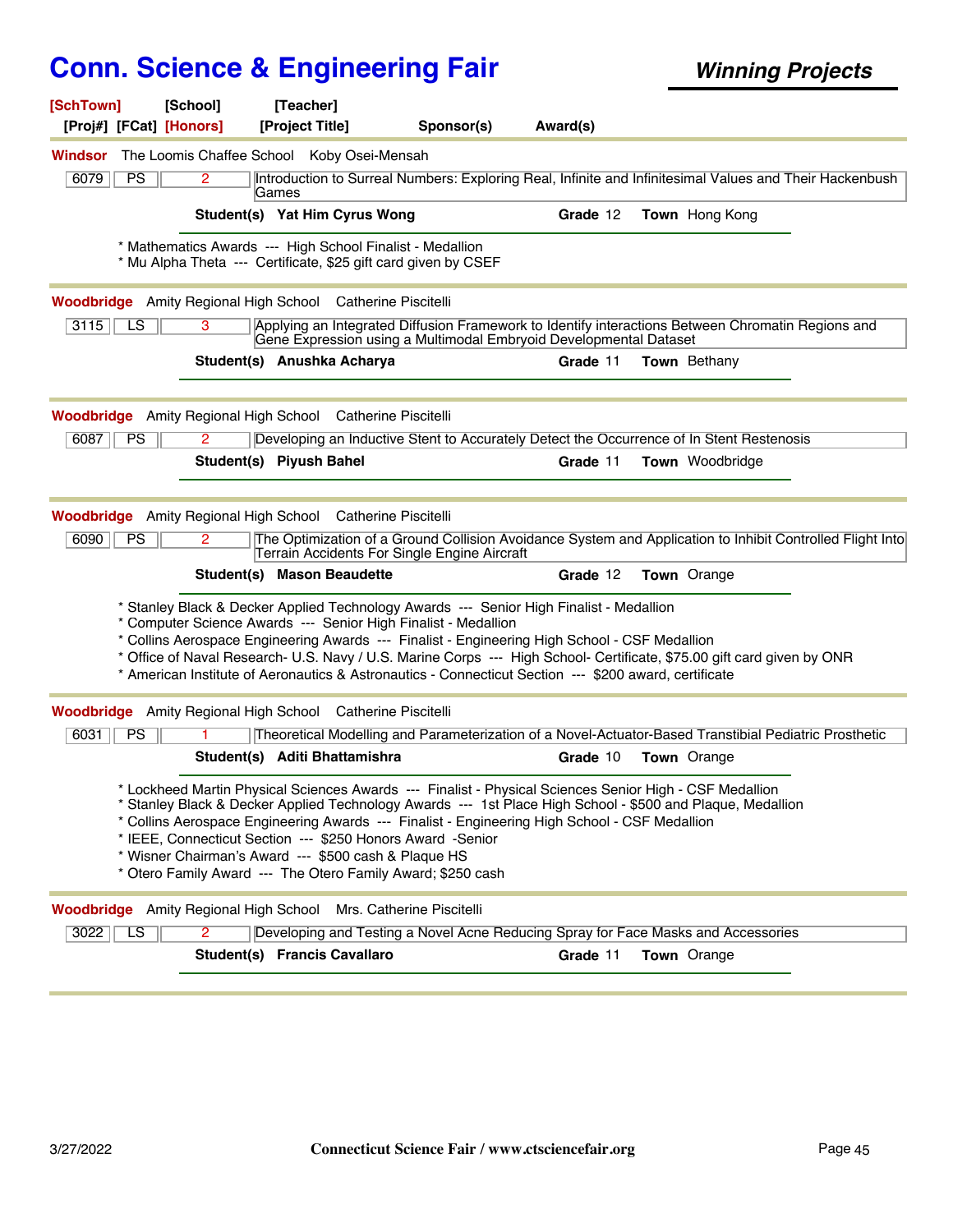# Conn. Science & Engineering Fair

***Winning Projects***

[SchTown] [School] [Teacher]
[Proj#] [FCat] [Honors] [Project Title] Sponsor(s) Award(s)

---

**Windsor** The Loomis Chaffee School Koby Osei-Mensah

| 6079 | PS | 2 | Introduction to Surreal Numbers: Exploring Real, Infinite and Infinitesimal Values and Their Hackenbush Games |
|---|---|---|---|

**Student(s)** **Yat Him Cyrus Wong** **Grade** 12 **Town** Hong Kong

* Mathematics Awards --- High School Finalist - Medallion
* Mu Alpha Theta --- Certificate, $25 gift card given by CSEF

---

**Woodbridge** Amity Regional High School Catherine Piscitelli

| 3115 | LS | 3 | Applying an Integrated Diffusion Framework to Identify interactions Between Chromatin Regions and Gene Expression using a Multimodal Embryoid Developmental Dataset |
|---|---|---|---|

**Student(s)** **Anushka Acharya** **Grade** 11 **Town** Bethany

---

**Woodbridge** Amity Regional High School Catherine Piscitelli

| 6087 | PS | 2 | Developing an Inductive Stent to Accurately Detect the Occurrence of In Stent Restenosis |
|---|---|---|---|

**Student(s)** **Piyush Bahel** **Grade** 11 **Town** Woodbridge

---

**Woodbridge** Amity Regional High School Catherine Piscitelli

| 6090 | PS | 2 | The Optimization of a Ground Collision Avoidance System and Application to Inhibit Controlled Flight Into Terrain Accidents For Single Engine Aircraft |
|---|---|---|---|

**Student(s)** **Mason Beaudette** **Grade** 12 **Town** Orange

* Stanley Black & Decker Applied Technology Awards --- Senior High Finalist - Medallion
* Computer Science Awards --- Senior High Finalist - Medallion
* Collins Aerospace Engineering Awards --- Finalist - Engineering High School - CSF Medallion
* Office of Naval Research- U.S. Navy / U.S. Marine Corps --- High School- Certificate, $75.00 gift card given by ONR
* American Institute of Aeronautics & Astronautics - Connecticut Section --- $200 award, certificate

---

**Woodbridge** Amity Regional High School Catherine Piscitelli

| 6031 | PS | 1 | Theoretical Modelling and Parameterization of a Novel-Actuator-Based Transtibial Pediatric Prosthetic |
|---|---|---|---|

**Student(s)** **Aditi Bhattamishra** **Grade** 10 **Town** Orange

* Lockheed Martin Physical Sciences Awards --- Finalist - Physical Sciences Senior High - CSF Medallion
* Stanley Black & Decker Applied Technology Awards --- 1st Place High School - $500 and Plaque, Medallion
* Collins Aerospace Engineering Awards --- Finalist - Engineering High School - CSF Medallion
* IEEE, Connecticut Section --- $250 Honors Award -Senior
* Wisner Chairman's Award --- $500 cash & Plaque HS
* Otero Family Award --- The Otero Family Award; $250 cash

---

**Woodbridge** Amity Regional High School Mrs. Catherine Piscitelli

| 3022 | LS | 2 | Developing and Testing a Novel Acne Reducing Spray for Face Masks and Accessories |
|---|---|---|---|

**Student(s)** **Francis Cavallaro** **Grade** 11 **Town** Orange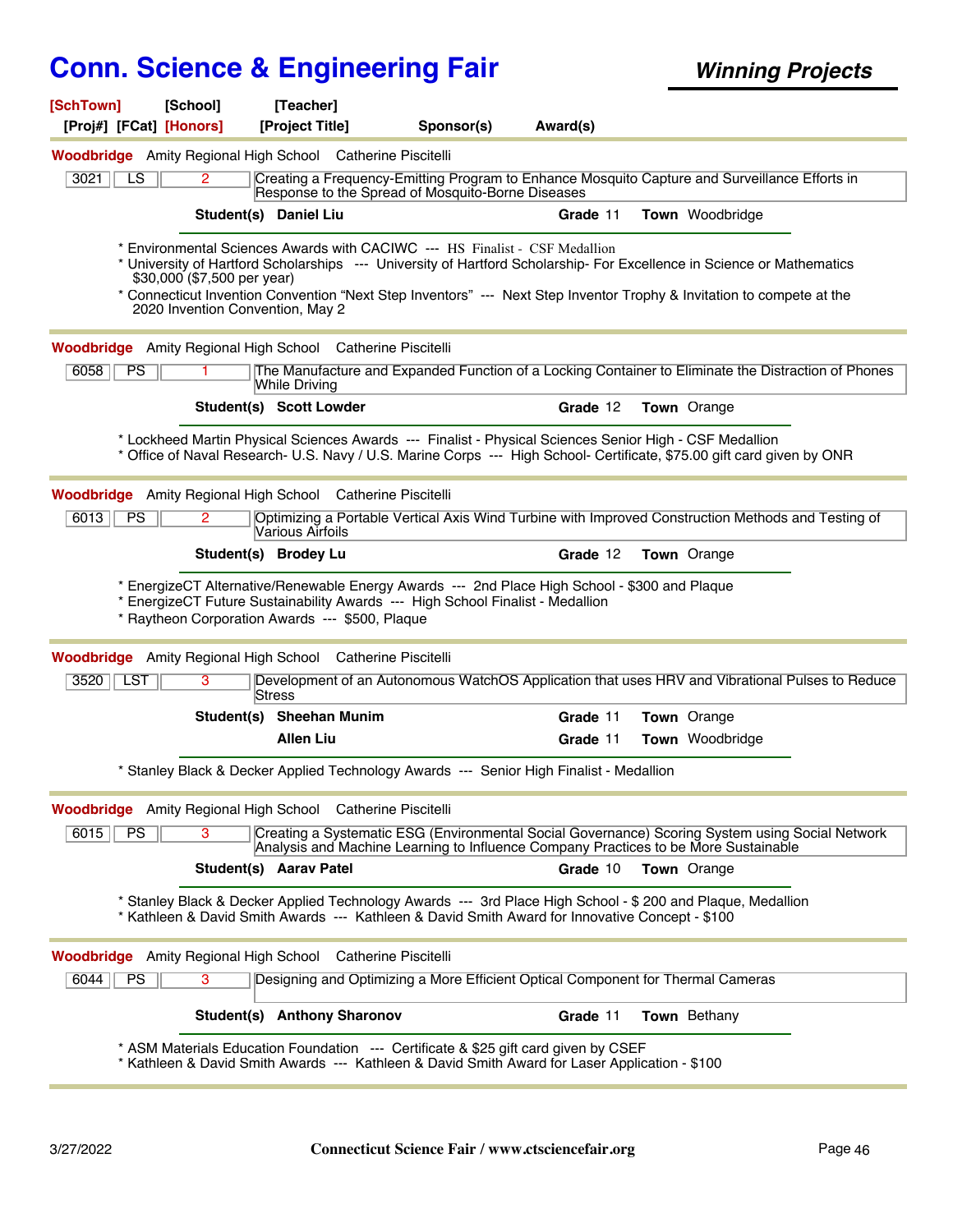# Conn. Science & Engineering Fair

***Winning Projects***

**[SchTown]** **[School]** **[Teacher]**
**[Proj#]** **[FCat]** **[Honors]** **[Project Title]** **Sponsor(s)** **Award(s)**

---

**Woodbridge** Amity Regional High School Catherine Piscitelli

| 3021 | LS | 2 | Creating a Frequency-Emitting Program to Enhance Mosquito Capture and Surveillance Efforts in Response to the Spread of Mosquito-Borne Diseases |
|---|---|---|---|

**Student(s)** **Daniel Liu** **Grade** 11 **Town** Woodbridge

* Environmental Sciences Awards with CACIWC --- HS Finalist - CSF Medallion
* University of Hartford Scholarships --- University of Hartford Scholarship- For Excellence in Science or Mathematics $30,000 ($7,500 per year)
* Connecticut Invention Convention “Next Step Inventors” --- Next Step Inventor Trophy & Invitation to compete at the 2020 Invention Convention, May 2

---

**Woodbridge** Amity Regional High School Catherine Piscitelli

| 6058 | PS | 1 | The Manufacture and Expanded Function of a Locking Container to Eliminate the Distraction of Phones While Driving |
|---|---|---|---|

**Student(s)** **Scott Lowder** **Grade** 12 **Town** Orange

* Lockheed Martin Physical Sciences Awards --- Finalist - Physical Sciences Senior High - CSF Medallion
* Office of Naval Research- U.S. Navy / U.S. Marine Corps --- High School- Certificate, $75.00 gift card given by ONR

---

**Woodbridge** Amity Regional High School Catherine Piscitelli

| 6013 | PS | 2 | Optimizing a Portable Vertical Axis Wind Turbine with Improved Construction Methods and Testing of Various Airfoils |
|---|---|---|---|

**Student(s)** **Brodey Lu** **Grade** 12 **Town** Orange

* EnergizeCT Alternative/Renewable Energy Awards --- 2nd Place High School - $300 and Plaque
* EnergizeCT Future Sustainability Awards --- High School Finalist - Medallion
* Raytheon Corporation Awards --- $500, Plaque

---

**Woodbridge** Amity Regional High School Catherine Piscitelli

| 3520 | LST | 3 | Development of an Autonomous WatchOS Application that uses HRV and Vibrational Pulses to Reduce Stress |
|---|---|---|---|

**Student(s)** **Sheehan Munim** **Grade** 11 **Town** Orange
**Allen Liu** **Grade** 11 **Town** Woodbridge

* Stanley Black & Decker Applied Technology Awards --- Senior High Finalist - Medallion

---

**Woodbridge** Amity Regional High School Catherine Piscitelli

| 6015 | PS | 3 | Creating a Systematic ESG (Environmental Social Governance) Scoring System using Social Network Analysis and Machine Learning to Influence Company Practices to be More Sustainable |
|---|---|---|---|

**Student(s)** **Aarav Patel** **Grade** 10 **Town** Orange

* Stanley Black & Decker Applied Technology Awards --- 3rd Place High School - $ 200 and Plaque, Medallion
* Kathleen & David Smith Awards --- Kathleen & David Smith Award for Innovative Concept - $100

---

**Woodbridge** Amity Regional High School Catherine Piscitelli

| 6044 | PS | 3 | Designing and Optimizing a More Efficient Optical Component for Thermal Cameras |
|---|---|---|---|

**Student(s)** **Anthony Sharonov** **Grade** 11 **Town** Bethany

* ASM Materials Education Foundation --- Certificate & $25 gift card given by CSEF
* Kathleen & David Smith Awards --- Kathleen & David Smith Award for Laser Application - $100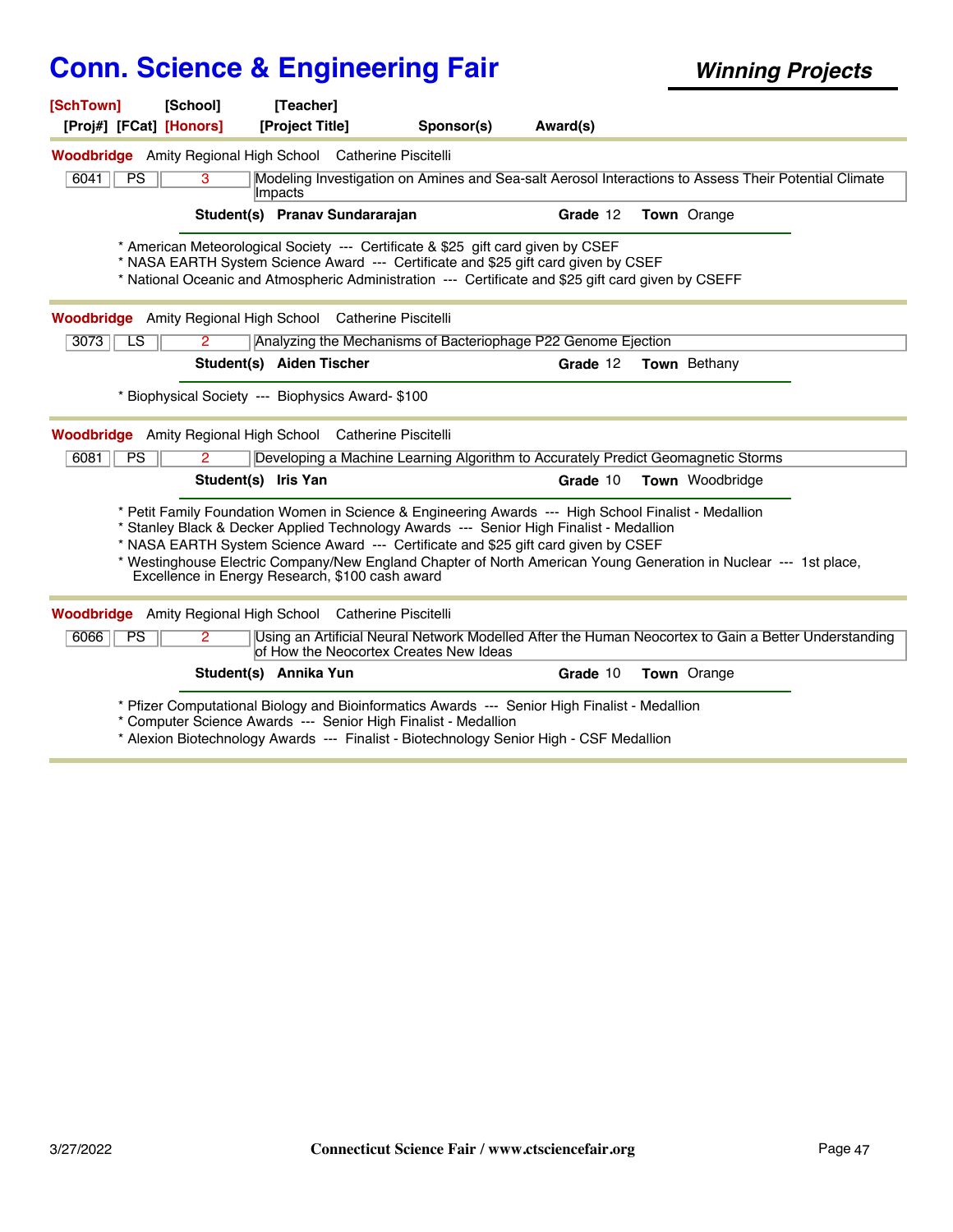# Conn. Science & Engineering Fair

***Winning Projects***

**[SchTown]** **[School]** **[Teacher]**
**[Proj#]** **[FCat]** **[Honors]** **[Project Title]** **Sponsor(s)** **Award(s)**

---

**Woodbridge** Amity Regional High School Catherine Piscitelli

| 6041 | PS | 3 | Modeling Investigation on Amines and Sea-salt Aerosol Interactions to Assess Their Potential Climate Impacts |
|---|---|---|---|

**Student(s)** **Pranav Sundararajan** **Grade** 12 **Town** Orange

* American Meteorological Society --- Certificate & $25 gift card given by CSEF
* NASA EARTH System Science Award --- Certificate and $25 gift card given by CSEF
* National Oceanic and Atmospheric Administration --- Certificate and $25 gift card given by CSEFF

---

**Woodbridge** Amity Regional High School Catherine Piscitelli

| 3073 | LS | 2 | Analyzing the Mechanisms of Bacteriophage P22 Genome Ejection |
|---|---|---|---|

**Student(s)** **Aiden Tischer** **Grade** 12 **Town** Bethany

* Biophysical Society --- Biophysics Award- $100

---

**Woodbridge** Amity Regional High School Catherine Piscitelli

| 6081 | PS | 2 | Developing a Machine Learning Algorithm to Accurately Predict Geomagnetic Storms |
|---|---|---|---|

**Student(s)** **Iris Yan** **Grade** 10 **Town** Woodbridge

* Petit Family Foundation Women in Science & Engineering Awards --- High School Finalist - Medallion
* Stanley Black & Decker Applied Technology Awards --- Senior High Finalist - Medallion
* NASA EARTH System Science Award --- Certificate and $25 gift card given by CSEF
* Westinghouse Electric Company/New England Chapter of North American Young Generation in Nuclear --- 1st place, Excellence in Energy Research, $100 cash award

---

**Woodbridge** Amity Regional High School Catherine Piscitelli

| 6066 | PS | 2 | Using an Artificial Neural Network Modelled After the Human Neocortex to Gain a Better Understanding of How the Neocortex Creates New Ideas |
|---|---|---|---|

**Student(s)** **Annika Yun** **Grade** 10 **Town** Orange

* Pfizer Computational Biology and Bioinformatics Awards --- Senior High Finalist - Medallion
* Computer Science Awards --- Senior High Finalist - Medallion
* Alexion Biotechnology Awards --- Finalist - Biotechnology Senior High - CSF Medallion